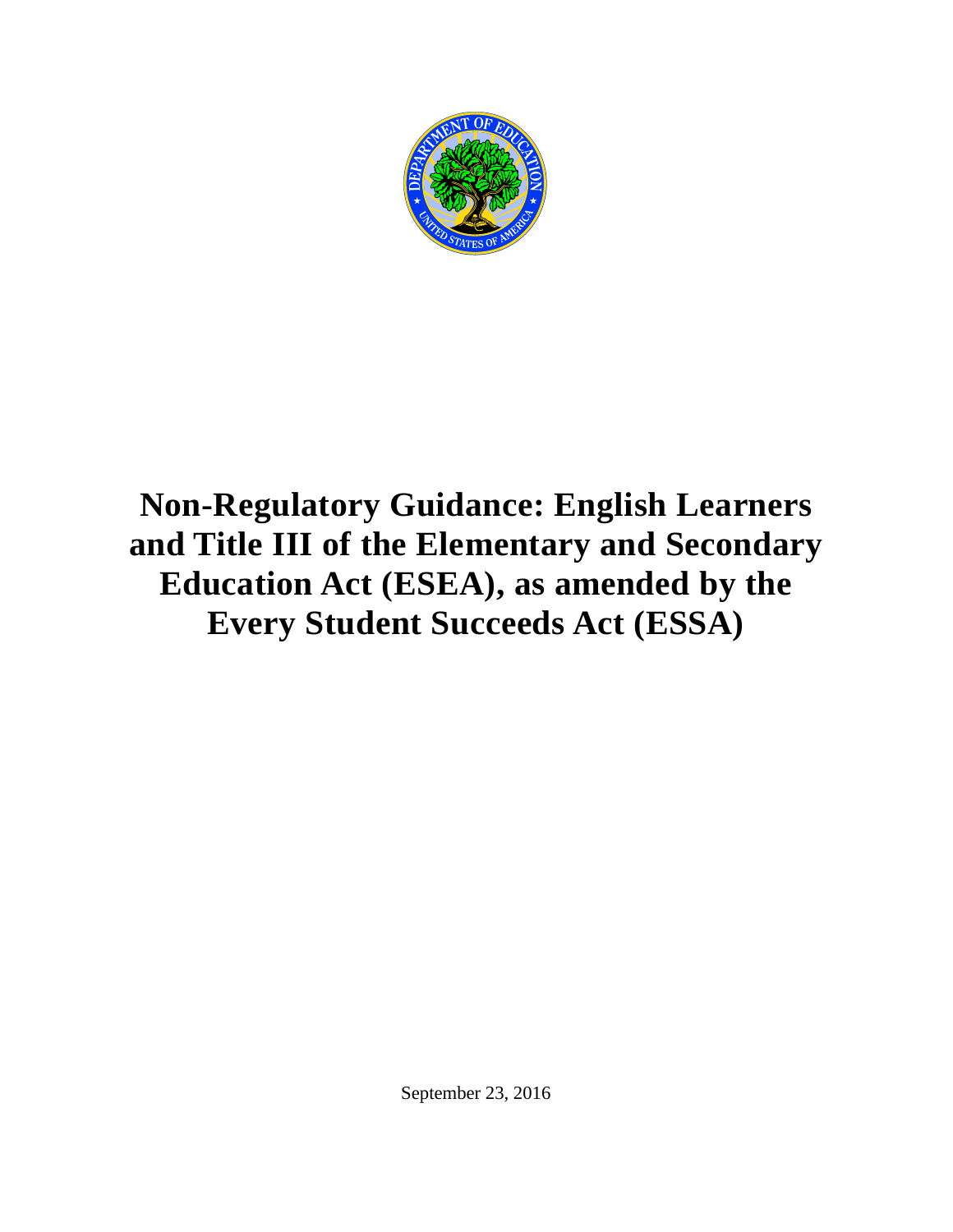# Non-Regulatory Guidance: English Learners and Title III of the Elementary and Secondary Education Act (ESEA), as amended by the Every Student Succeeds Act (ESSA)

September 23, 2016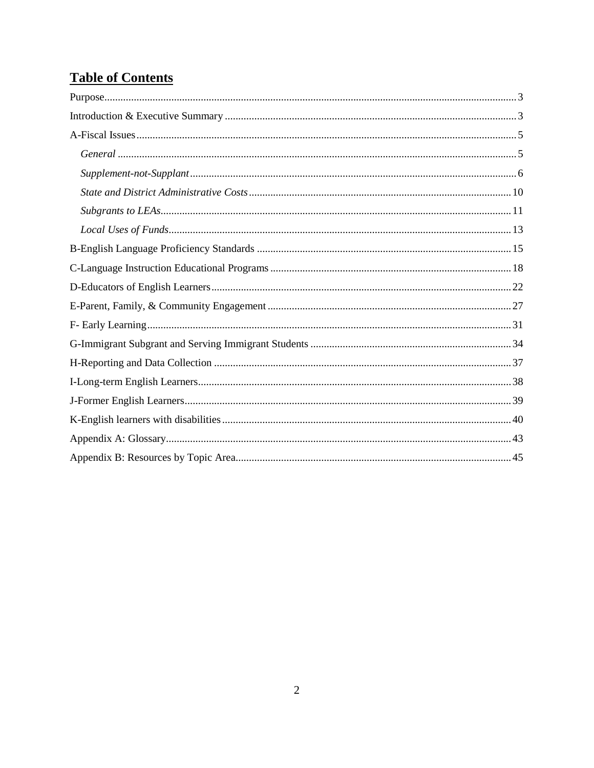## Table of Contents

Purpose ........ 3

Introduction & Executive Summary ........ 3

A-Fiscal Issues ........ 5

- *General* ........ 5
- *Supplement-not-Supplant* ........ 6
- *State and District Administrative Costs* ........ 10
- *Subgrants to LEAs* ........ 11
- *Local Uses of Funds* ........ 13

B-English Language Proficiency Standards ........ 15

C-Language Instruction Educational Programs ........ 18

D-Educators of English Learners ........ 22

E-Parent, Family, & Community Engagement ........ 27

F- Early Learning ........ 31

G-Immigrant Subgrant and Serving Immigrant Students ........ 34

H-Reporting and Data Collection ........ 37

I-Long-term English Learners ........ 38

J-Former English Learners ........ 39

K-English learners with disabilities ........ 40

Appendix A: Glossary ........ 43

Appendix B: Resources by Topic Area ........ 45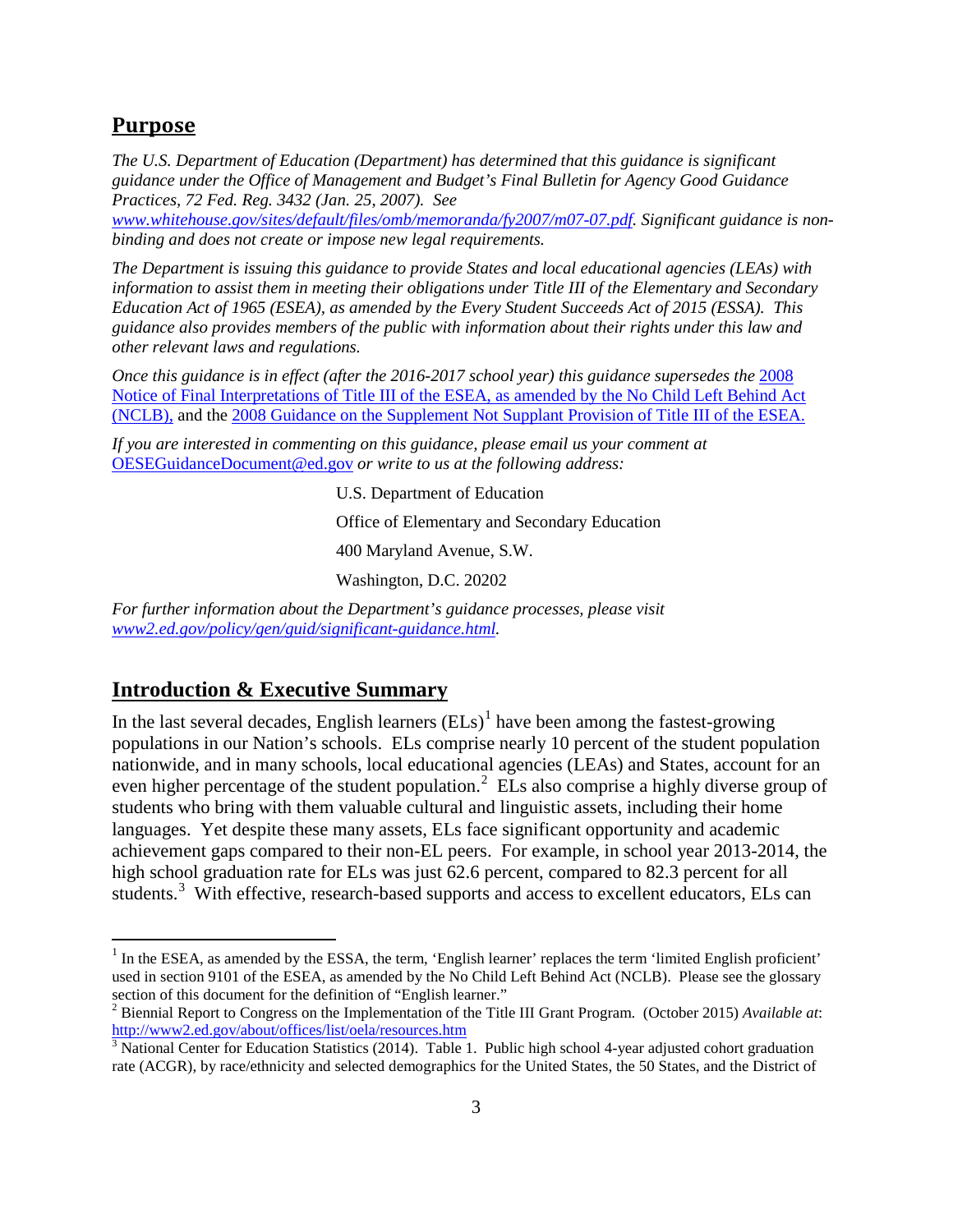## Purpose

*The U.S. Department of Education (Department) has determined that this guidance is significant guidance under the Office of Management and Budget's Final Bulletin for Agency Good Guidance Practices, 72 Fed. Reg. 3432 (Jan. 25, 2007). See [www.whitehouse.gov/sites/default/files/omb/memoranda/fy2007/m07-07.pdf](www.whitehouse.gov/sites/default/files/omb/memoranda/fy2007/m07-07.pdf). Significant guidance is non-binding and does not create or impose new legal requirements.*

*The Department is issuing this guidance to provide States and local educational agencies (LEAs) with information to assist them in meeting their obligations under Title III of the Elementary and Secondary Education Act of 1965 (ESEA), as amended by the Every Student Succeeds Act of 2015 (ESSA). This guidance also provides members of the public with information about their rights under this law and other relevant laws and regulations.*

*Once this guidance is in effect (after the 2016-2017 school year) this guidance supersedes the* 2008 Notice of Final Interpretations of Title III of the ESEA, as amended by the No Child Left Behind Act (NCLB), and the 2008 Guidance on the Supplement Not Supplant Provision of Title III of the ESEA.

*If you are interested in commenting on this guidance, please email us your comment at* OESEGuidanceDocument@ed.gov *or write to us at the following address:*

U.S. Department of Education

Office of Elementary and Secondary Education

400 Maryland Avenue, S.W.

Washington, D.C. 20202

*For further information about the Department's guidance processes, please visit [www2.ed.gov/policy/gen/guid/significant-guidance.html](www2.ed.gov/policy/gen/guid/significant-guidance.html).*

## Introduction & Executive Summary

In the last several decades, English learners (ELs)[1] have been among the fastest-growing populations in our Nation's schools. ELs comprise nearly 10 percent of the student population nationwide, and in many schools, local educational agencies (LEAs) and States, account for an even higher percentage of the student population.[2] ELs also comprise a highly diverse group of students who bring with them valuable cultural and linguistic assets, including their home languages. Yet despite these many assets, ELs face significant opportunity and academic achievement gaps compared to their non-EL peers. For example, in school year 2013-2014, the high school graduation rate for ELs was just 62.6 percent, compared to 82.3 percent for all students.[3] With effective, research-based supports and access to excellent educators, ELs can

---

[1] In the ESEA, as amended by the ESSA, the term, 'English learner' replaces the term 'limited English proficient' used in section 9101 of the ESEA, as amended by the No Child Left Behind Act (NCLB). Please see the glossary section of this document for the definition of "English learner."

[2] Biennial Report to Congress on the Implementation of the Title III Grant Program. (October 2015) *Available at*: http://www2.ed.gov/about/offices/list/oela/resources.htm

[3] National Center for Education Statistics (2014). Table 1. Public high school 4-year adjusted cohort graduation rate (ACGR), by race/ethnicity and selected demographics for the United States, the 50 States, and the District of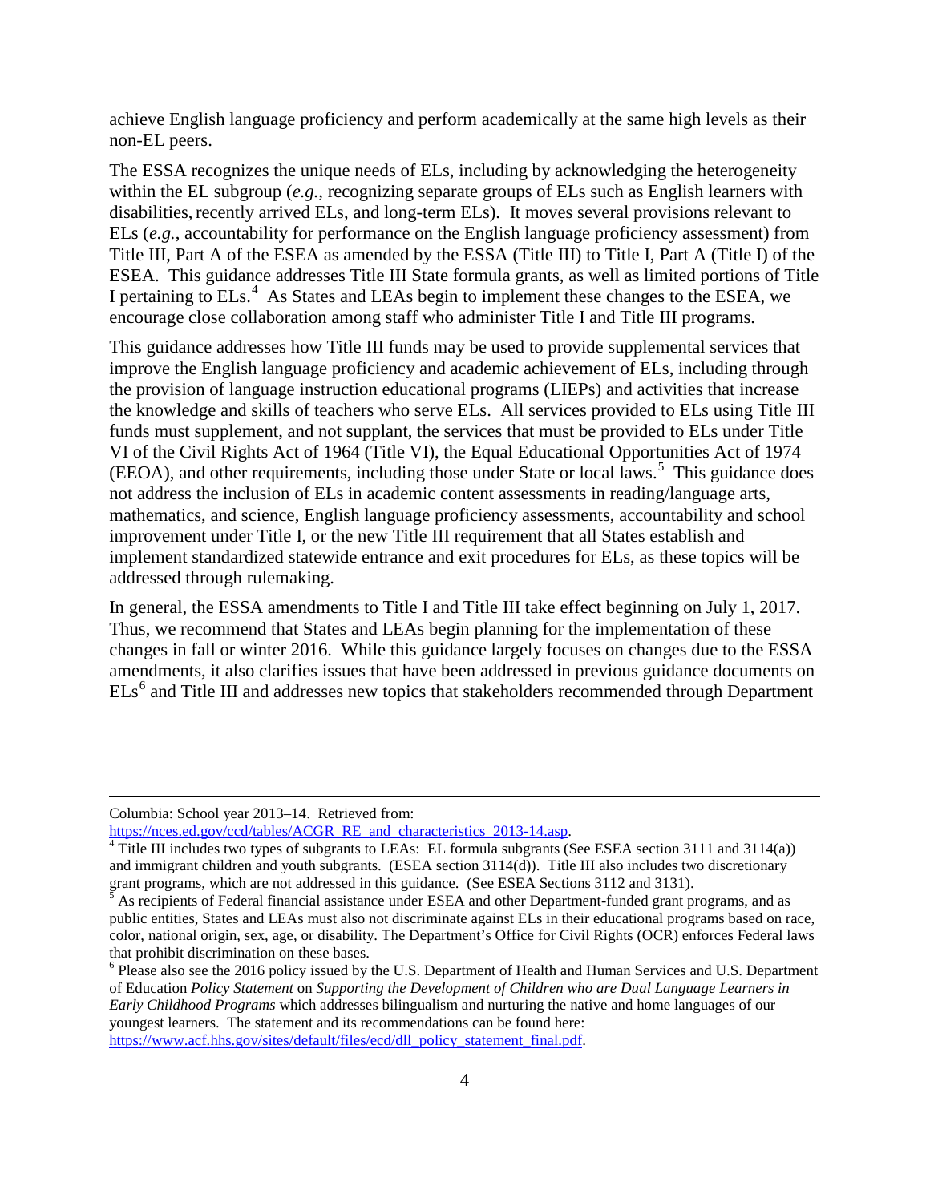achieve English language proficiency and perform academically at the same high levels as their non-EL peers.

The ESSA recognizes the unique needs of ELs, including by acknowledging the heterogeneity within the EL subgroup (*e.g.*, recognizing separate groups of ELs such as English learners with disabilities, recently arrived ELs, and long-term ELs). It moves several provisions relevant to ELs (*e.g.*, accountability for performance on the English language proficiency assessment) from Title III, Part A of the ESEA as amended by the ESSA (Title III) to Title I, Part A (Title I) of the ESEA. This guidance addresses Title III State formula grants, as well as limited portions of Title I pertaining to ELs.[4] As States and LEAs begin to implement these changes to the ESEA, we encourage close collaboration among staff who administer Title I and Title III programs.

This guidance addresses how Title III funds may be used to provide supplemental services that improve the English language proficiency and academic achievement of ELs, including through the provision of language instruction educational programs (LIEPs) and activities that increase the knowledge and skills of teachers who serve ELs. All services provided to ELs using Title III funds must supplement, and not supplant, the services that must be provided to ELs under Title VI of the Civil Rights Act of 1964 (Title VI), the Equal Educational Opportunities Act of 1974 (EEOA), and other requirements, including those under State or local laws.[5] This guidance does not address the inclusion of ELs in academic content assessments in reading/language arts, mathematics, and science, English language proficiency assessments, accountability and school improvement under Title I, or the new Title III requirement that all States establish and implement standardized statewide entrance and exit procedures for ELs, as these topics will be addressed through rulemaking.

In general, the ESSA amendments to Title I and Title III take effect beginning on July 1, 2017. Thus, we recommend that States and LEAs begin planning for the implementation of these changes in fall or winter 2016. While this guidance largely focuses on changes due to the ESSA amendments, it also clarifies issues that have been addressed in previous guidance documents on ELs[6] and Title III and addresses new topics that stakeholders recommended through Department

---

Columbia: School year 2013–14. Retrieved from: https://nces.ed.gov/ccd/tables/ACGR_RE_and_characteristics_2013-14.asp.

[4] Title III includes two types of subgrants to LEAs: EL formula subgrants (See ESEA section 3111 and 3114(a)) and immigrant children and youth subgrants. (ESEA section 3114(d)). Title III also includes two discretionary grant programs, which are not addressed in this guidance. (See ESEA Sections 3112 and 3131).

[5] As recipients of Federal financial assistance under ESEA and other Department-funded grant programs, and as public entities, States and LEAs must also not discriminate against ELs in their educational programs based on race, color, national origin, sex, age, or disability. The Department's Office for Civil Rights (OCR) enforces Federal laws that prohibit discrimination on these bases.

[6] Please also see the 2016 policy issued by the U.S. Department of Health and Human Services and U.S. Department of Education *Policy Statement* on *Supporting the Development of Children who are Dual Language Learners in Early Childhood Programs* which addresses bilingualism and nurturing the native and home languages of our youngest learners. The statement and its recommendations can be found here: https://www.acf.hhs.gov/sites/default/files/ecd/dll_policy_statement_final.pdf.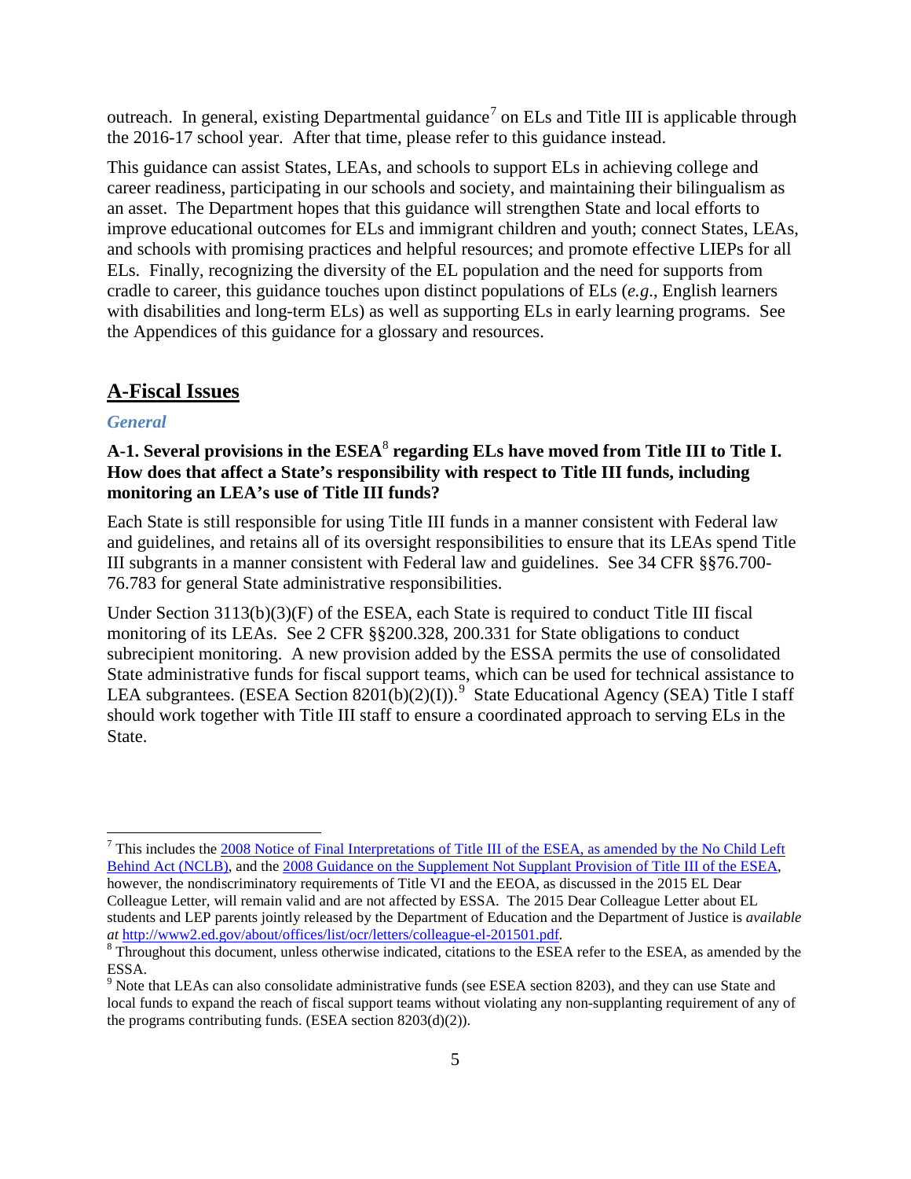outreach. In general, existing Departmental guidance[7] on ELs and Title III is applicable through the 2016-17 school year. After that time, please refer to this guidance instead.

This guidance can assist States, LEAs, and schools to support ELs in achieving college and career readiness, participating in our schools and society, and maintaining their bilingualism as an asset. The Department hopes that this guidance will strengthen State and local efforts to improve educational outcomes for ELs and immigrant children and youth; connect States, LEAs, and schools with promising practices and helpful resources; and promote effective LIEPs for all ELs. Finally, recognizing the diversity of the EL population and the need for supports from cradle to career, this guidance touches upon distinct populations of ELs (*e.g*., English learners with disabilities and long-term ELs) as well as supporting ELs in early learning programs. See the Appendices of this guidance for a glossary and resources.

## A-Fiscal Issues

### *General*

**A-1. Several provisions in the ESEA[8] regarding ELs have moved from Title III to Title I. How does that affect a State's responsibility with respect to Title III funds, including monitoring an LEA's use of Title III funds?**

Each State is still responsible for using Title III funds in a manner consistent with Federal law and guidelines, and retains all of its oversight responsibilities to ensure that its LEAs spend Title III subgrants in a manner consistent with Federal law and guidelines. See 34 CFR §§76.700-76.783 for general State administrative responsibilities.

Under Section 3113(b)(3)(F) of the ESEA, each State is required to conduct Title III fiscal monitoring of its LEAs. See 2 CFR §§200.328, 200.331 for State obligations to conduct subrecipient monitoring. A new provision added by the ESSA permits the use of consolidated State administrative funds for fiscal support teams, which can be used for technical assistance to LEA subgrantees. (ESEA Section 8201(b)(2)(I)).[9] State Educational Agency (SEA) Title I staff should work together with Title III staff to ensure a coordinated approach to serving ELs in the State.

---

[7] This includes the [2008 Notice of Final Interpretations of Title III of the ESEA, as amended by the No Child Left Behind Act (NCLB)](), and the [2008 Guidance on the Supplement Not Supplant Provision of Title III of the ESEA](), however, the nondiscriminatory requirements of Title VI and the EEOA, as discussed in the 2015 EL Dear Colleague Letter, will remain valid and are not affected by ESSA. The 2015 Dear Colleague Letter about EL students and LEP parents jointly released by the Department of Education and the Department of Justice is *available at* http://www2.ed.gov/about/offices/list/ocr/letters/colleague-el-201501.pdf.

[8] Throughout this document, unless otherwise indicated, citations to the ESEA refer to the ESEA, as amended by the ESSA.

[9] Note that LEAs can also consolidate administrative funds (see ESEA section 8203), and they can use State and local funds to expand the reach of fiscal support teams without violating any non-supplanting requirement of any of the programs contributing funds. (ESEA section 8203(d)(2)).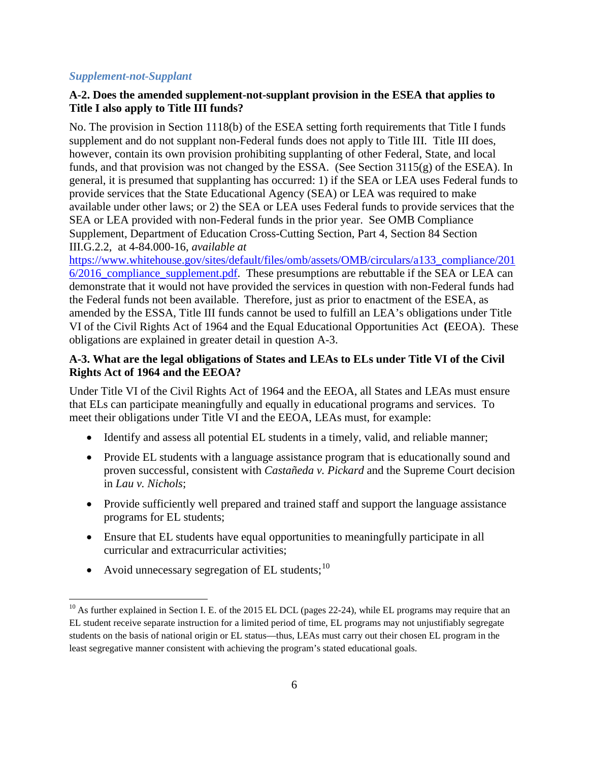### *Supplement-not-Supplant*

**A-2. Does the amended supplement-not-supplant provision in the ESEA that applies to Title I also apply to Title III funds?**

No. The provision in Section 1118(b) of the ESEA setting forth requirements that Title I funds supplement and do not supplant non-Federal funds does not apply to Title III. Title III does, however, contain its own provision prohibiting supplanting of other Federal, State, and local funds, and that provision was not changed by the ESSA. (See Section 3115(g) of the ESEA). In general, it is presumed that supplanting has occurred: 1) if the SEA or LEA uses Federal funds to provide services that the State Educational Agency (SEA) or LEA was required to make available under other laws; or 2) the SEA or LEA uses Federal funds to provide services that the SEA or LEA provided with non-Federal funds in the prior year. See OMB Compliance Supplement, Department of Education Cross-Cutting Section, Part 4, Section 84 Section III.G.2.2, at 4-84.000-16, *available at* https://www.whitehouse.gov/sites/default/files/omb/assets/OMB/circulars/a133_compliance/2016/2016_compliance_supplement.pdf. These presumptions are rebuttable if the SEA or LEA can demonstrate that it would not have provided the services in question with non-Federal funds had the Federal funds not been available. Therefore, just as prior to enactment of the ESEA, as amended by the ESSA, Title III funds cannot be used to fulfill an LEA's obligations under Title VI of the Civil Rights Act of 1964 and the Equal Educational Opportunities Act (EEOA). These obligations are explained in greater detail in question A-3.

**A-3. What are the legal obligations of States and LEAs to ELs under Title VI of the Civil Rights Act of 1964 and the EEOA?**

Under Title VI of the Civil Rights Act of 1964 and the EEOA, all States and LEAs must ensure that ELs can participate meaningfully and equally in educational programs and services. To meet their obligations under Title VI and the EEOA, LEAs must, for example:

- Identify and assess all potential EL students in a timely, valid, and reliable manner;
- Provide EL students with a language assistance program that is educationally sound and proven successful, consistent with *Castañeda v. Pickard* and the Supreme Court decision in *Lau v. Nichols*;
- Provide sufficiently well prepared and trained staff and support the language assistance programs for EL students;
- Ensure that EL students have equal opportunities to meaningfully participate in all curricular and extracurricular activities;
- Avoid unnecessary segregation of EL students;[10]

[10] As further explained in Section I. E. of the 2015 EL DCL (pages 22-24), while EL programs may require that an EL student receive separate instruction for a limited period of time, EL programs may not unjustifiably segregate students on the basis of national origin or EL status—thus, LEAs must carry out their chosen EL program in the least segregative manner consistent with achieving the program's stated educational goals.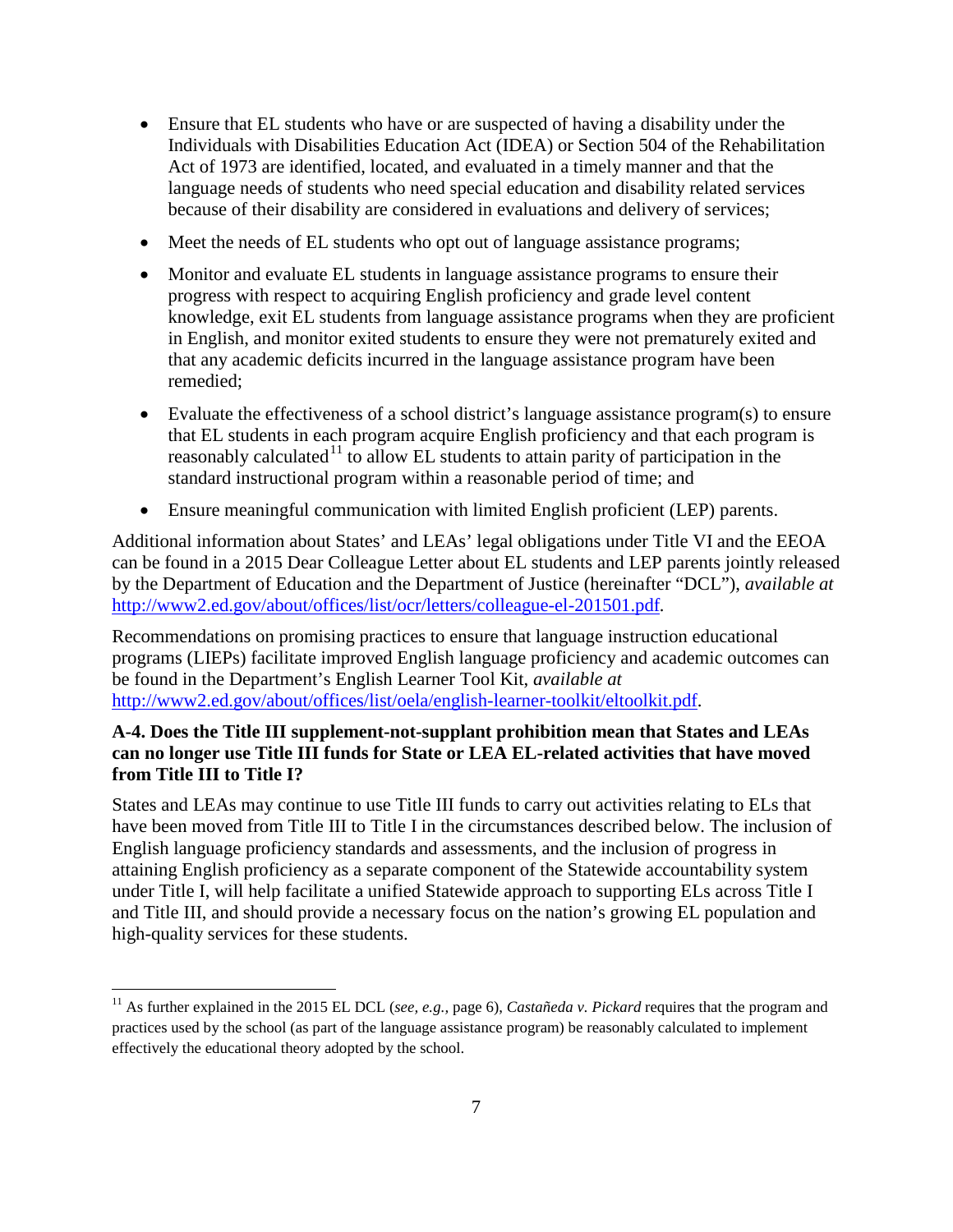- Ensure that EL students who have or are suspected of having a disability under the Individuals with Disabilities Education Act (IDEA) or Section 504 of the Rehabilitation Act of 1973 are identified, located, and evaluated in a timely manner and that the language needs of students who need special education and disability related services because of their disability are considered in evaluations and delivery of services;
- Meet the needs of EL students who opt out of language assistance programs;
- Monitor and evaluate EL students in language assistance programs to ensure their progress with respect to acquiring English proficiency and grade level content knowledge, exit EL students from language assistance programs when they are proficient in English, and monitor exited students to ensure they were not prematurely exited and that any academic deficits incurred in the language assistance program have been remedied;
- Evaluate the effectiveness of a school district's language assistance program(s) to ensure that EL students in each program acquire English proficiency and that each program is reasonably calculated[11] to allow EL students to attain parity of participation in the standard instructional program within a reasonable period of time; and
- Ensure meaningful communication with limited English proficient (LEP) parents.

Additional information about States' and LEAs' legal obligations under Title VI and the EEOA can be found in a 2015 Dear Colleague Letter about EL students and LEP parents jointly released by the Department of Education and the Department of Justice (hereinafter "DCL"), *available at* http://www2.ed.gov/about/offices/list/ocr/letters/colleague-el-201501.pdf.

Recommendations on promising practices to ensure that language instruction educational programs (LIEPs) facilitate improved English language proficiency and academic outcomes can be found in the Department's English Learner Tool Kit, *available at* http://www2.ed.gov/about/offices/list/oela/english-learner-toolkit/eltoolkit.pdf.

**A-4. Does the Title III supplement-not-supplant prohibition mean that States and LEAs can no longer use Title III funds for State or LEA EL-related activities that have moved from Title III to Title I?**

States and LEAs may continue to use Title III funds to carry out activities relating to ELs that have been moved from Title III to Title I in the circumstances described below. The inclusion of English language proficiency standards and assessments, and the inclusion of progress in attaining English proficiency as a separate component of the Statewide accountability system under Title I, will help facilitate a unified Statewide approach to supporting ELs across Title I and Title III, and should provide a necessary focus on the nation's growing EL population and high-quality services for these students.

---

[11] As further explained in the 2015 EL DCL (*see, e.g.*, page 6), *Castañeda v. Pickard* requires that the program and practices used by the school (as part of the language assistance program) be reasonably calculated to implement effectively the educational theory adopted by the school.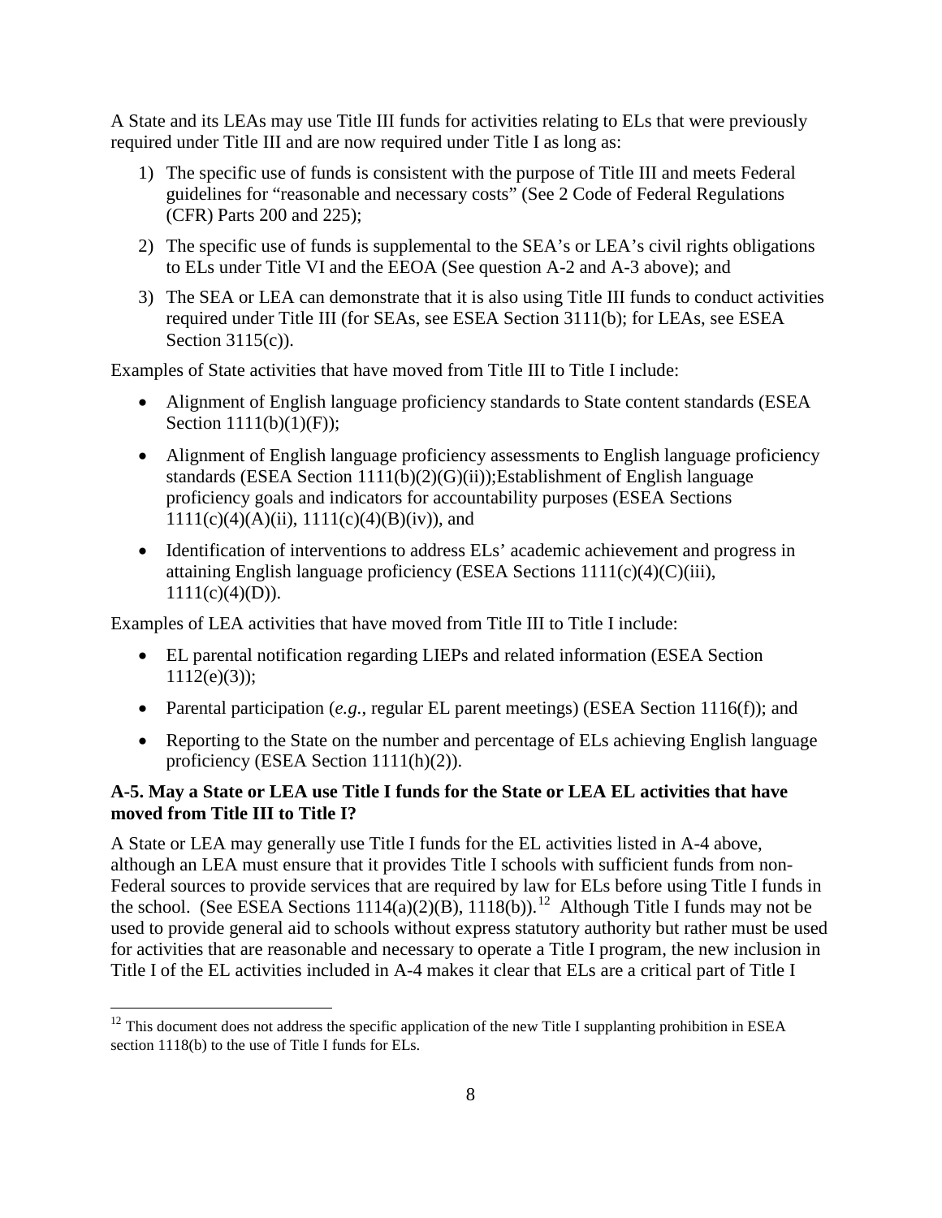A State and its LEAs may use Title III funds for activities relating to ELs that were previously required under Title III and are now required under Title I as long as:

1) The specific use of funds is consistent with the purpose of Title III and meets Federal guidelines for "reasonable and necessary costs" (See 2 Code of Federal Regulations (CFR) Parts 200 and 225);
2) The specific use of funds is supplemental to the SEA's or LEA's civil rights obligations to ELs under Title VI and the EEOA (See question A-2 and A-3 above); and
3) The SEA or LEA can demonstrate that it is also using Title III funds to conduct activities required under Title III (for SEAs, see ESEA Section 3111(b); for LEAs, see ESEA Section 3115(c)).

Examples of State activities that have moved from Title III to Title I include:

- Alignment of English language proficiency standards to State content standards (ESEA Section 1111(b)(1)(F));
- Alignment of English language proficiency assessments to English language proficiency standards (ESEA Section 1111(b)(2)(G)(ii));Establishment of English language proficiency goals and indicators for accountability purposes (ESEA Sections 1111(c)(4)(A)(ii), 1111(c)(4)(B)(iv)), and
- Identification of interventions to address ELs' academic achievement and progress in attaining English language proficiency (ESEA Sections 1111(c)(4)(C)(iii), 1111(c)(4)(D)).

Examples of LEA activities that have moved from Title III to Title I include:

- EL parental notification regarding LIEPs and related information (ESEA Section 1112(e)(3));
- Parental participation (*e.g.*, regular EL parent meetings) (ESEA Section 1116(f)); and
- Reporting to the State on the number and percentage of ELs achieving English language proficiency (ESEA Section 1111(h)(2)).

**A-5. May a State or LEA use Title I funds for the State or LEA EL activities that have moved from Title III to Title I?**

A State or LEA may generally use Title I funds for the EL activities listed in A-4 above, although an LEA must ensure that it provides Title I schools with sufficient funds from non-Federal sources to provide services that are required by law for ELs before using Title I funds in the school. (See ESEA Sections 1114(a)(2)(B), 1118(b)).[12] Although Title I funds may not be used to provide general aid to schools without express statutory authority but rather must be used for activities that are reasonable and necessary to operate a Title I program, the new inclusion in Title I of the EL activities included in A-4 makes it clear that ELs are a critical part of Title I

[12] This document does not address the specific application of the new Title I supplanting prohibition in ESEA section 1118(b) to the use of Title I funds for ELs.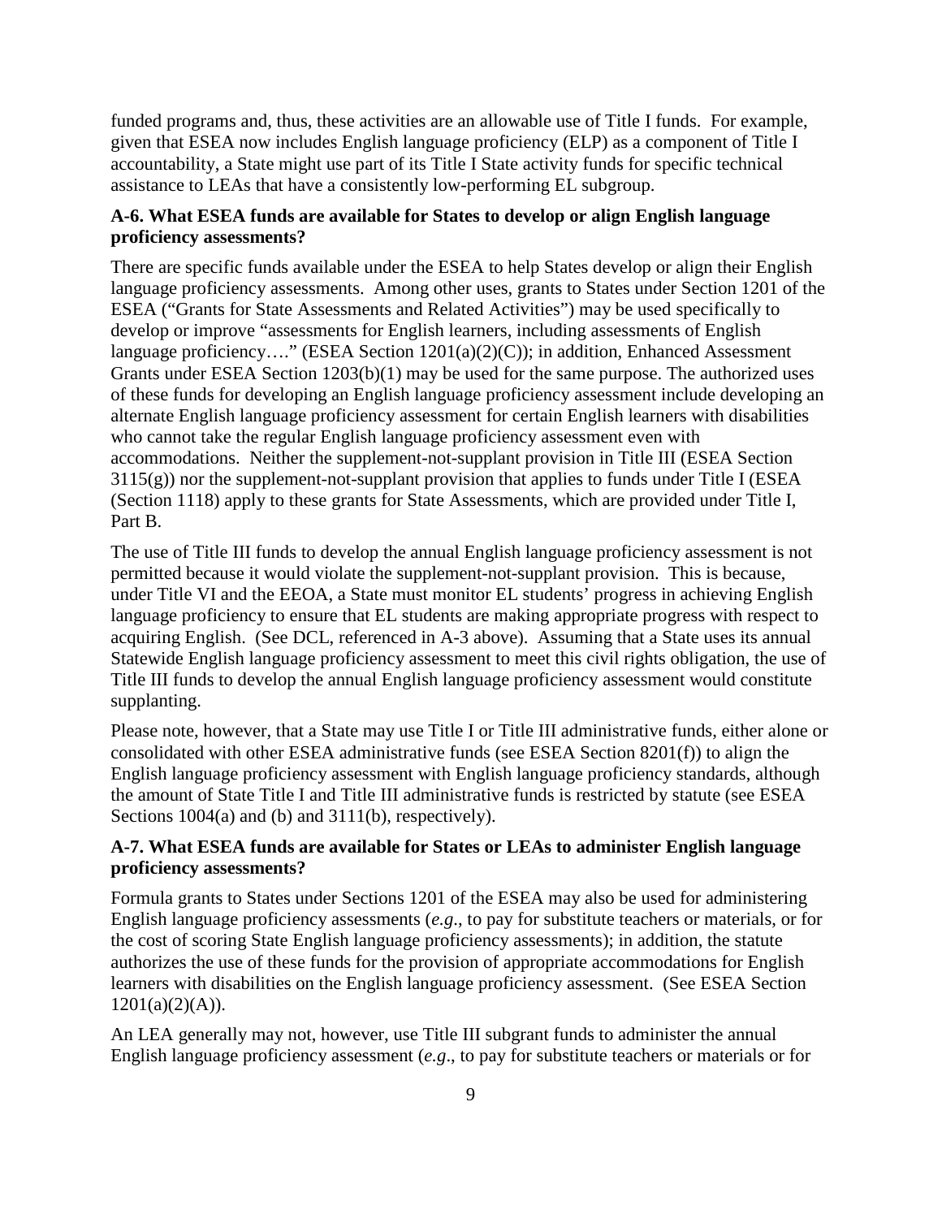funded programs and, thus, these activities are an allowable use of Title I funds. For example, given that ESEA now includes English language proficiency (ELP) as a component of Title I accountability, a State might use part of its Title I State activity funds for specific technical assistance to LEAs that have a consistently low-performing EL subgroup.

**A-6. What ESEA funds are available for States to develop or align English language proficiency assessments?**

There are specific funds available under the ESEA to help States develop or align their English language proficiency assessments. Among other uses, grants to States under Section 1201 of the ESEA ("Grants for State Assessments and Related Activities") may be used specifically to develop or improve "assessments for English learners, including assessments of English language proficiency…." (ESEA Section 1201(a)(2)(C)); in addition, Enhanced Assessment Grants under ESEA Section 1203(b)(1) may be used for the same purpose. The authorized uses of these funds for developing an English language proficiency assessment include developing an alternate English language proficiency assessment for certain English learners with disabilities who cannot take the regular English language proficiency assessment even with accommodations. Neither the supplement-not-supplant provision in Title III (ESEA Section 3115(g)) nor the supplement-not-supplant provision that applies to funds under Title I (ESEA (Section 1118) apply to these grants for State Assessments, which are provided under Title I, Part B.

The use of Title III funds to develop the annual English language proficiency assessment is not permitted because it would violate the supplement-not-supplant provision. This is because, under Title VI and the EEOA, a State must monitor EL students' progress in achieving English language proficiency to ensure that EL students are making appropriate progress with respect to acquiring English. (See DCL, referenced in A-3 above). Assuming that a State uses its annual Statewide English language proficiency assessment to meet this civil rights obligation, the use of Title III funds to develop the annual English language proficiency assessment would constitute supplanting.

Please note, however, that a State may use Title I or Title III administrative funds, either alone or consolidated with other ESEA administrative funds (see ESEA Section 8201(f)) to align the English language proficiency assessment with English language proficiency standards, although the amount of State Title I and Title III administrative funds is restricted by statute (see ESEA Sections 1004(a) and (b) and 3111(b), respectively).

**A-7. What ESEA funds are available for States or LEAs to administer English language proficiency assessments?**

Formula grants to States under Sections 1201 of the ESEA may also be used for administering English language proficiency assessments (*e.g*., to pay for substitute teachers or materials, or for the cost of scoring State English language proficiency assessments); in addition, the statute authorizes the use of these funds for the provision of appropriate accommodations for English learners with disabilities on the English language proficiency assessment. (See ESEA Section 1201(a)(2)(A)).

An LEA generally may not, however, use Title III subgrant funds to administer the annual English language proficiency assessment (*e.g*., to pay for substitute teachers or materials or for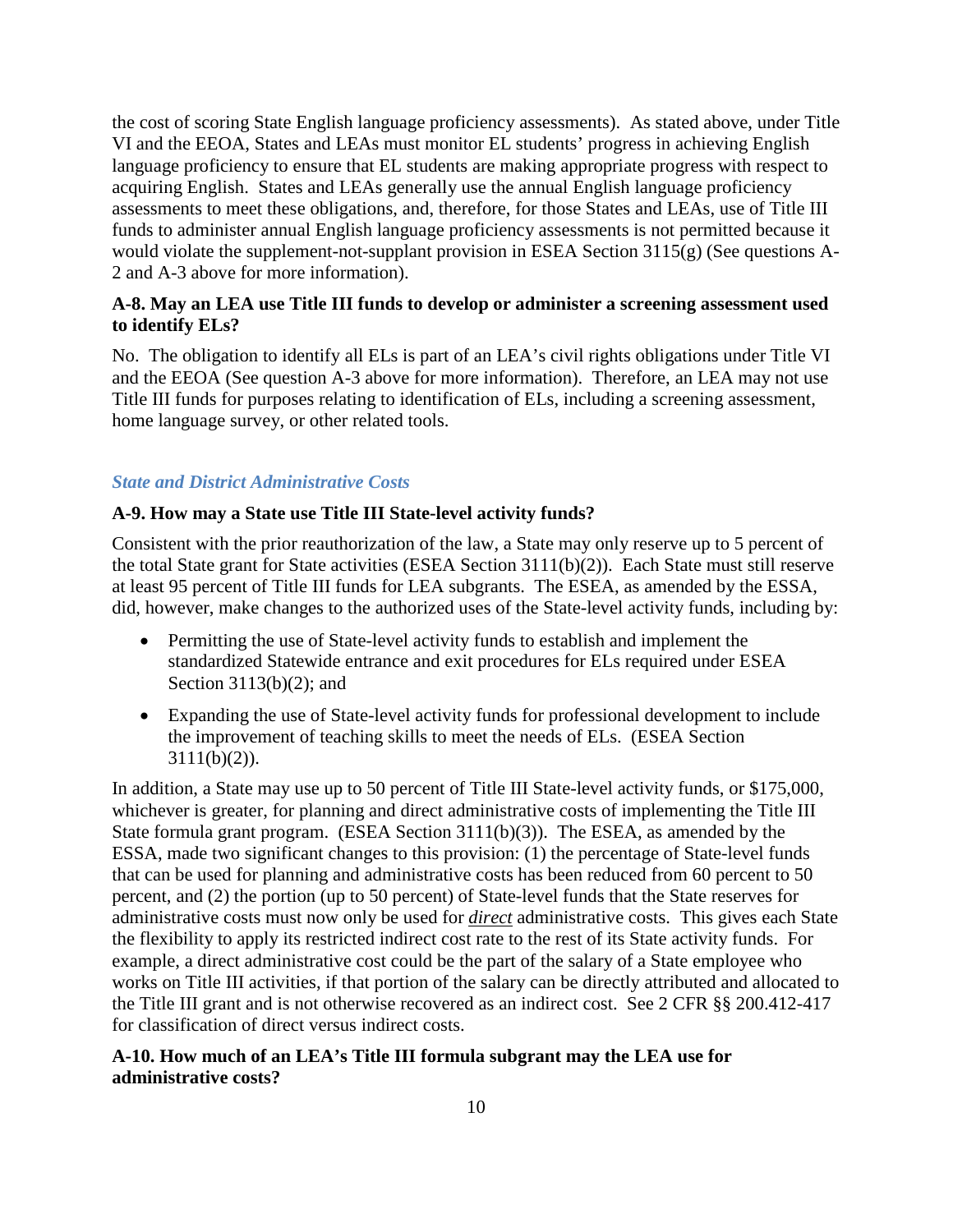the cost of scoring State English language proficiency assessments). As stated above, under Title VI and the EEOA, States and LEAs must monitor EL students' progress in achieving English language proficiency to ensure that EL students are making appropriate progress with respect to acquiring English. States and LEAs generally use the annual English language proficiency assessments to meet these obligations, and, therefore, for those States and LEAs, use of Title III funds to administer annual English language proficiency assessments is not permitted because it would violate the supplement-not-supplant provision in ESEA Section 3115(g) (See questions A-2 and A-3 above for more information).

**A-8. May an LEA use Title III funds to develop or administer a screening assessment used to identify ELs?**

No. The obligation to identify all ELs is part of an LEA's civil rights obligations under Title VI and the EEOA (See question A-3 above for more information). Therefore, an LEA may not use Title III funds for purposes relating to identification of ELs, including a screening assessment, home language survey, or other related tools.

### *State and District Administrative Costs*

**A-9. How may a State use Title III State-level activity funds?**

Consistent with the prior reauthorization of the law, a State may only reserve up to 5 percent of the total State grant for State activities (ESEA Section 3111(b)(2)). Each State must still reserve at least 95 percent of Title III funds for LEA subgrants. The ESEA, as amended by the ESSA, did, however, make changes to the authorized uses of the State-level activity funds, including by:

- Permitting the use of State-level activity funds to establish and implement the standardized Statewide entrance and exit procedures for ELs required under ESEA Section 3113(b)(2); and
- Expanding the use of State-level activity funds for professional development to include the improvement of teaching skills to meet the needs of ELs. (ESEA Section 3111(b)(2)).

In addition, a State may use up to 50 percent of Title III State-level activity funds, or $175,000, whichever is greater, for planning and direct administrative costs of implementing the Title III State formula grant program. (ESEA Section 3111(b)(3)). The ESEA, as amended by the ESSA, made two significant changes to this provision: (1) the percentage of State-level funds that can be used for planning and administrative costs has been reduced from 60 percent to 50 percent, and (2) the portion (up to 50 percent) of State-level funds that the State reserves for administrative costs must now only be used for ***direct*** administrative costs. This gives each State the flexibility to apply its restricted indirect cost rate to the rest of its State activity funds. For example, a direct administrative cost could be the part of the salary of a State employee who works on Title III activities, if that portion of the salary can be directly attributed and allocated to the Title III grant and is not otherwise recovered as an indirect cost. See 2 CFR §§ 200.412-417 for classification of direct versus indirect costs.

**A-10. How much of an LEA's Title III formula subgrant may the LEA use for administrative costs?**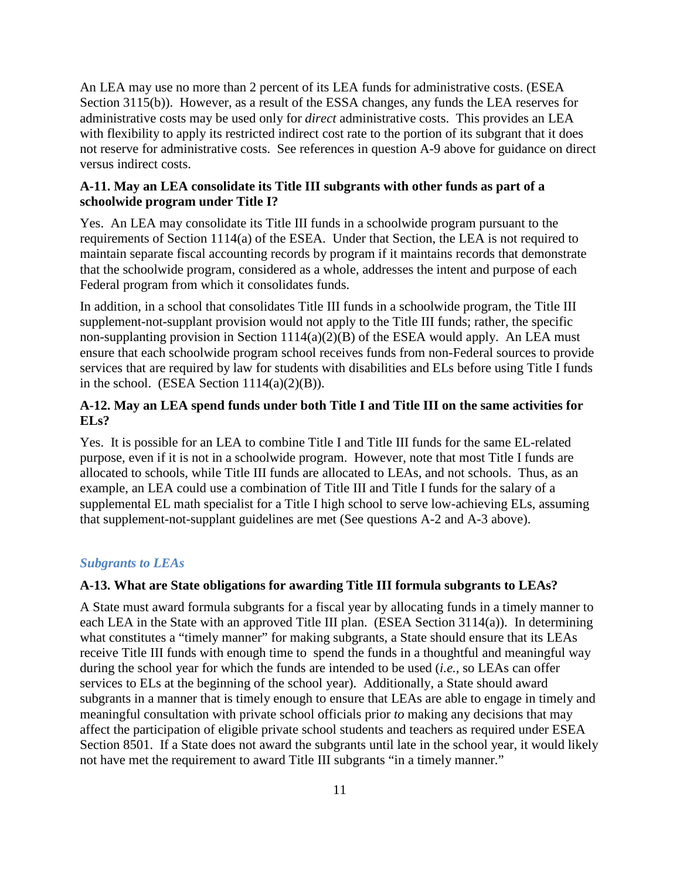An LEA may use no more than 2 percent of its LEA funds for administrative costs. (ESEA Section 3115(b)). However, as a result of the ESSA changes, any funds the LEA reserves for administrative costs may be used only for *direct* administrative costs. This provides an LEA with flexibility to apply its restricted indirect cost rate to the portion of its subgrant that it does not reserve for administrative costs. See references in question A-9 above for guidance on direct versus indirect costs.

**A-11. May an LEA consolidate its Title III subgrants with other funds as part of a schoolwide program under Title I?**

Yes. An LEA may consolidate its Title III funds in a schoolwide program pursuant to the requirements of Section 1114(a) of the ESEA. Under that Section, the LEA is not required to maintain separate fiscal accounting records by program if it maintains records that demonstrate that the schoolwide program, considered as a whole, addresses the intent and purpose of each Federal program from which it consolidates funds.

In addition, in a school that consolidates Title III funds in a schoolwide program, the Title III supplement-not-supplant provision would not apply to the Title III funds; rather, the specific non-supplanting provision in Section 1114(a)(2)(B) of the ESEA would apply. An LEA must ensure that each schoolwide program school receives funds from non-Federal sources to provide services that are required by law for students with disabilities and ELs before using Title I funds in the school. (ESEA Section 1114(a)(2)(B)).

**A-12. May an LEA spend funds under both Title I and Title III on the same activities for ELs?**

Yes. It is possible for an LEA to combine Title I and Title III funds for the same EL-related purpose, even if it is not in a schoolwide program. However, note that most Title I funds are allocated to schools, while Title III funds are allocated to LEAs, and not schools. Thus, as an example, an LEA could use a combination of Title III and Title I funds for the salary of a supplemental EL math specialist for a Title I high school to serve low-achieving ELs, assuming that supplement-not-supplant guidelines are met (See questions A-2 and A-3 above).

### *Subgrants to LEAs*

**A-13. What are State obligations for awarding Title III formula subgrants to LEAs?**

A State must award formula subgrants for a fiscal year by allocating funds in a timely manner to each LEA in the State with an approved Title III plan. (ESEA Section 3114(a)). In determining what constitutes a "timely manner" for making subgrants, a State should ensure that its LEAs receive Title III funds with enough time to spend the funds in a thoughtful and meaningful way during the school year for which the funds are intended to be used (*i.e.*, so LEAs can offer services to ELs at the beginning of the school year). Additionally, a State should award subgrants in a manner that is timely enough to ensure that LEAs are able to engage in timely and meaningful consultation with private school officials prior *to* making any decisions that may affect the participation of eligible private school students and teachers as required under ESEA Section 8501. If a State does not award the subgrants until late in the school year, it would likely not have met the requirement to award Title III subgrants "in a timely manner."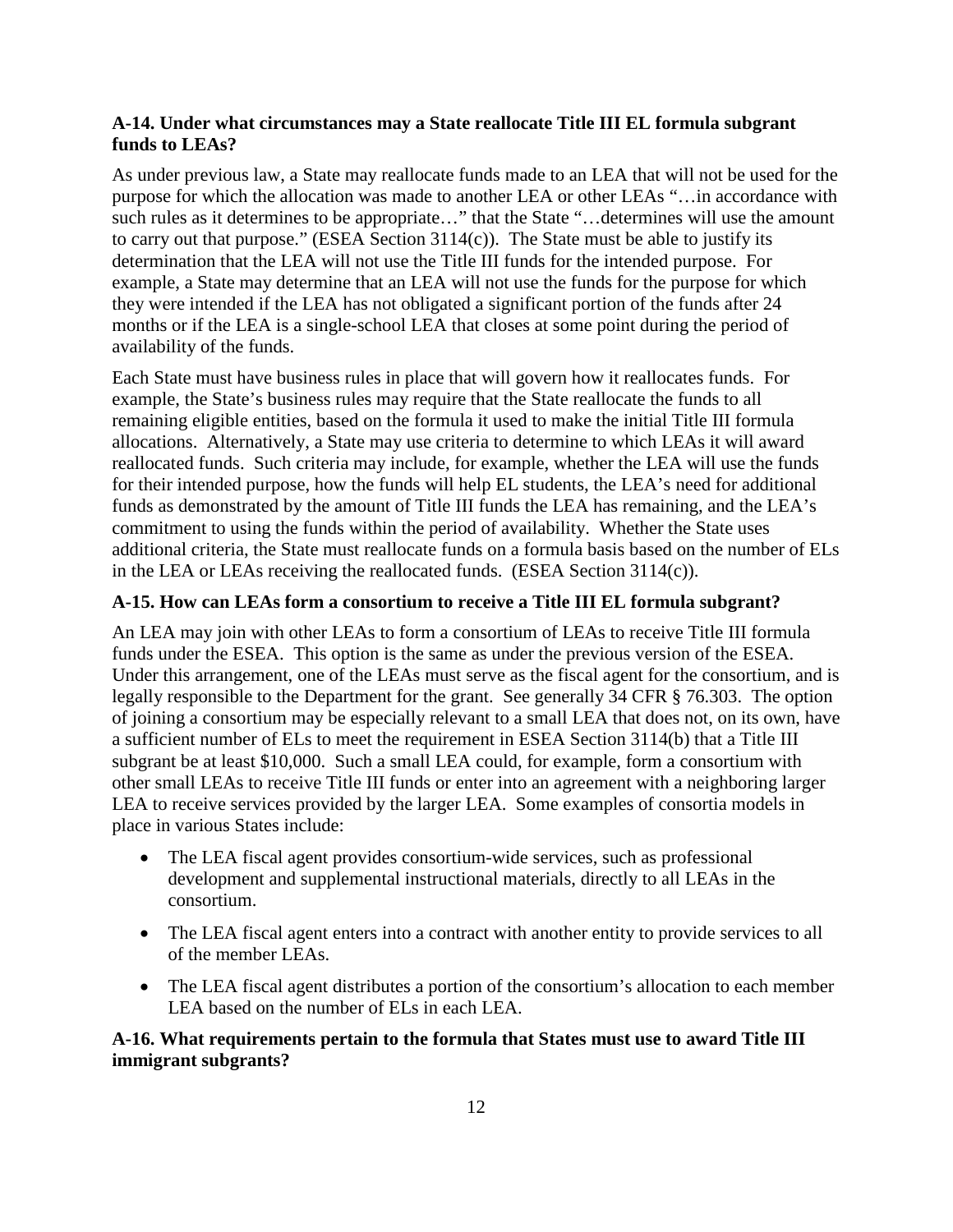**A-14. Under what circumstances may a State reallocate Title III EL formula subgrant funds to LEAs?**

As under previous law, a State may reallocate funds made to an LEA that will not be used for the purpose for which the allocation was made to another LEA or other LEAs "…in accordance with such rules as it determines to be appropriate…" that the State "…determines will use the amount to carry out that purpose." (ESEA Section 3114(c)). The State must be able to justify its determination that the LEA will not use the Title III funds for the intended purpose. For example, a State may determine that an LEA will not use the funds for the purpose for which they were intended if the LEA has not obligated a significant portion of the funds after 24 months or if the LEA is a single-school LEA that closes at some point during the period of availability of the funds.

Each State must have business rules in place that will govern how it reallocates funds. For example, the State's business rules may require that the State reallocate the funds to all remaining eligible entities, based on the formula it used to make the initial Title III formula allocations. Alternatively, a State may use criteria to determine to which LEAs it will award reallocated funds. Such criteria may include, for example, whether the LEA will use the funds for their intended purpose, how the funds will help EL students, the LEA's need for additional funds as demonstrated by the amount of Title III funds the LEA has remaining, and the LEA's commitment to using the funds within the period of availability. Whether the State uses additional criteria, the State must reallocate funds on a formula basis based on the number of ELs in the LEA or LEAs receiving the reallocated funds. (ESEA Section 3114(c)).

**A-15. How can LEAs form a consortium to receive a Title III EL formula subgrant?**

An LEA may join with other LEAs to form a consortium of LEAs to receive Title III formula funds under the ESEA. This option is the same as under the previous version of the ESEA. Under this arrangement, one of the LEAs must serve as the fiscal agent for the consortium, and is legally responsible to the Department for the grant. See generally 34 CFR § 76.303. The option of joining a consortium may be especially relevant to a small LEA that does not, on its own, have a sufficient number of ELs to meet the requirement in ESEA Section 3114(b) that a Title III subgrant be at least $10,000. Such a small LEA could, for example, form a consortium with other small LEAs to receive Title III funds or enter into an agreement with a neighboring larger LEA to receive services provided by the larger LEA. Some examples of consortia models in place in various States include:

- The LEA fiscal agent provides consortium-wide services, such as professional development and supplemental instructional materials, directly to all LEAs in the consortium.
- The LEA fiscal agent enters into a contract with another entity to provide services to all of the member LEAs.
- The LEA fiscal agent distributes a portion of the consortium's allocation to each member LEA based on the number of ELs in each LEA.

**A-16. What requirements pertain to the formula that States must use to award Title III immigrant subgrants?**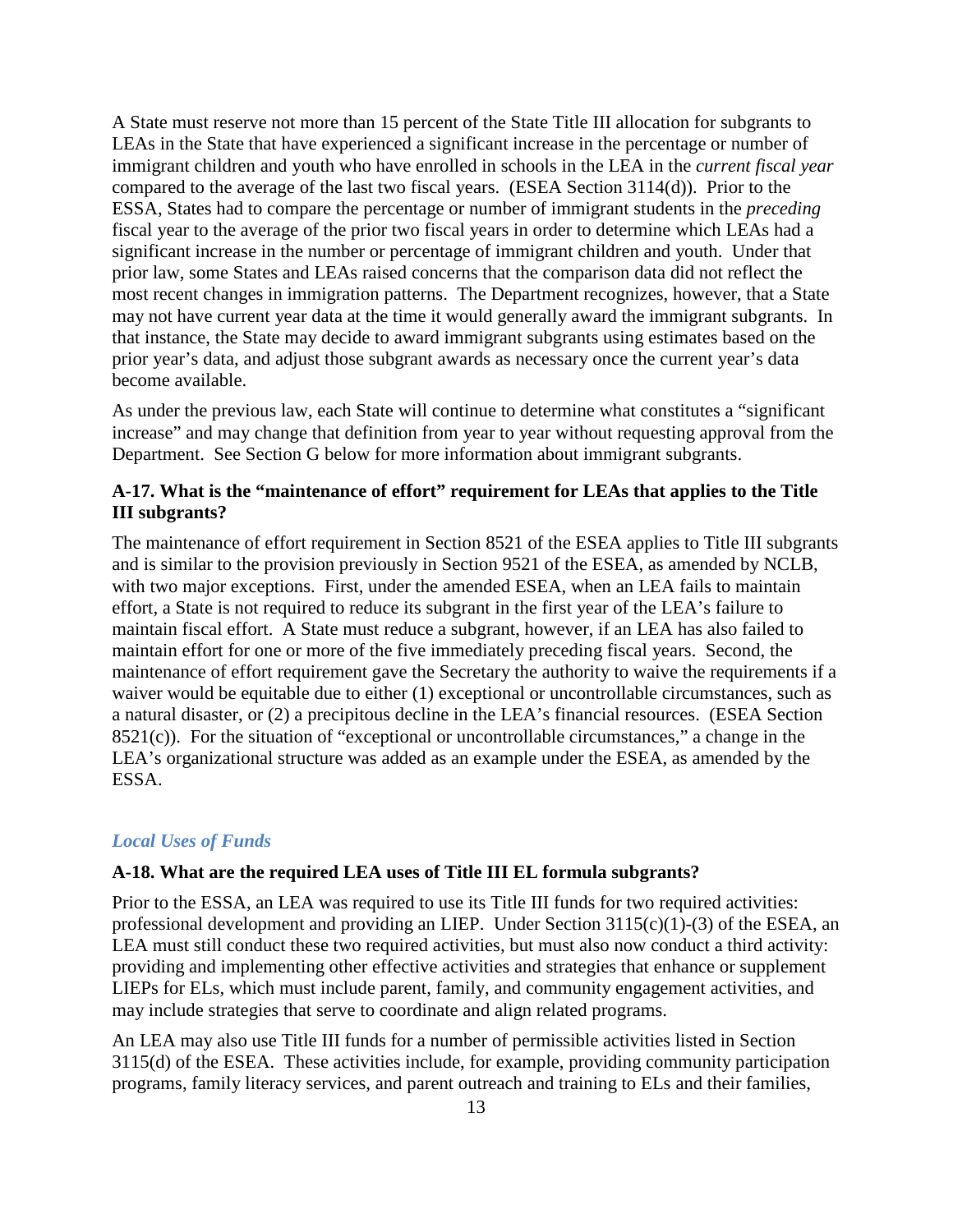A State must reserve not more than 15 percent of the State Title III allocation for subgrants to LEAs in the State that have experienced a significant increase in the percentage or number of immigrant children and youth who have enrolled in schools in the LEA in the *current fiscal year* compared to the average of the last two fiscal years. (ESEA Section 3114(d)). Prior to the ESSA, States had to compare the percentage or number of immigrant students in the *preceding* fiscal year to the average of the prior two fiscal years in order to determine which LEAs had a significant increase in the number or percentage of immigrant children and youth. Under that prior law, some States and LEAs raised concerns that the comparison data did not reflect the most recent changes in immigration patterns. The Department recognizes, however, that a State may not have current year data at the time it would generally award the immigrant subgrants. In that instance, the State may decide to award immigrant subgrants using estimates based on the prior year's data, and adjust those subgrant awards as necessary once the current year's data become available.

As under the previous law, each State will continue to determine what constitutes a "significant increase" and may change that definition from year to year without requesting approval from the Department. See Section G below for more information about immigrant subgrants.

**A-17. What is the "maintenance of effort" requirement for LEAs that applies to the Title III subgrants?**

The maintenance of effort requirement in Section 8521 of the ESEA applies to Title III subgrants and is similar to the provision previously in Section 9521 of the ESEA, as amended by NCLB, with two major exceptions. First, under the amended ESEA, when an LEA fails to maintain effort, a State is not required to reduce its subgrant in the first year of the LEA's failure to maintain fiscal effort. A State must reduce a subgrant, however, if an LEA has also failed to maintain effort for one or more of the five immediately preceding fiscal years. Second, the maintenance of effort requirement gave the Secretary the authority to waive the requirements if a waiver would be equitable due to either (1) exceptional or uncontrollable circumstances, such as a natural disaster, or (2) a precipitous decline in the LEA's financial resources. (ESEA Section 8521(c)). For the situation of "exceptional or uncontrollable circumstances," a change in the LEA's organizational structure was added as an example under the ESEA, as amended by the ESSA.

### *Local Uses of Funds*

**A-18. What are the required LEA uses of Title III EL formula subgrants?**

Prior to the ESSA, an LEA was required to use its Title III funds for two required activities: professional development and providing an LIEP. Under Section 3115(c)(1)-(3) of the ESEA, an LEA must still conduct these two required activities, but must also now conduct a third activity: providing and implementing other effective activities and strategies that enhance or supplement LIEPs for ELs, which must include parent, family, and community engagement activities, and may include strategies that serve to coordinate and align related programs.

An LEA may also use Title III funds for a number of permissible activities listed in Section 3115(d) of the ESEA. These activities include, for example, providing community participation programs, family literacy services, and parent outreach and training to ELs and their families,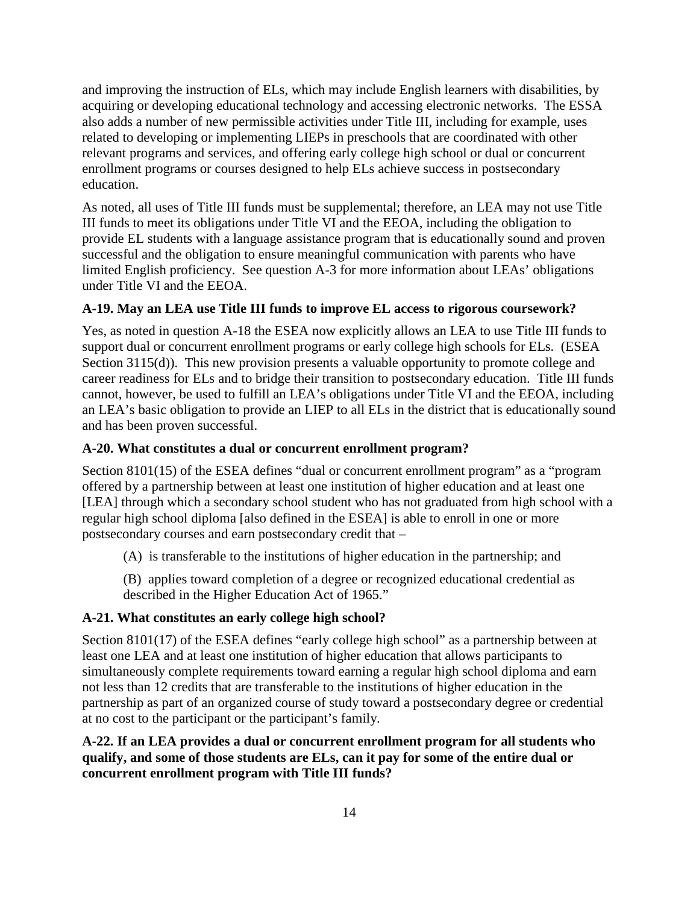and improving the instruction of ELs, which may include English learners with disabilities, by acquiring or developing educational technology and accessing electronic networks. The ESSA also adds a number of new permissible activities under Title III, including for example, uses related to developing or implementing LIEPs in preschools that are coordinated with other relevant programs and services, and offering early college high school or dual or concurrent enrollment programs or courses designed to help ELs achieve success in postsecondary education.

As noted, all uses of Title III funds must be supplemental; therefore, an LEA may not use Title III funds to meet its obligations under Title VI and the EEOA, including the obligation to provide EL students with a language assistance program that is educationally sound and proven successful and the obligation to ensure meaningful communication with parents who have limited English proficiency. See question A-3 for more information about LEAs' obligations under Title VI and the EEOA.

**A-19. May an LEA use Title III funds to improve EL access to rigorous coursework?**

Yes, as noted in question A-18 the ESEA now explicitly allows an LEA to use Title III funds to support dual or concurrent enrollment programs or early college high schools for ELs. (ESEA Section 3115(d)). This new provision presents a valuable opportunity to promote college and career readiness for ELs and to bridge their transition to postsecondary education. Title III funds cannot, however, be used to fulfill an LEA's obligations under Title VI and the EEOA, including an LEA's basic obligation to provide an LIEP to all ELs in the district that is educationally sound and has been proven successful.

**A-20. What constitutes a dual or concurrent enrollment program?**

Section 8101(15) of the ESEA defines "dual or concurrent enrollment program" as a "program offered by a partnership between at least one institution of higher education and at least one [LEA] through which a secondary school student who has not graduated from high school with a regular high school diploma [also defined in the ESEA] is able to enroll in one or more postsecondary courses and earn postsecondary credit that –

> (A) is transferable to the institutions of higher education in the partnership; and
>
> (B) applies toward completion of a degree or recognized educational credential as described in the Higher Education Act of 1965."

**A-21. What constitutes an early college high school?**

Section 8101(17) of the ESEA defines "early college high school" as a partnership between at least one LEA and at least one institution of higher education that allows participants to simultaneously complete requirements toward earning a regular high school diploma and earn not less than 12 credits that are transferable to the institutions of higher education in the partnership as part of an organized course of study toward a postsecondary degree or credential at no cost to the participant or the participant's family.

**A-22. If an LEA provides a dual or concurrent enrollment program for all students who qualify, and some of those students are ELs, can it pay for some of the entire dual or concurrent enrollment program with Title III funds?**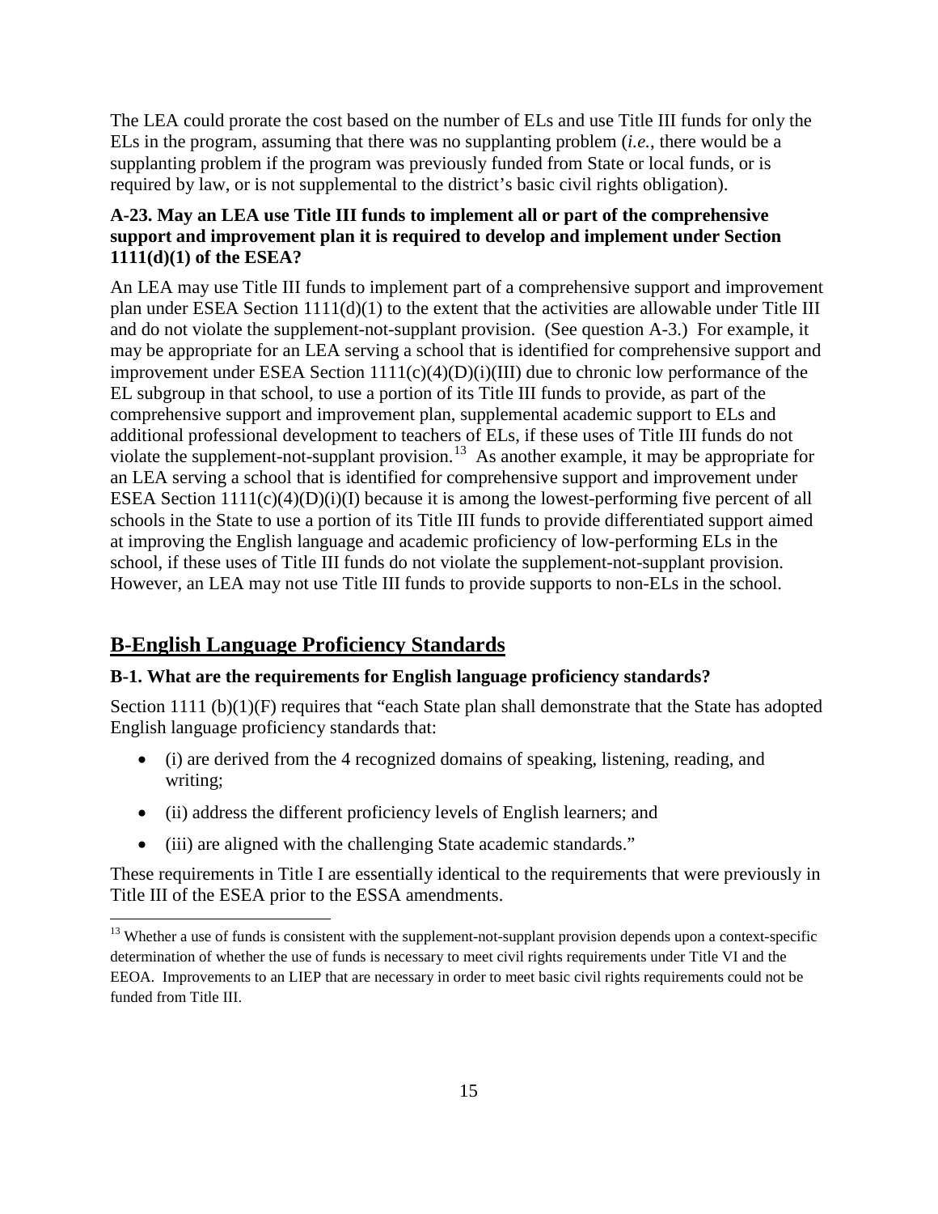The LEA could prorate the cost based on the number of ELs and use Title III funds for only the ELs in the program, assuming that there was no supplanting problem (*i.e.*, there would be a supplanting problem if the program was previously funded from State or local funds, or is required by law, or is not supplemental to the district's basic civil rights obligation).

**A-23. May an LEA use Title III funds to implement all or part of the comprehensive support and improvement plan it is required to develop and implement under Section 1111(d)(1) of the ESEA?**

An LEA may use Title III funds to implement part of a comprehensive support and improvement plan under ESEA Section 1111(d)(1) to the extent that the activities are allowable under Title III and do not violate the supplement-not-supplant provision. (See question A-3.) For example, it may be appropriate for an LEA serving a school that is identified for comprehensive support and improvement under ESEA Section 1111(c)(4)(D)(i)(III) due to chronic low performance of the EL subgroup in that school, to use a portion of its Title III funds to provide, as part of the comprehensive support and improvement plan, supplemental academic support to ELs and additional professional development to teachers of ELs, if these uses of Title III funds do not violate the supplement-not-supplant provision.[13] As another example, it may be appropriate for an LEA serving a school that is identified for comprehensive support and improvement under ESEA Section 1111(c)(4)(D)(i)(I) because it is among the lowest-performing five percent of all schools in the State to use a portion of its Title III funds to provide differentiated support aimed at improving the English language and academic proficiency of low-performing ELs in the school, if these uses of Title III funds do not violate the supplement-not-supplant provision. However, an LEA may not use Title III funds to provide supports to non-ELs in the school.

## B-English Language Proficiency Standards

**B-1. What are the requirements for English language proficiency standards?**

Section 1111 (b)(1)(F) requires that "each State plan shall demonstrate that the State has adopted English language proficiency standards that:

- (i) are derived from the 4 recognized domains of speaking, listening, reading, and writing;
- (ii) address the different proficiency levels of English learners; and
- (iii) are aligned with the challenging State academic standards."

These requirements in Title I are essentially identical to the requirements that were previously in Title III of the ESEA prior to the ESSA amendments.

[13] Whether a use of funds is consistent with the supplement-not-supplant provision depends upon a context-specific determination of whether the use of funds is necessary to meet civil rights requirements under Title VI and the EEOA. Improvements to an LIEP that are necessary in order to meet basic civil rights requirements could not be funded from Title III.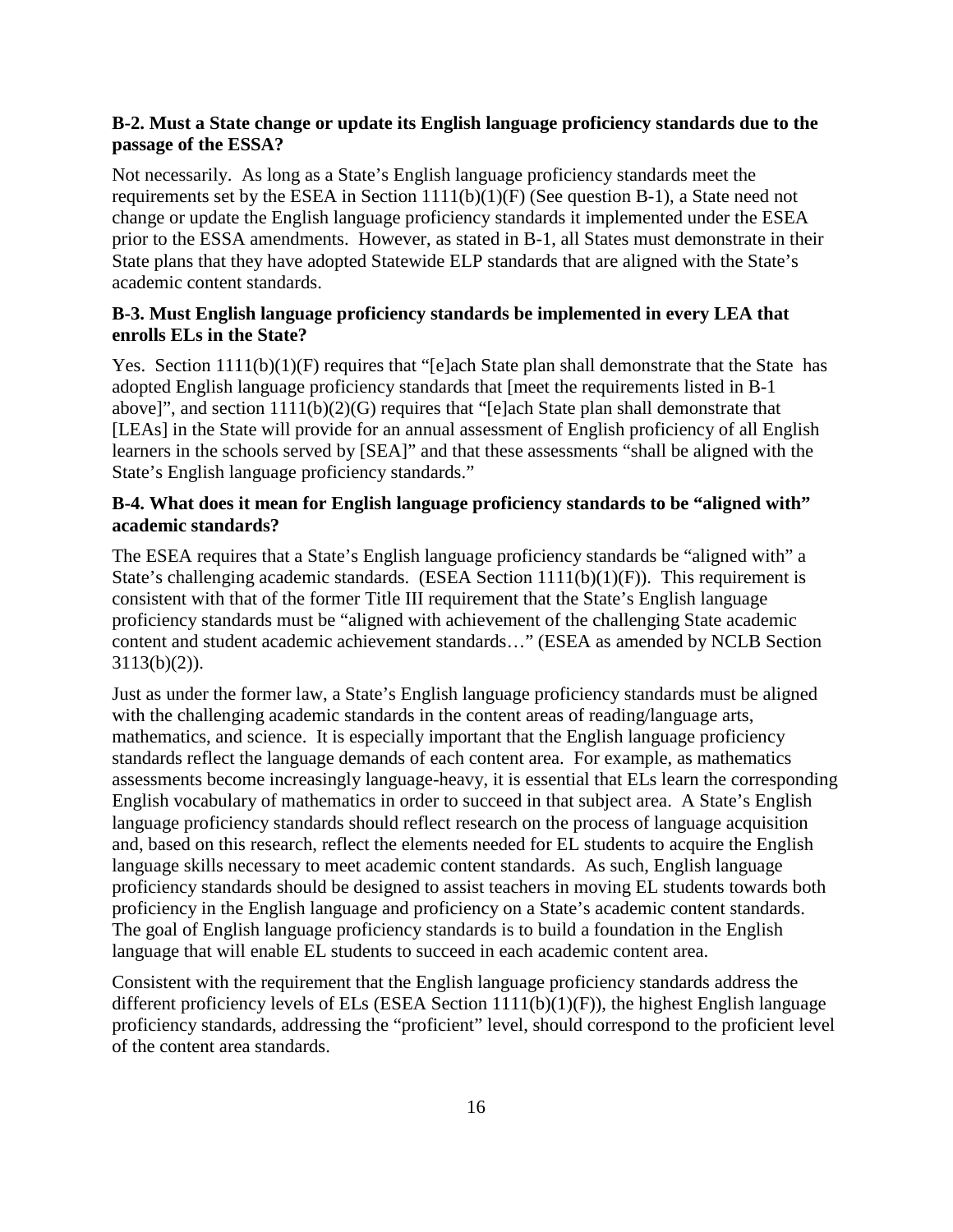### B-2. Must a State change or update its English language proficiency standards due to the passage of the ESSA?

Not necessarily. As long as a State's English language proficiency standards meet the requirements set by the ESEA in Section 1111(b)(1)(F) (See question B-1), a State need not change or update the English language proficiency standards it implemented under the ESEA prior to the ESSA amendments. However, as stated in B-1, all States must demonstrate in their State plans that they have adopted Statewide ELP standards that are aligned with the State's academic content standards.

### B-3. Must English language proficiency standards be implemented in every LEA that enrolls ELs in the State?

Yes. Section 1111(b)(1)(F) requires that "[e]ach State plan shall demonstrate that the State has adopted English language proficiency standards that [meet the requirements listed in B-1 above]", and section 1111(b)(2)(G) requires that "[e]ach State plan shall demonstrate that [LEAs] in the State will provide for an annual assessment of English proficiency of all English learners in the schools served by [SEA]" and that these assessments "shall be aligned with the State's English language proficiency standards."

### B-4. What does it mean for English language proficiency standards to be "aligned with" academic standards?

The ESEA requires that a State's English language proficiency standards be "aligned with" a State's challenging academic standards. (ESEA Section 1111(b)(1)(F)). This requirement is consistent with that of the former Title III requirement that the State's English language proficiency standards must be "aligned with achievement of the challenging State academic content and student academic achievement standards…" (ESEA as amended by NCLB Section 3113(b)(2)).

Just as under the former law, a State's English language proficiency standards must be aligned with the challenging academic standards in the content areas of reading/language arts, mathematics, and science. It is especially important that the English language proficiency standards reflect the language demands of each content area. For example, as mathematics assessments become increasingly language-heavy, it is essential that ELs learn the corresponding English vocabulary of mathematics in order to succeed in that subject area. A State's English language proficiency standards should reflect research on the process of language acquisition and, based on this research, reflect the elements needed for EL students to acquire the English language skills necessary to meet academic content standards. As such, English language proficiency standards should be designed to assist teachers in moving EL students towards both proficiency in the English language and proficiency on a State's academic content standards. The goal of English language proficiency standards is to build a foundation in the English language that will enable EL students to succeed in each academic content area.

Consistent with the requirement that the English language proficiency standards address the different proficiency levels of ELs (ESEA Section 1111(b)(1)(F)), the highest English language proficiency standards, addressing the "proficient" level, should correspond to the proficient level of the content area standards.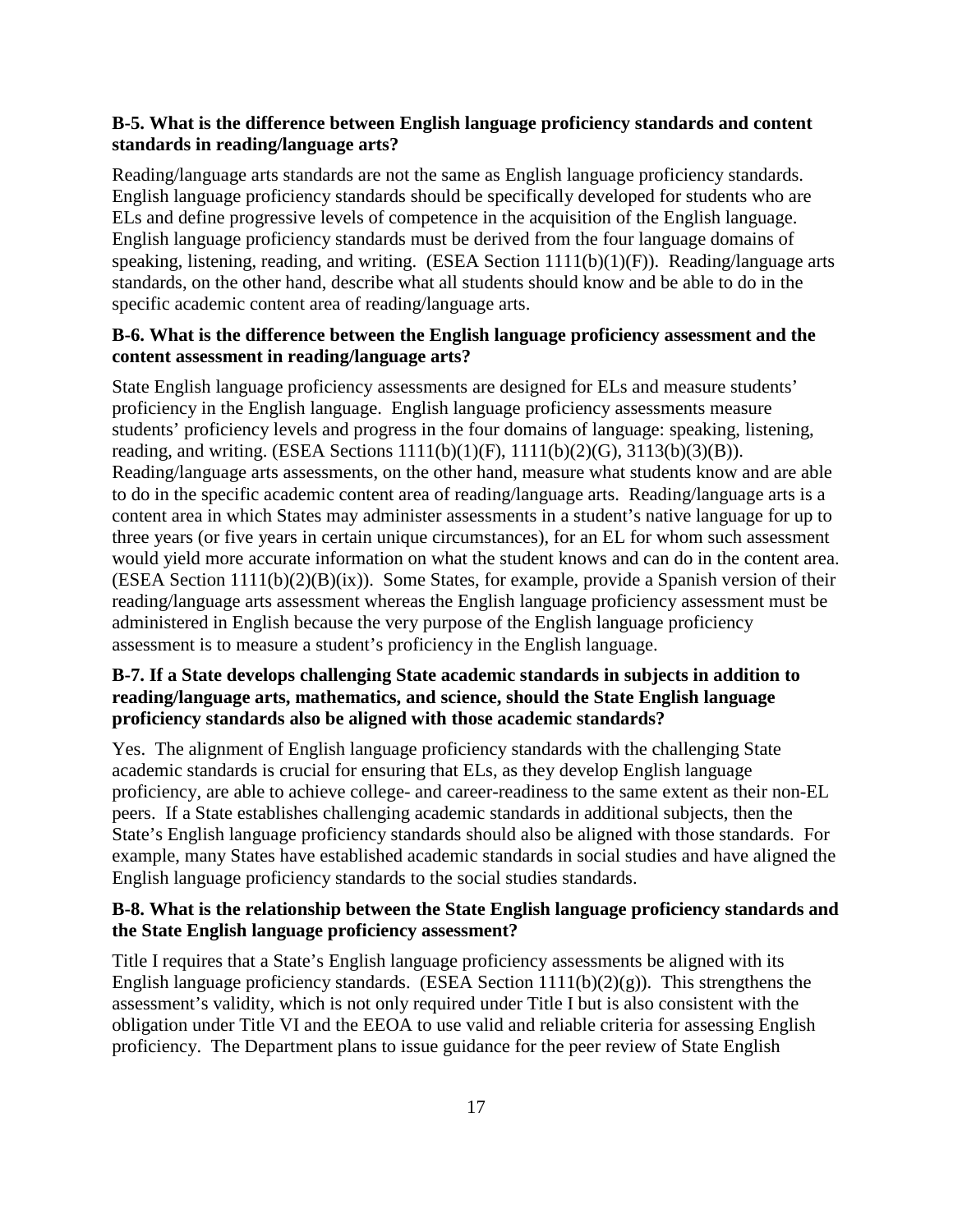**B-5. What is the difference between English language proficiency standards and content standards in reading/language arts?**

Reading/language arts standards are not the same as English language proficiency standards. English language proficiency standards should be specifically developed for students who are ELs and define progressive levels of competence in the acquisition of the English language. English language proficiency standards must be derived from the four language domains of speaking, listening, reading, and writing. (ESEA Section 1111(b)(1)(F)). Reading/language arts standards, on the other hand, describe what all students should know and be able to do in the specific academic content area of reading/language arts.

**B-6. What is the difference between the English language proficiency assessment and the content assessment in reading/language arts?**

State English language proficiency assessments are designed for ELs and measure students' proficiency in the English language. English language proficiency assessments measure students' proficiency levels and progress in the four domains of language: speaking, listening, reading, and writing. (ESEA Sections 1111(b)(1)(F), 1111(b)(2)(G), 3113(b)(3)(B)). Reading/language arts assessments, on the other hand, measure what students know and are able to do in the specific academic content area of reading/language arts. Reading/language arts is a content area in which States may administer assessments in a student's native language for up to three years (or five years in certain unique circumstances), for an EL for whom such assessment would yield more accurate information on what the student knows and can do in the content area. (ESEA Section 1111(b)(2)(B)(ix)). Some States, for example, provide a Spanish version of their reading/language arts assessment whereas the English language proficiency assessment must be administered in English because the very purpose of the English language proficiency assessment is to measure a student's proficiency in the English language.

**B-7. If a State develops challenging State academic standards in subjects in addition to reading/language arts, mathematics, and science, should the State English language proficiency standards also be aligned with those academic standards?**

Yes. The alignment of English language proficiency standards with the challenging State academic standards is crucial for ensuring that ELs, as they develop English language proficiency, are able to achieve college- and career-readiness to the same extent as their non-EL peers. If a State establishes challenging academic standards in additional subjects, then the State's English language proficiency standards should also be aligned with those standards. For example, many States have established academic standards in social studies and have aligned the English language proficiency standards to the social studies standards.

**B-8. What is the relationship between the State English language proficiency standards and the State English language proficiency assessment?**

Title I requires that a State's English language proficiency assessments be aligned with its English language proficiency standards. (ESEA Section 1111(b)(2)(g)). This strengthens the assessment's validity, which is not only required under Title I but is also consistent with the obligation under Title VI and the EEOA to use valid and reliable criteria for assessing English proficiency. The Department plans to issue guidance for the peer review of State English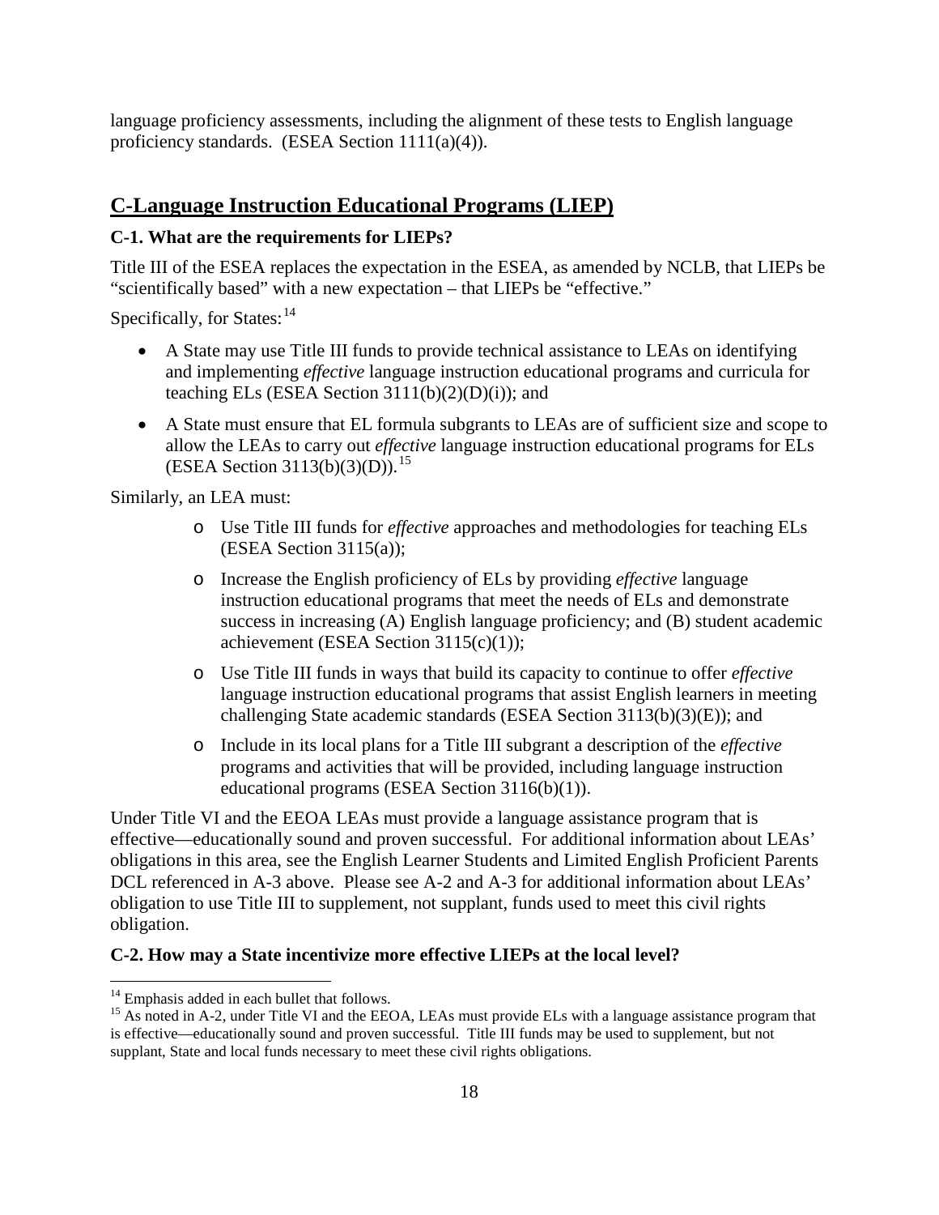language proficiency assessments, including the alignment of these tests to English language proficiency standards. (ESEA Section 1111(a)(4)).

## C-Language Instruction Educational Programs (LIEP)

### C-1. What are the requirements for LIEPs?

Title III of the ESEA replaces the expectation in the ESEA, as amended by NCLB, that LIEPs be "scientifically based" with a new expectation – that LIEPs be "effective."

Specifically, for States:[14]

- A State may use Title III funds to provide technical assistance to LEAs on identifying and implementing *effective* language instruction educational programs and curricula for teaching ELs (ESEA Section 3111(b)(2)(D)(i)); and
- A State must ensure that EL formula subgrants to LEAs are of sufficient size and scope to allow the LEAs to carry out *effective* language instruction educational programs for ELs (ESEA Section 3113(b)(3)(D)).[15]

Similarly, an LEA must:

- Use Title III funds for *effective* approaches and methodologies for teaching ELs (ESEA Section 3115(a));
- Increase the English proficiency of ELs by providing *effective* language instruction educational programs that meet the needs of ELs and demonstrate success in increasing (A) English language proficiency; and (B) student academic achievement (ESEA Section 3115(c)(1));
- Use Title III funds in ways that build its capacity to continue to offer *effective* language instruction educational programs that assist English learners in meeting challenging State academic standards (ESEA Section 3113(b)(3)(E)); and
- Include in its local plans for a Title III subgrant a description of the *effective* programs and activities that will be provided, including language instruction educational programs (ESEA Section 3116(b)(1)).

Under Title VI and the EEOA LEAs must provide a language assistance program that is effective—educationally sound and proven successful. For additional information about LEAs' obligations in this area, see the English Learner Students and Limited English Proficient Parents DCL referenced in A-3 above. Please see A-2 and A-3 for additional information about LEAs' obligation to use Title III to supplement, not supplant, funds used to meet this civil rights obligation.

### C-2. How may a State incentivize more effective LIEPs at the local level?

---

[14] Emphasis added in each bullet that follows.

[15] As noted in A-2, under Title VI and the EEOA, LEAs must provide ELs with a language assistance program that is effective—educationally sound and proven successful. Title III funds may be used to supplement, but not supplant, State and local funds necessary to meet these civil rights obligations.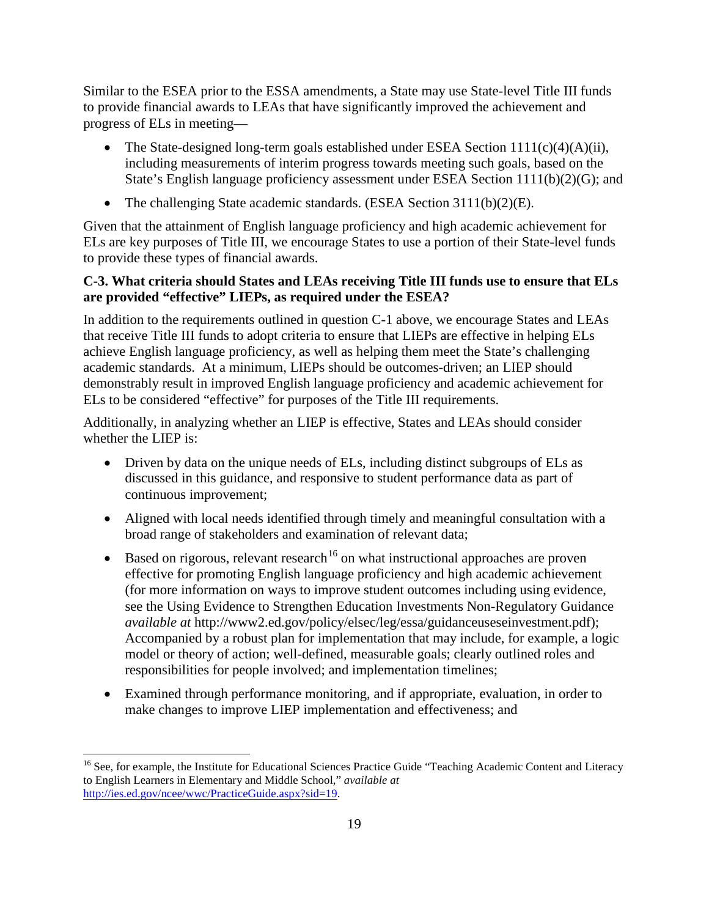Similar to the ESEA prior to the ESSA amendments, a State may use State-level Title III funds to provide financial awards to LEAs that have significantly improved the achievement and progress of ELs in meeting—

- The State-designed long-term goals established under ESEA Section 1111(c)(4)(A)(ii), including measurements of interim progress towards meeting such goals, based on the State's English language proficiency assessment under ESEA Section 1111(b)(2)(G); and
- The challenging State academic standards. (ESEA Section 3111(b)(2)(E).

Given that the attainment of English language proficiency and high academic achievement for ELs are key purposes of Title III, we encourage States to use a portion of their State-level funds to provide these types of financial awards.

**C-3. What criteria should States and LEAs receiving Title III funds use to ensure that ELs are provided "effective" LIEPs, as required under the ESEA?**

In addition to the requirements outlined in question C-1 above, we encourage States and LEAs that receive Title III funds to adopt criteria to ensure that LIEPs are effective in helping ELs achieve English language proficiency, as well as helping them meet the State's challenging academic standards. At a minimum, LIEPs should be outcomes-driven; an LIEP should demonstrably result in improved English language proficiency and academic achievement for ELs to be considered "effective" for purposes of the Title III requirements.

Additionally, in analyzing whether an LIEP is effective, States and LEAs should consider whether the LIEP is:

- Driven by data on the unique needs of ELs, including distinct subgroups of ELs as discussed in this guidance, and responsive to student performance data as part of continuous improvement;
- Aligned with local needs identified through timely and meaningful consultation with a broad range of stakeholders and examination of relevant data;
- Based on rigorous, relevant research[16] on what instructional approaches are proven effective for promoting English language proficiency and high academic achievement (for more information on ways to improve student outcomes including using evidence, see the Using Evidence to Strengthen Education Investments Non-Regulatory Guidance *available at* http://www2.ed.gov/policy/elsec/leg/essa/guidanceuseseinvestment.pdf); Accompanied by a robust plan for implementation that may include, for example, a logic model or theory of action; well-defined, measurable goals; clearly outlined roles and responsibilities for people involved; and implementation timelines;
- Examined through performance monitoring, and if appropriate, evaluation, in order to make changes to improve LIEP implementation and effectiveness; and

[16] See, for example, the Institute for Educational Sciences Practice Guide "Teaching Academic Content and Literacy to English Learners in Elementary and Middle School," *available at* http://ies.ed.gov/ncee/wwc/PracticeGuide.aspx?sid=19.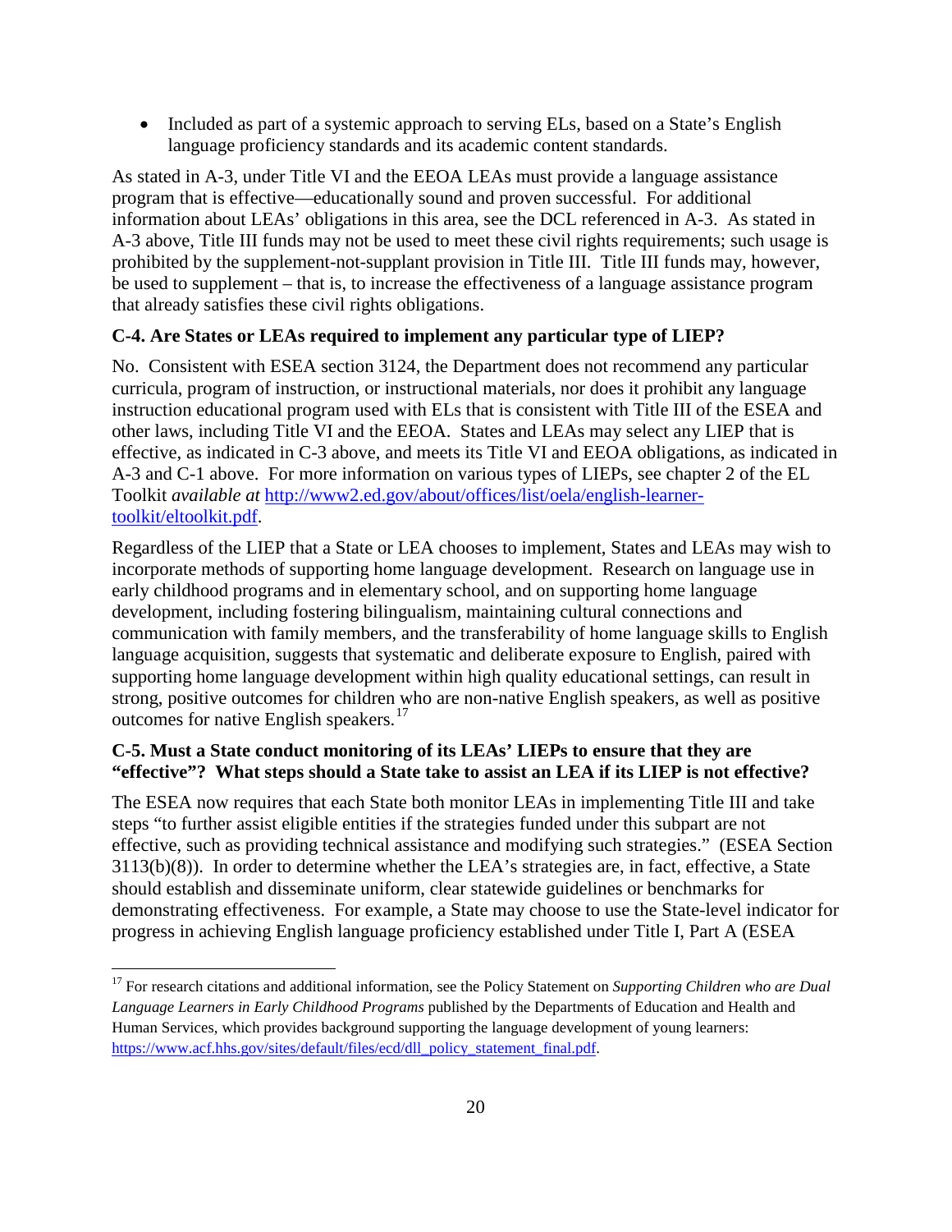- Included as part of a systemic approach to serving ELs, based on a State's English language proficiency standards and its academic content standards.

As stated in A-3, under Title VI and the EEOA LEAs must provide a language assistance program that is effective—educationally sound and proven successful. For additional information about LEAs' obligations in this area, see the DCL referenced in A-3. As stated in A-3 above, Title III funds may not be used to meet these civil rights requirements; such usage is prohibited by the supplement-not-supplant provision in Title III. Title III funds may, however, be used to supplement – that is, to increase the effectiveness of a language assistance program that already satisfies these civil rights obligations.

**C-4. Are States or LEAs required to implement any particular type of LIEP?**

No. Consistent with ESEA section 3124, the Department does not recommend any particular curricula, program of instruction, or instructional materials, nor does it prohibit any language instruction educational program used with ELs that is consistent with Title III of the ESEA and other laws, including Title VI and the EEOA. States and LEAs may select any LIEP that is effective, as indicated in C-3 above, and meets its Title VI and EEOA obligations, as indicated in A-3 and C-1 above. For more information on various types of LIEPs, see chapter 2 of the EL Toolkit *available at* [http://www2.ed.gov/about/offices/list/oela/english-learner-toolkit/eltoolkit.pdf](http://www2.ed.gov/about/offices/list/oela/english-learner-toolkit/eltoolkit.pdf).

Regardless of the LIEP that a State or LEA chooses to implement, States and LEAs may wish to incorporate methods of supporting home language development. Research on language use in early childhood programs and in elementary school, and on supporting home language development, including fostering bilingualism, maintaining cultural connections and communication with family members, and the transferability of home language skills to English language acquisition, suggests that systematic and deliberate exposure to English, paired with supporting home language development within high quality educational settings, can result in strong, positive outcomes for children who are non-native English speakers, as well as positive outcomes for native English speakers.[17]

**C-5. Must a State conduct monitoring of its LEAs' LIEPs to ensure that they are "effective"? What steps should a State take to assist an LEA if its LIEP is not effective?**

The ESEA now requires that each State both monitor LEAs in implementing Title III and take steps "to further assist eligible entities if the strategies funded under this subpart are not effective, such as providing technical assistance and modifying such strategies." (ESEA Section 3113(b)(8)). In order to determine whether the LEA's strategies are, in fact, effective, a State should establish and disseminate uniform, clear statewide guidelines or benchmarks for demonstrating effectiveness. For example, a State may choose to use the State-level indicator for progress in achieving English language proficiency established under Title I, Part A (ESEA

[17] For research citations and additional information, see the Policy Statement on *Supporting Children who are Dual Language Learners in Early Childhood Programs* published by the Departments of Education and Health and Human Services, which provides background supporting the language development of young learners: [https://www.acf.hhs.gov/sites/default/files/ecd/dll_policy_statement_final.pdf](https://www.acf.hhs.gov/sites/default/files/ecd/dll_policy_statement_final.pdf).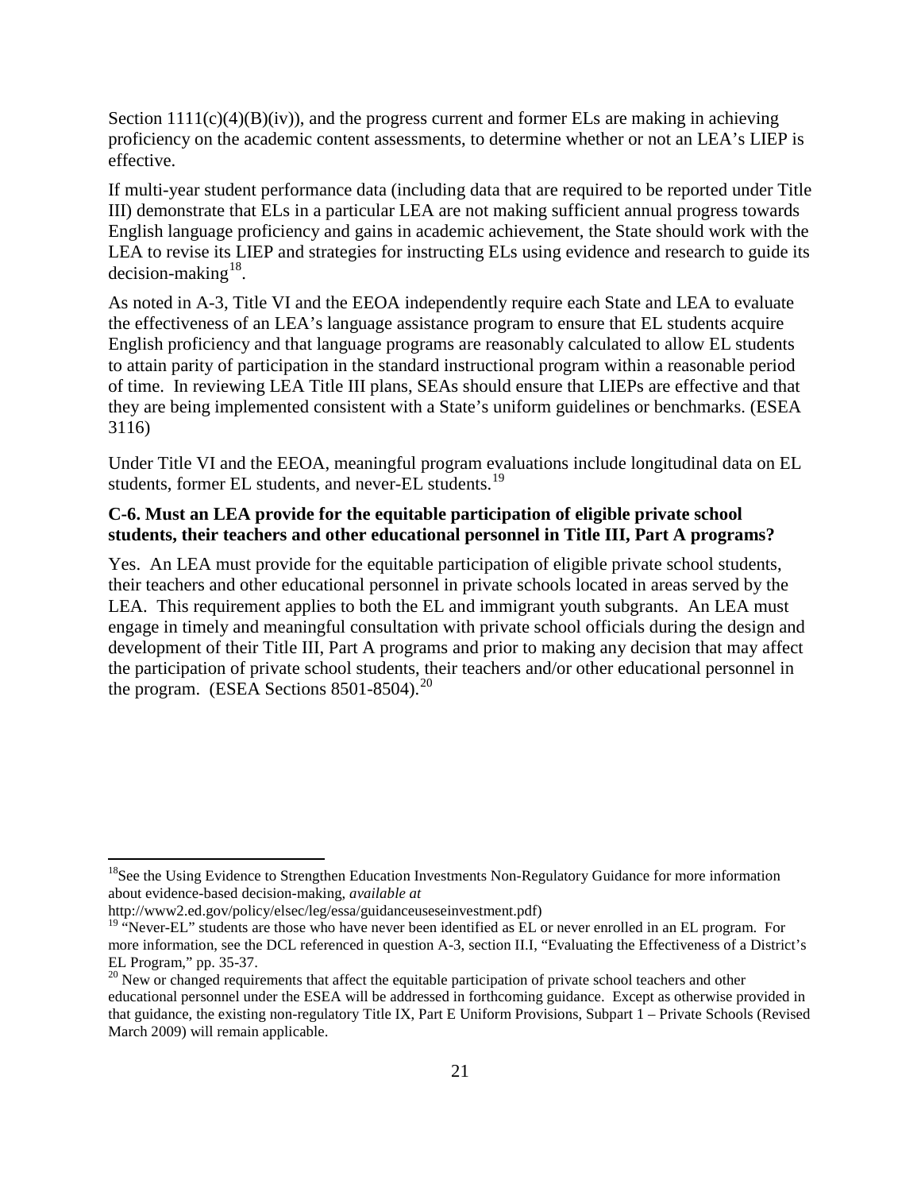Section 1111(c)(4)(B)(iv)), and the progress current and former ELs are making in achieving proficiency on the academic content assessments, to determine whether or not an LEA's LIEP is effective.

If multi-year student performance data (including data that are required to be reported under Title III) demonstrate that ELs in a particular LEA are not making sufficient annual progress towards English language proficiency and gains in academic achievement, the State should work with the LEA to revise its LIEP and strategies for instructing ELs using evidence and research to guide its decision-making[18].

As noted in A-3, Title VI and the EEOA independently require each State and LEA to evaluate the effectiveness of an LEA's language assistance program to ensure that EL students acquire English proficiency and that language programs are reasonably calculated to allow EL students to attain parity of participation in the standard instructional program within a reasonable period of time. In reviewing LEA Title III plans, SEAs should ensure that LIEPs are effective and that they are being implemented consistent with a State's uniform guidelines or benchmarks. (ESEA 3116)

Under Title VI and the EEOA, meaningful program evaluations include longitudinal data on EL students, former EL students, and never-EL students.[19]

**C-6. Must an LEA provide for the equitable participation of eligible private school students, their teachers and other educational personnel in Title III, Part A programs?**

Yes. An LEA must provide for the equitable participation of eligible private school students, their teachers and other educational personnel in private schools located in areas served by the LEA. This requirement applies to both the EL and immigrant youth subgrants. An LEA must engage in timely and meaningful consultation with private school officials during the design and development of their Title III, Part A programs and prior to making any decision that may affect the participation of private school students, their teachers and/or other educational personnel in the program. (ESEA Sections 8501-8504).[20]

---

[18] See the Using Evidence to Strengthen Education Investments Non-Regulatory Guidance for more information about evidence-based decision-making, *available at* http://www2.ed.gov/policy/elsec/leg/essa/guidanceuseseinvestment.pdf)

[19] "Never-EL" students are those who have never been identified as EL or never enrolled in an EL program. For more information, see the DCL referenced in question A-3, section II.I, "Evaluating the Effectiveness of a District's EL Program," pp. 35-37.

[20] New or changed requirements that affect the equitable participation of private school teachers and other educational personnel under the ESEA will be addressed in forthcoming guidance. Except as otherwise provided in that guidance, the existing non-regulatory Title IX, Part E Uniform Provisions, Subpart 1 – Private Schools (Revised March 2009) will remain applicable.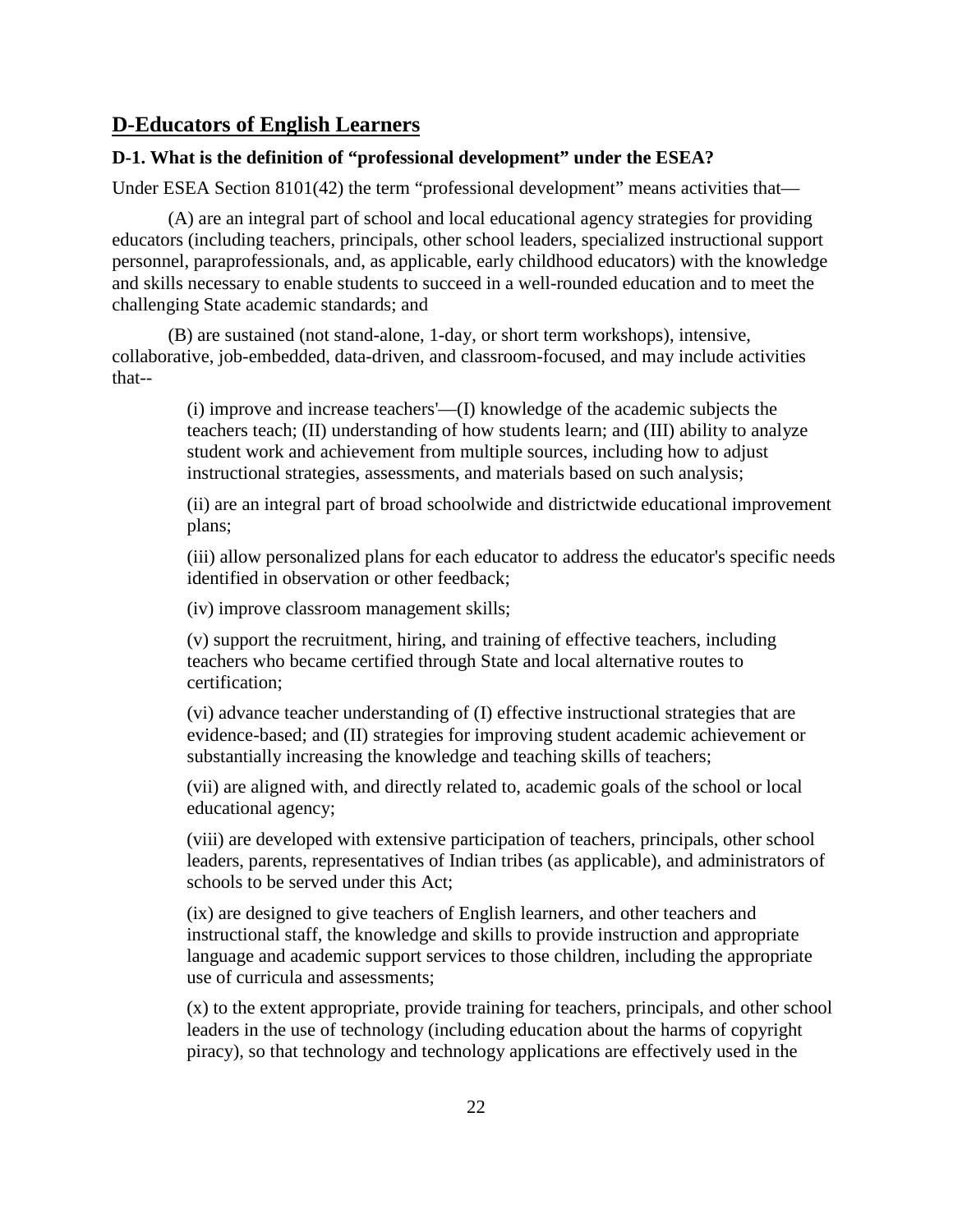## D-Educators of English Learners

### D-1. What is the definition of "professional development" under the ESEA?

Under ESEA Section 8101(42) the term "professional development" means activities that—

(A) are an integral part of school and local educational agency strategies for providing educators (including teachers, principals, other school leaders, specialized instructional support personnel, paraprofessionals, and, as applicable, early childhood educators) with the knowledge and skills necessary to enable students to succeed in a well-rounded education and to meet the challenging State academic standards; and

(B) are sustained (not stand-alone, 1-day, or short term workshops), intensive, collaborative, job-embedded, data-driven, and classroom-focused, and may include activities that--

> (i) improve and increase teachers'—(I) knowledge of the academic subjects the teachers teach; (II) understanding of how students learn; and (III) ability to analyze student work and achievement from multiple sources, including how to adjust instructional strategies, assessments, and materials based on such analysis;
>
> (ii) are an integral part of broad schoolwide and districtwide educational improvement plans;
>
> (iii) allow personalized plans for each educator to address the educator's specific needs identified in observation or other feedback;
>
> (iv) improve classroom management skills;
>
> (v) support the recruitment, hiring, and training of effective teachers, including teachers who became certified through State and local alternative routes to certification;
>
> (vi) advance teacher understanding of (I) effective instructional strategies that are evidence-based; and (II) strategies for improving student academic achievement or substantially increasing the knowledge and teaching skills of teachers;
>
> (vii) are aligned with, and directly related to, academic goals of the school or local educational agency;
>
> (viii) are developed with extensive participation of teachers, principals, other school leaders, parents, representatives of Indian tribes (as applicable), and administrators of schools to be served under this Act;
>
> (ix) are designed to give teachers of English learners, and other teachers and instructional staff, the knowledge and skills to provide instruction and appropriate language and academic support services to those children, including the appropriate use of curricula and assessments;
>
> (x) to the extent appropriate, provide training for teachers, principals, and other school leaders in the use of technology (including education about the harms of copyright piracy), so that technology and technology applications are effectively used in the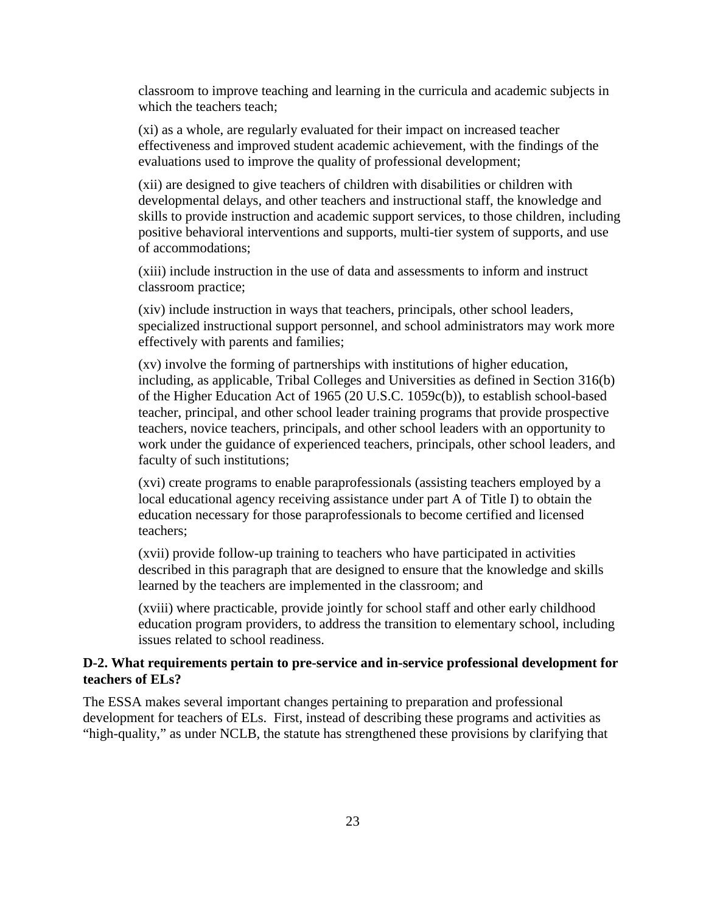classroom to improve teaching and learning in the curricula and academic subjects in which the teachers teach;

(xi) as a whole, are regularly evaluated for their impact on increased teacher effectiveness and improved student academic achievement, with the findings of the evaluations used to improve the quality of professional development;

(xii) are designed to give teachers of children with disabilities or children with developmental delays, and other teachers and instructional staff, the knowledge and skills to provide instruction and academic support services, to those children, including positive behavioral interventions and supports, multi-tier system of supports, and use of accommodations;

(xiii) include instruction in the use of data and assessments to inform and instruct classroom practice;

(xiv) include instruction in ways that teachers, principals, other school leaders, specialized instructional support personnel, and school administrators may work more effectively with parents and families;

(xv) involve the forming of partnerships with institutions of higher education, including, as applicable, Tribal Colleges and Universities as defined in Section 316(b) of the Higher Education Act of 1965 (20 U.S.C. 1059c(b)), to establish school-based teacher, principal, and other school leader training programs that provide prospective teachers, novice teachers, principals, and other school leaders with an opportunity to work under the guidance of experienced teachers, principals, other school leaders, and faculty of such institutions;

(xvi) create programs to enable paraprofessionals (assisting teachers employed by a local educational agency receiving assistance under part A of Title I) to obtain the education necessary for those paraprofessionals to become certified and licensed teachers;

(xvii) provide follow-up training to teachers who have participated in activities described in this paragraph that are designed to ensure that the knowledge and skills learned by the teachers are implemented in the classroom; and

(xviii) where practicable, provide jointly for school staff and other early childhood education program providers, to address the transition to elementary school, including issues related to school readiness.

**D-2. What requirements pertain to pre-service and in-service professional development for teachers of ELs?**

The ESSA makes several important changes pertaining to preparation and professional development for teachers of ELs. First, instead of describing these programs and activities as "high-quality," as under NCLB, the statute has strengthened these provisions by clarifying that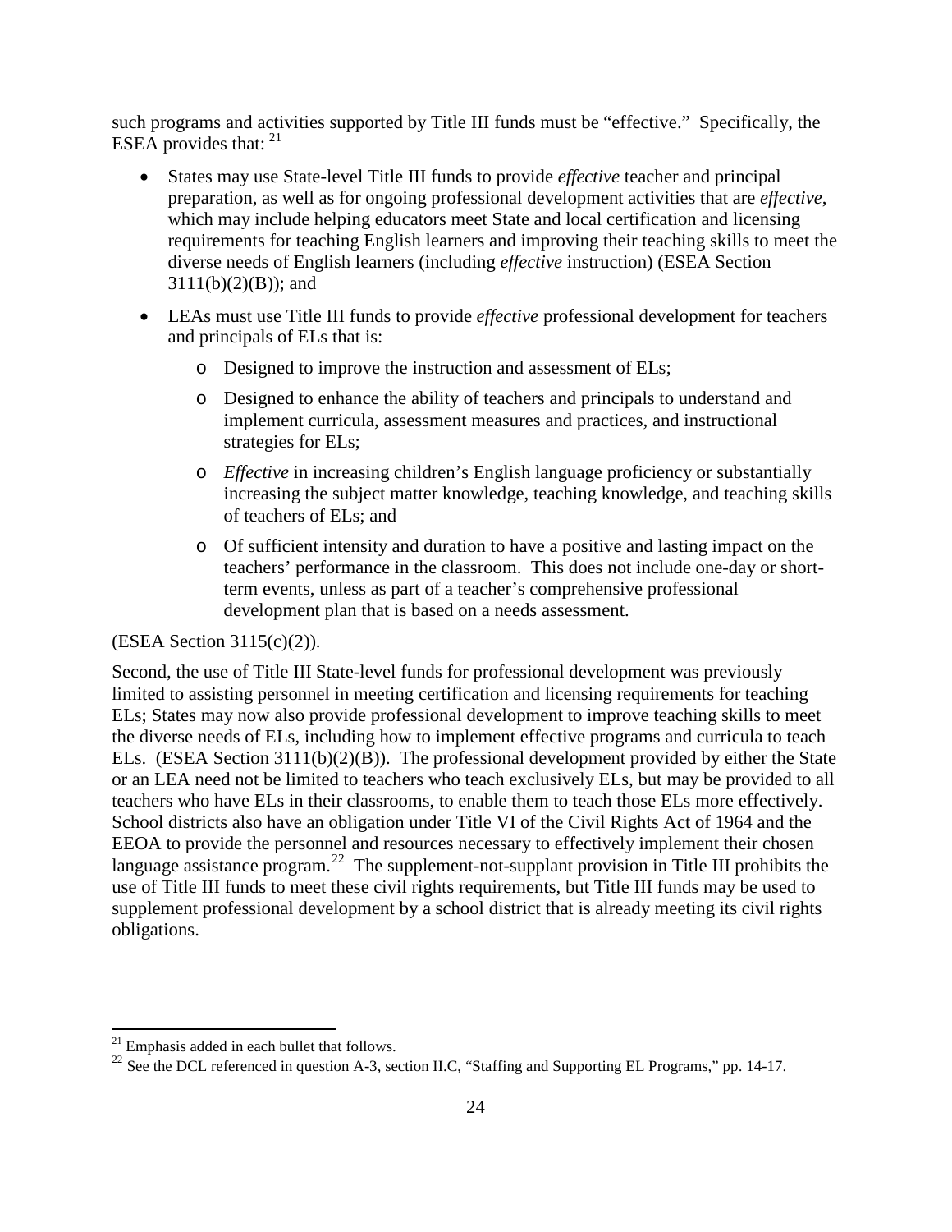such programs and activities supported by Title III funds must be "effective." Specifically, the ESEA provides that: [21]

- States may use State-level Title III funds to provide *effective* teacher and principal preparation, as well as for ongoing professional development activities that are *effective*, which may include helping educators meet State and local certification and licensing requirements for teaching English learners and improving their teaching skills to meet the diverse needs of English learners (including *effective* instruction) (ESEA Section 3111(b)(2)(B)); and
- LEAs must use Title III funds to provide *effective* professional development for teachers and principals of ELs that is:
    - Designed to improve the instruction and assessment of ELs;
    - Designed to enhance the ability of teachers and principals to understand and implement curricula, assessment measures and practices, and instructional strategies for ELs;
    - *Effective* in increasing children's English language proficiency or substantially increasing the subject matter knowledge, teaching knowledge, and teaching skills of teachers of ELs; and
    - Of sufficient intensity and duration to have a positive and lasting impact on the teachers' performance in the classroom. This does not include one-day or short-term events, unless as part of a teacher's comprehensive professional development plan that is based on a needs assessment.

(ESEA Section 3115(c)(2)).

Second, the use of Title III State-level funds for professional development was previously limited to assisting personnel in meeting certification and licensing requirements for teaching ELs; States may now also provide professional development to improve teaching skills to meet the diverse needs of ELs, including how to implement effective programs and curricula to teach ELs. (ESEA Section 3111(b)(2)(B)). The professional development provided by either the State or an LEA need not be limited to teachers who teach exclusively ELs, but may be provided to all teachers who have ELs in their classrooms, to enable them to teach those ELs more effectively. School districts also have an obligation under Title VI of the Civil Rights Act of 1964 and the EEOA to provide the personnel and resources necessary to effectively implement their chosen language assistance program.[22] The supplement-not-supplant provision in Title III prohibits the use of Title III funds to meet these civil rights requirements, but Title III funds may be used to supplement professional development by a school district that is already meeting its civil rights obligations.

[21] Emphasis added in each bullet that follows.

[22] See the DCL referenced in question A-3, section II.C, "Staffing and Supporting EL Programs," pp. 14-17.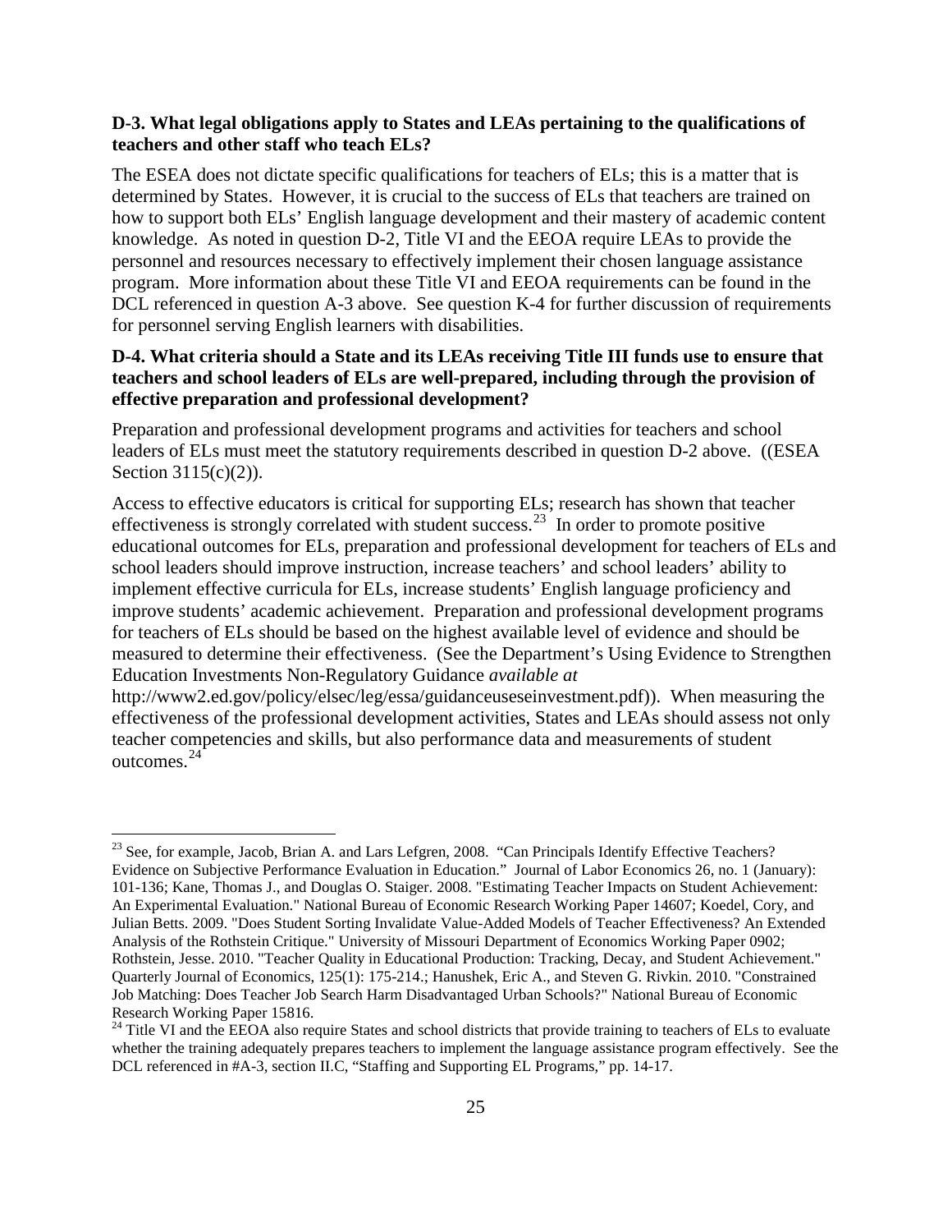**D-3. What legal obligations apply to States and LEAs pertaining to the qualifications of teachers and other staff who teach ELs?**

The ESEA does not dictate specific qualifications for teachers of ELs; this is a matter that is determined by States. However, it is crucial to the success of ELs that teachers are trained on how to support both ELs' English language development and their mastery of academic content knowledge. As noted in question D-2, Title VI and the EEOA require LEAs to provide the personnel and resources necessary to effectively implement their chosen language assistance program. More information about these Title VI and EEOA requirements can be found in the DCL referenced in question A-3 above. See question K-4 for further discussion of requirements for personnel serving English learners with disabilities.

**D-4. What criteria should a State and its LEAs receiving Title III funds use to ensure that teachers and school leaders of ELs are well-prepared, including through the provision of effective preparation and professional development?**

Preparation and professional development programs and activities for teachers and school leaders of ELs must meet the statutory requirements described in question D-2 above. ((ESEA Section 3115(c)(2)).

Access to effective educators is critical for supporting ELs; research has shown that teacher effectiveness is strongly correlated with student success.[23] In order to promote positive educational outcomes for ELs, preparation and professional development for teachers of ELs and school leaders should improve instruction, increase teachers' and school leaders' ability to implement effective curricula for ELs, increase students' English language proficiency and improve students' academic achievement. Preparation and professional development programs for teachers of ELs should be based on the highest available level of evidence and should be measured to determine their effectiveness. (See the Department's Using Evidence to Strengthen Education Investments Non-Regulatory Guidance *available at* http://www2.ed.gov/policy/elsec/leg/essa/guidanceuseseinvestment.pdf)). When measuring the effectiveness of the professional development activities, States and LEAs should assess not only teacher competencies and skills, but also performance data and measurements of student outcomes.[24]

---

[23] See, for example, Jacob, Brian A. and Lars Lefgren, 2008. "Can Principals Identify Effective Teachers? Evidence on Subjective Performance Evaluation in Education." Journal of Labor Economics 26, no. 1 (January): 101-136; Kane, Thomas J., and Douglas O. Staiger. 2008. "Estimating Teacher Impacts on Student Achievement: An Experimental Evaluation." National Bureau of Economic Research Working Paper 14607; Koedel, Cory, and Julian Betts. 2009. "Does Student Sorting Invalidate Value-Added Models of Teacher Effectiveness? An Extended Analysis of the Rothstein Critique." University of Missouri Department of Economics Working Paper 0902; Rothstein, Jesse. 2010. "Teacher Quality in Educational Production: Tracking, Decay, and Student Achievement." Quarterly Journal of Economics, 125(1): 175-214.; Hanushek, Eric A., and Steven G. Rivkin. 2010. "Constrained Job Matching: Does Teacher Job Search Harm Disadvantaged Urban Schools?" National Bureau of Economic Research Working Paper 15816.

[24] Title VI and the EEOA also require States and school districts that provide training to teachers of ELs to evaluate whether the training adequately prepares teachers to implement the language assistance program effectively. See the DCL referenced in #A-3, section II.C, "Staffing and Supporting EL Programs," pp. 14-17.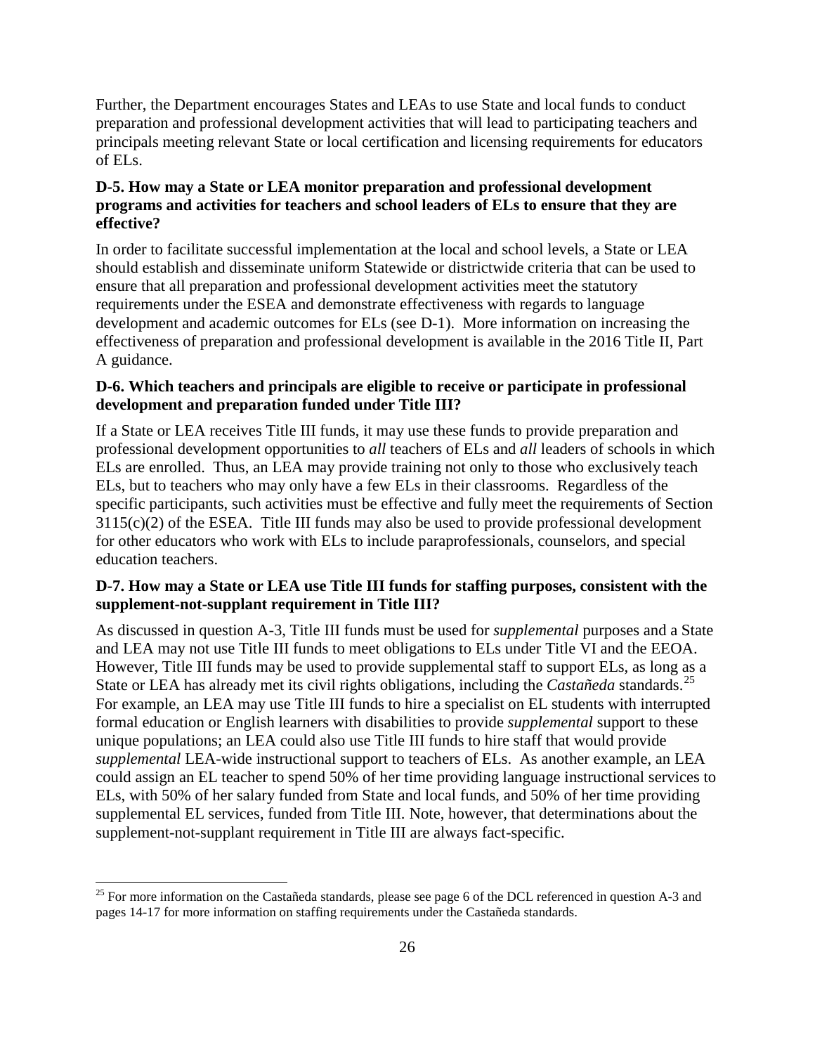Further, the Department encourages States and LEAs to use State and local funds to conduct preparation and professional development activities that will lead to participating teachers and principals meeting relevant State or local certification and licensing requirements for educators of ELs.

**D-5. How may a State or LEA monitor preparation and professional development programs and activities for teachers and school leaders of ELs to ensure that they are effective?**

In order to facilitate successful implementation at the local and school levels, a State or LEA should establish and disseminate uniform Statewide or districtwide criteria that can be used to ensure that all preparation and professional development activities meet the statutory requirements under the ESEA and demonstrate effectiveness with regards to language development and academic outcomes for ELs (see D-1). More information on increasing the effectiveness of preparation and professional development is available in the 2016 Title II, Part A guidance.

**D-6. Which teachers and principals are eligible to receive or participate in professional development and preparation funded under Title III?**

If a State or LEA receives Title III funds, it may use these funds to provide preparation and professional development opportunities to *all* teachers of ELs and *all* leaders of schools in which ELs are enrolled. Thus, an LEA may provide training not only to those who exclusively teach ELs, but to teachers who may only have a few ELs in their classrooms. Regardless of the specific participants, such activities must be effective and fully meet the requirements of Section 3115(c)(2) of the ESEA. Title III funds may also be used to provide professional development for other educators who work with ELs to include paraprofessionals, counselors, and special education teachers.

**D-7. How may a State or LEA use Title III funds for staffing purposes, consistent with the supplement-not-supplant requirement in Title III?**

As discussed in question A-3, Title III funds must be used for *supplemental* purposes and a State and LEA may not use Title III funds to meet obligations to ELs under Title VI and the EEOA. However, Title III funds may be used to provide supplemental staff to support ELs, as long as a State or LEA has already met its civil rights obligations, including the *Castañeda* standards.[25] For example, an LEA may use Title III funds to hire a specialist on EL students with interrupted formal education or English learners with disabilities to provide *supplemental* support to these unique populations; an LEA could also use Title III funds to hire staff that would provide *supplemental* LEA-wide instructional support to teachers of ELs. As another example, an LEA could assign an EL teacher to spend 50% of her time providing language instructional services to ELs, with 50% of her salary funded from State and local funds, and 50% of her time providing supplemental EL services, funded from Title III. Note, however, that determinations about the supplement-not-supplant requirement in Title III are always fact-specific.

[25] For more information on the Castañeda standards, please see page 6 of the DCL referenced in question A-3 and pages 14-17 for more information on staffing requirements under the Castañeda standards.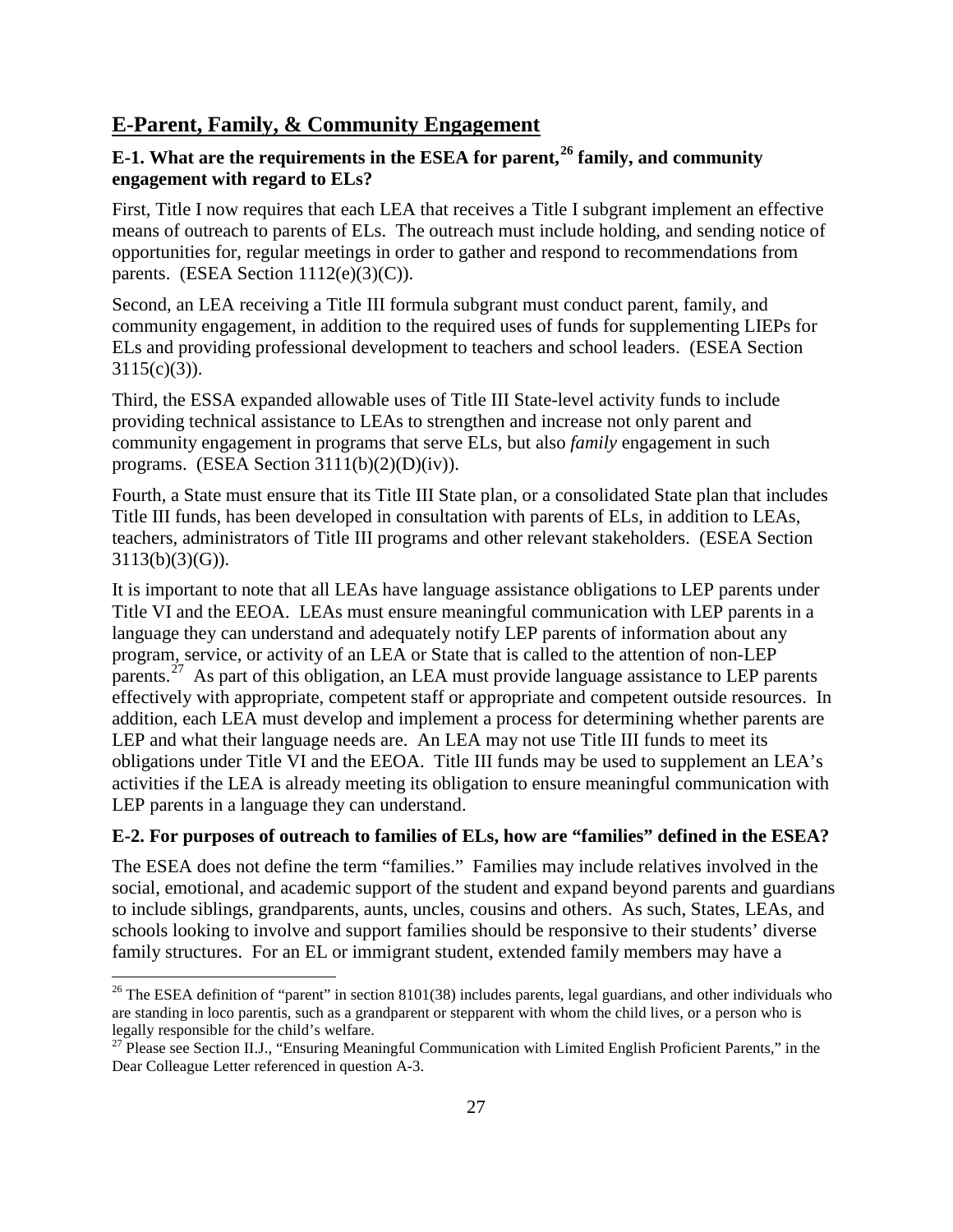## E-Parent, Family, & Community Engagement

### E-1. What are the requirements in the ESEA for parent,[26] family, and community engagement with regard to ELs?

First, Title I now requires that each LEA that receives a Title I subgrant implement an effective means of outreach to parents of ELs. The outreach must include holding, and sending notice of opportunities for, regular meetings in order to gather and respond to recommendations from parents. (ESEA Section 1112(e)(3)(C)).

Second, an LEA receiving a Title III formula subgrant must conduct parent, family, and community engagement, in addition to the required uses of funds for supplementing LIEPs for ELs and providing professional development to teachers and school leaders. (ESEA Section 3115(c)(3)).

Third, the ESSA expanded allowable uses of Title III State-level activity funds to include providing technical assistance to LEAs to strengthen and increase not only parent and community engagement in programs that serve ELs, but also *family* engagement in such programs. (ESEA Section 3111(b)(2)(D)(iv)).

Fourth, a State must ensure that its Title III State plan, or a consolidated State plan that includes Title III funds, has been developed in consultation with parents of ELs, in addition to LEAs, teachers, administrators of Title III programs and other relevant stakeholders. (ESEA Section 3113(b)(3)(G)).

It is important to note that all LEAs have language assistance obligations to LEP parents under Title VI and the EEOA. LEAs must ensure meaningful communication with LEP parents in a language they can understand and adequately notify LEP parents of information about any program, service, or activity of an LEA or State that is called to the attention of non-LEP parents.[27] As part of this obligation, an LEA must provide language assistance to LEP parents effectively with appropriate, competent staff or appropriate and competent outside resources. In addition, each LEA must develop and implement a process for determining whether parents are LEP and what their language needs are. An LEA may not use Title III funds to meet its obligations under Title VI and the EEOA. Title III funds may be used to supplement an LEA's activities if the LEA is already meeting its obligation to ensure meaningful communication with LEP parents in a language they can understand.

### E-2. For purposes of outreach to families of ELs, how are "families" defined in the ESEA?

The ESEA does not define the term "families." Families may include relatives involved in the social, emotional, and academic support of the student and expand beyond parents and guardians to include siblings, grandparents, aunts, uncles, cousins and others. As such, States, LEAs, and schools looking to involve and support families should be responsive to their students' diverse family structures. For an EL or immigrant student, extended family members may have a

---

[26] The ESEA definition of "parent" in section 8101(38) includes parents, legal guardians, and other individuals who are standing in loco parentis, such as a grandparent or stepparent with whom the child lives, or a person who is legally responsible for the child's welfare.

[27] Please see Section II.J., "Ensuring Meaningful Communication with Limited English Proficient Parents," in the Dear Colleague Letter referenced in question A-3.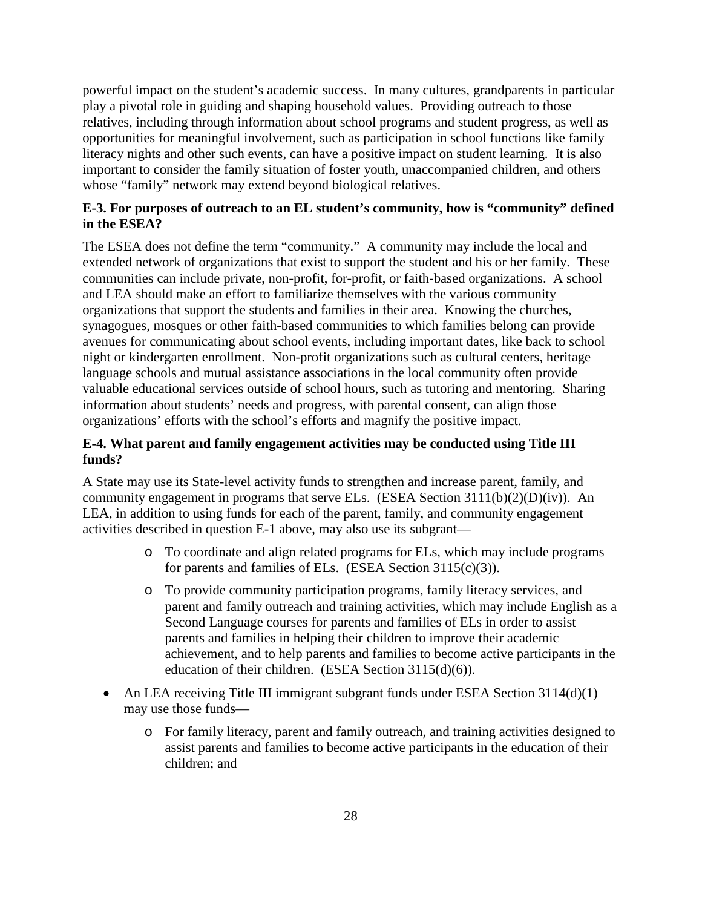powerful impact on the student's academic success. In many cultures, grandparents in particular play a pivotal role in guiding and shaping household values. Providing outreach to those relatives, including through information about school programs and student progress, as well as opportunities for meaningful involvement, such as participation in school functions like family literacy nights and other such events, can have a positive impact on student learning. It is also important to consider the family situation of foster youth, unaccompanied children, and others whose "family" network may extend beyond biological relatives.

**E-3. For purposes of outreach to an EL student's community, how is "community" defined in the ESEA?**

The ESEA does not define the term "community." A community may include the local and extended network of organizations that exist to support the student and his or her family. These communities can include private, non-profit, for-profit, or faith-based organizations. A school and LEA should make an effort to familiarize themselves with the various community organizations that support the students and families in their area. Knowing the churches, synagogues, mosques or other faith-based communities to which families belong can provide avenues for communicating about school events, including important dates, like back to school night or kindergarten enrollment. Non-profit organizations such as cultural centers, heritage language schools and mutual assistance associations in the local community often provide valuable educational services outside of school hours, such as tutoring and mentoring. Sharing information about students' needs and progress, with parental consent, can align those organizations' efforts with the school's efforts and magnify the positive impact.

**E-4. What parent and family engagement activities may be conducted using Title III funds?**

A State may use its State-level activity funds to strengthen and increase parent, family, and community engagement in programs that serve ELs. (ESEA Section 3111(b)(2)(D)(iv)). An LEA, in addition to using funds for each of the parent, family, and community engagement activities described in question E-1 above, may also use its subgrant—

  - To coordinate and align related programs for ELs, which may include programs for parents and families of ELs. (ESEA Section 3115(c)(3)).
  - To provide community participation programs, family literacy services, and parent and family outreach and training activities, which may include English as a Second Language courses for parents and families of ELs in order to assist parents and families in helping their children to improve their academic achievement, and to help parents and families to become active participants in the education of their children. (ESEA Section 3115(d)(6)).

- An LEA receiving Title III immigrant subgrant funds under ESEA Section 3114(d)(1) may use those funds—
  - For family literacy, parent and family outreach, and training activities designed to assist parents and families to become active participants in the education of their children; and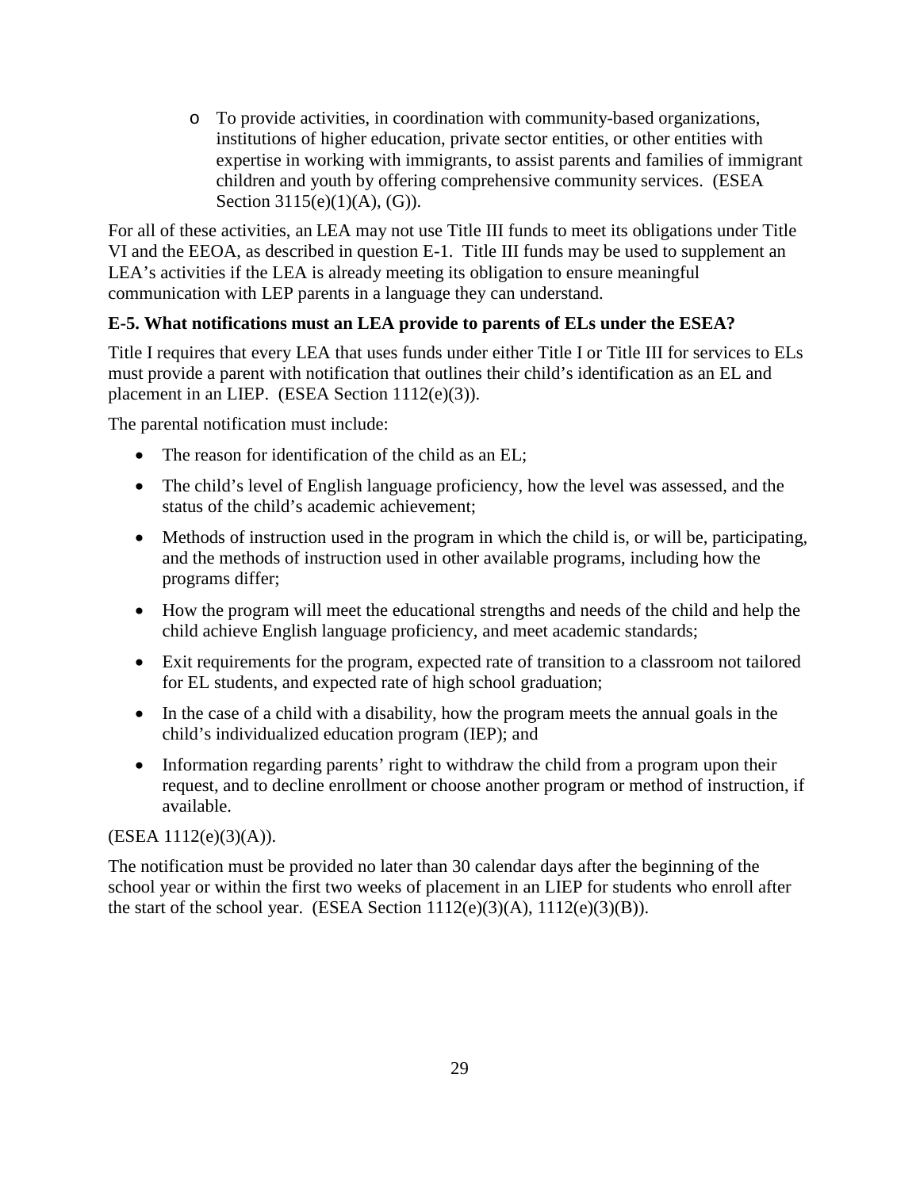- To provide activities, in coordination with community-based organizations, institutions of higher education, private sector entities, or other entities with expertise in working with immigrants, to assist parents and families of immigrant children and youth by offering comprehensive community services. (ESEA Section 3115(e)(1)(A), (G)).

For all of these activities, an LEA may not use Title III funds to meet its obligations under Title VI and the EEOA, as described in question E-1. Title III funds may be used to supplement an LEA's activities if the LEA is already meeting its obligation to ensure meaningful communication with LEP parents in a language they can understand.

**E-5. What notifications must an LEA provide to parents of ELs under the ESEA?**

Title I requires that every LEA that uses funds under either Title I or Title III for services to ELs must provide a parent with notification that outlines their child's identification as an EL and placement in an LIEP. (ESEA Section 1112(e)(3)).

The parental notification must include:

- The reason for identification of the child as an EL;
- The child's level of English language proficiency, how the level was assessed, and the status of the child's academic achievement;
- Methods of instruction used in the program in which the child is, or will be, participating, and the methods of instruction used in other available programs, including how the programs differ;
- How the program will meet the educational strengths and needs of the child and help the child achieve English language proficiency, and meet academic standards;
- Exit requirements for the program, expected rate of transition to a classroom not tailored for EL students, and expected rate of high school graduation;
- In the case of a child with a disability, how the program meets the annual goals in the child's individualized education program (IEP); and
- Information regarding parents' right to withdraw the child from a program upon their request, and to decline enrollment or choose another program or method of instruction, if available.

(ESEA 1112(e)(3)(A)).

The notification must be provided no later than 30 calendar days after the beginning of the school year or within the first two weeks of placement in an LIEP for students who enroll after the start of the school year. (ESEA Section 1112(e)(3)(A), 1112(e)(3)(B)).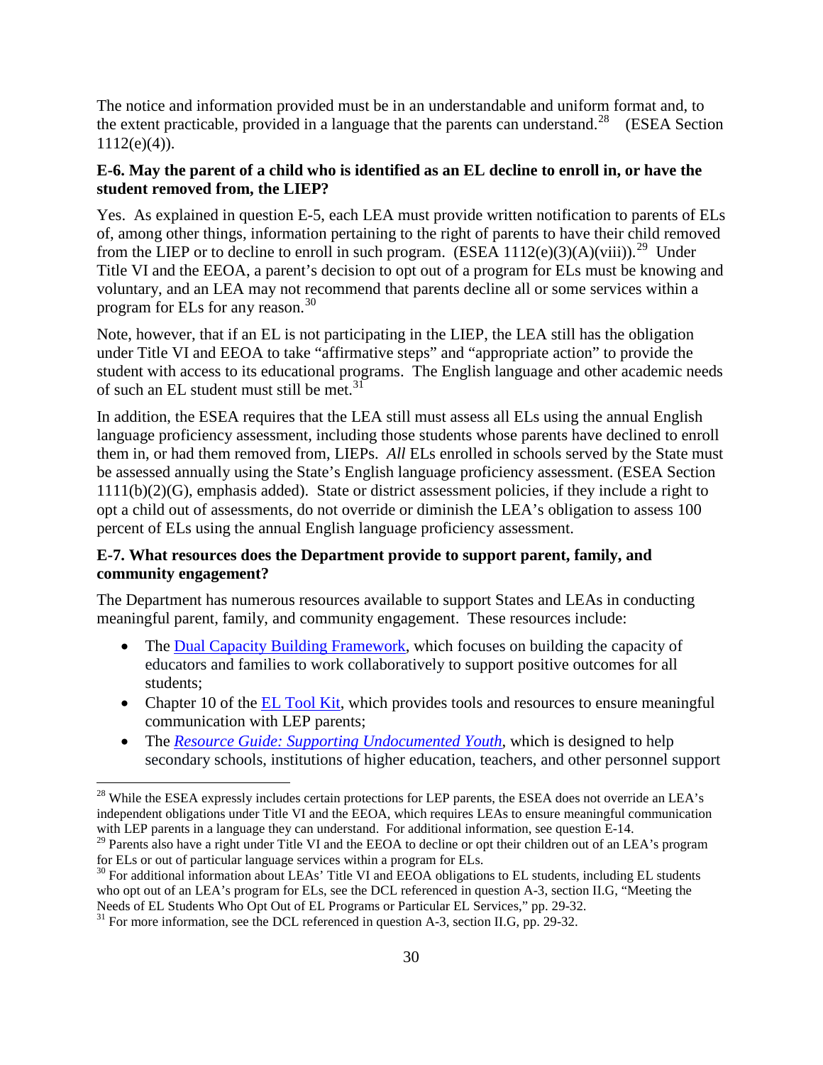The notice and information provided must be in an understandable and uniform format and, to the extent practicable, provided in a language that the parents can understand.[28] (ESEA Section 1112(e)(4)).

**E-6. May the parent of a child who is identified as an EL decline to enroll in, or have the student removed from, the LIEP?**

Yes. As explained in question E-5, each LEA must provide written notification to parents of ELs of, among other things, information pertaining to the right of parents to have their child removed from the LIEP or to decline to enroll in such program. (ESEA 1112(e)(3)(A)(viii)).[29] Under Title VI and the EEOA, a parent's decision to opt out of a program for ELs must be knowing and voluntary, and an LEA may not recommend that parents decline all or some services within a program for ELs for any reason.[30]

Note, however, that if an EL is not participating in the LIEP, the LEA still has the obligation under Title VI and EEOA to take "affirmative steps" and "appropriate action" to provide the student with access to its educational programs. The English language and other academic needs of such an EL student must still be met.[31]

In addition, the ESEA requires that the LEA still must assess all ELs using the annual English language proficiency assessment, including those students whose parents have declined to enroll them in, or had them removed from, LIEPs. *All* ELs enrolled in schools served by the State must be assessed annually using the State's English language proficiency assessment. (ESEA Section 1111(b)(2)(G), emphasis added). State or district assessment policies, if they include a right to opt a child out of assessments, do not override or diminish the LEA's obligation to assess 100 percent of ELs using the annual English language proficiency assessment.

**E-7. What resources does the Department provide to support parent, family, and community engagement?**

The Department has numerous resources available to support States and LEAs in conducting meaningful parent, family, and community engagement. These resources include:

- The Dual Capacity Building Framework, which focuses on building the capacity of educators and families to work collaboratively to support positive outcomes for all students;
- Chapter 10 of the EL Tool Kit, which provides tools and resources to ensure meaningful communication with LEP parents;
- The *Resource Guide: Supporting Undocumented Youth*, which is designed to help secondary schools, institutions of higher education, teachers, and other personnel support

---

[28] While the ESEA expressly includes certain protections for LEP parents, the ESEA does not override an LEA's independent obligations under Title VI and the EEOA, which requires LEAs to ensure meaningful communication with LEP parents in a language they can understand. For additional information, see question E-14.

[29] Parents also have a right under Title VI and the EEOA to decline or opt their children out of an LEA's program for ELs or out of particular language services within a program for ELs.

[30] For additional information about LEAs' Title VI and EEOA obligations to EL students, including EL students who opt out of an LEA's program for ELs, see the DCL referenced in question A-3, section II.G, "Meeting the Needs of EL Students Who Opt Out of EL Programs or Particular EL Services," pp. 29-32.

[31] For more information, see the DCL referenced in question A-3, section II.G, pp. 29-32.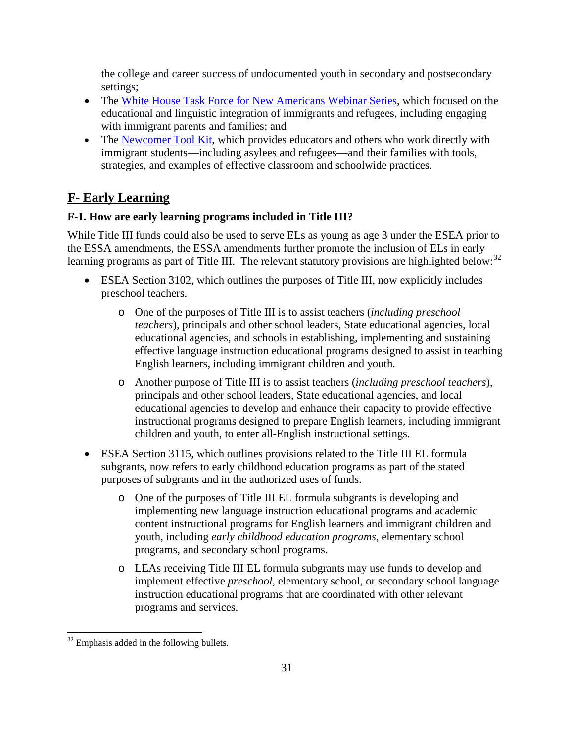the college and career success of undocumented youth in secondary and postsecondary settings;

- The White House Task Force for New Americans Webinar Series, which focused on the educational and linguistic integration of immigrants and refugees, including engaging with immigrant parents and families; and
- The Newcomer Tool Kit, which provides educators and others who work directly with immigrant students—including asylees and refugees—and their families with tools, strategies, and examples of effective classroom and schoolwide practices.

## F- Early Learning

### F-1. How are early learning programs included in Title III?

While Title III funds could also be used to serve ELs as young as age 3 under the ESEA prior to the ESSA amendments, the ESSA amendments further promote the inclusion of ELs in early learning programs as part of Title III. The relevant statutory provisions are highlighted below:[32]

- ESEA Section 3102, which outlines the purposes of Title III, now explicitly includes preschool teachers.
  - One of the purposes of Title III is to assist teachers (*including preschool teachers*), principals and other school leaders, State educational agencies, local educational agencies, and schools in establishing, implementing and sustaining effective language instruction educational programs designed to assist in teaching English learners, including immigrant children and youth.
  - Another purpose of Title III is to assist teachers (*including preschool teachers*), principals and other school leaders, State educational agencies, and local educational agencies to develop and enhance their capacity to provide effective instructional programs designed to prepare English learners, including immigrant children and youth, to enter all-English instructional settings.
- ESEA Section 3115, which outlines provisions related to the Title III EL formula subgrants, now refers to early childhood education programs as part of the stated purposes of subgrants and in the authorized uses of funds.
  - One of the purposes of Title III EL formula subgrants is developing and implementing new language instruction educational programs and academic content instructional programs for English learners and immigrant children and youth, including *early childhood education programs*, elementary school programs, and secondary school programs.
  - LEAs receiving Title III EL formula subgrants may use funds to develop and implement effective *preschool*, elementary school, or secondary school language instruction educational programs that are coordinated with other relevant programs and services.

[32] Emphasis added in the following bullets.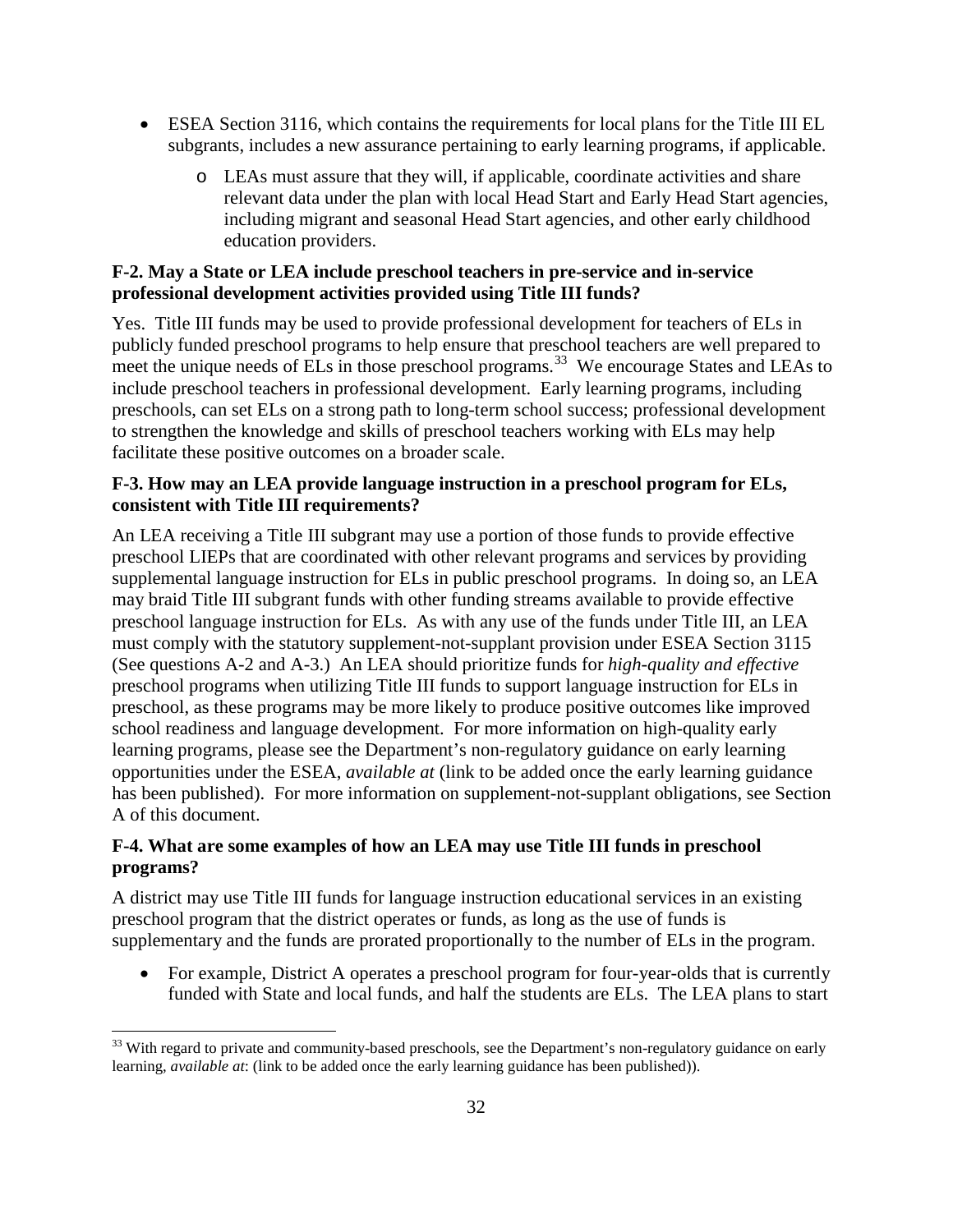- ESEA Section 3116, which contains the requirements for local plans for the Title III EL subgrants, includes a new assurance pertaining to early learning programs, if applicable.
    - LEAs must assure that they will, if applicable, coordinate activities and share relevant data under the plan with local Head Start and Early Head Start agencies, including migrant and seasonal Head Start agencies, and other early childhood education providers.

**F-2. May a State or LEA include preschool teachers in pre-service and in-service professional development activities provided using Title III funds?**

Yes. Title III funds may be used to provide professional development for teachers of ELs in publicly funded preschool programs to help ensure that preschool teachers are well prepared to meet the unique needs of ELs in those preschool programs.[33] We encourage States and LEAs to include preschool teachers in professional development. Early learning programs, including preschools, can set ELs on a strong path to long-term school success; professional development to strengthen the knowledge and skills of preschool teachers working with ELs may help facilitate these positive outcomes on a broader scale.

**F-3. How may an LEA provide language instruction in a preschool program for ELs, consistent with Title III requirements?**

An LEA receiving a Title III subgrant may use a portion of those funds to provide effective preschool LIEPs that are coordinated with other relevant programs and services by providing supplemental language instruction for ELs in public preschool programs. In doing so, an LEA may braid Title III subgrant funds with other funding streams available to provide effective preschool language instruction for ELs. As with any use of the funds under Title III, an LEA must comply with the statutory supplement-not-supplant provision under ESEA Section 3115 (See questions A-2 and A-3.) An LEA should prioritize funds for *high-quality and effective* preschool programs when utilizing Title III funds to support language instruction for ELs in preschool, as these programs may be more likely to produce positive outcomes like improved school readiness and language development. For more information on high-quality early learning programs, please see the Department's non-regulatory guidance on early learning opportunities under the ESEA, *available at* (link to be added once the early learning guidance has been published). For more information on supplement-not-supplant obligations, see Section A of this document.

**F-4. What are some examples of how an LEA may use Title III funds in preschool programs?**

A district may use Title III funds for language instruction educational services in an existing preschool program that the district operates or funds, as long as the use of funds is supplementary and the funds are prorated proportionally to the number of ELs in the program.

- For example, District A operates a preschool program for four-year-olds that is currently funded with State and local funds, and half the students are ELs. The LEA plans to start

[33] With regard to private and community-based preschools, see the Department's non-regulatory guidance on early learning, *available at*: (link to be added once the early learning guidance has been published)).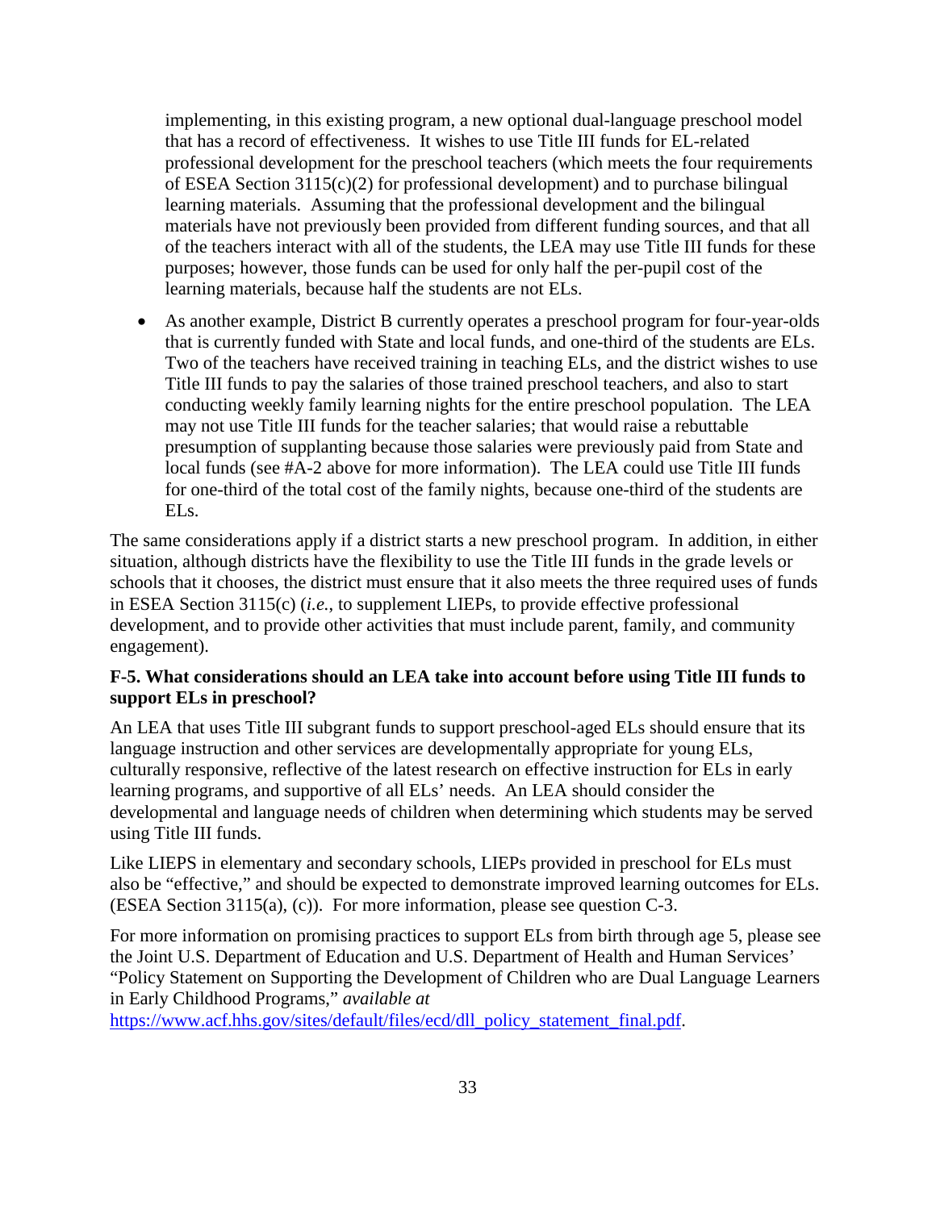implementing, in this existing program, a new optional dual-language preschool model that has a record of effectiveness. It wishes to use Title III funds for EL-related professional development for the preschool teachers (which meets the four requirements of ESEA Section 3115(c)(2) for professional development) and to purchase bilingual learning materials. Assuming that the professional development and the bilingual materials have not previously been provided from different funding sources, and that all of the teachers interact with all of the students, the LEA may use Title III funds for these purposes; however, those funds can be used for only half the per-pupil cost of the learning materials, because half the students are not ELs.

- As another example, District B currently operates a preschool program for four-year-olds that is currently funded with State and local funds, and one-third of the students are ELs. Two of the teachers have received training in teaching ELs, and the district wishes to use Title III funds to pay the salaries of those trained preschool teachers, and also to start conducting weekly family learning nights for the entire preschool population. The LEA may not use Title III funds for the teacher salaries; that would raise a rebuttable presumption of supplanting because those salaries were previously paid from State and local funds (see #A-2 above for more information). The LEA could use Title III funds for one-third of the total cost of the family nights, because one-third of the students are ELs.

The same considerations apply if a district starts a new preschool program. In addition, in either situation, although districts have the flexibility to use the Title III funds in the grade levels or schools that it chooses, the district must ensure that it also meets the three required uses of funds in ESEA Section 3115(c) (*i.e.*, to supplement LIEPs, to provide effective professional development, and to provide other activities that must include parent, family, and community engagement).

**F-5. What considerations should an LEA take into account before using Title III funds to support ELs in preschool?**

An LEA that uses Title III subgrant funds to support preschool-aged ELs should ensure that its language instruction and other services are developmentally appropriate for young ELs, culturally responsive, reflective of the latest research on effective instruction for ELs in early learning programs, and supportive of all ELs' needs. An LEA should consider the developmental and language needs of children when determining which students may be served using Title III funds.

Like LIEPS in elementary and secondary schools, LIEPs provided in preschool for ELs must also be "effective," and should be expected to demonstrate improved learning outcomes for ELs. (ESEA Section 3115(a), (c)). For more information, please see question C-3.

For more information on promising practices to support ELs from birth through age 5, please see the Joint U.S. Department of Education and U.S. Department of Health and Human Services' "Policy Statement on Supporting the Development of Children who are Dual Language Learners in Early Childhood Programs," *available at* https://www.acf.hhs.gov/sites/default/files/ecd/dll_policy_statement_final.pdf.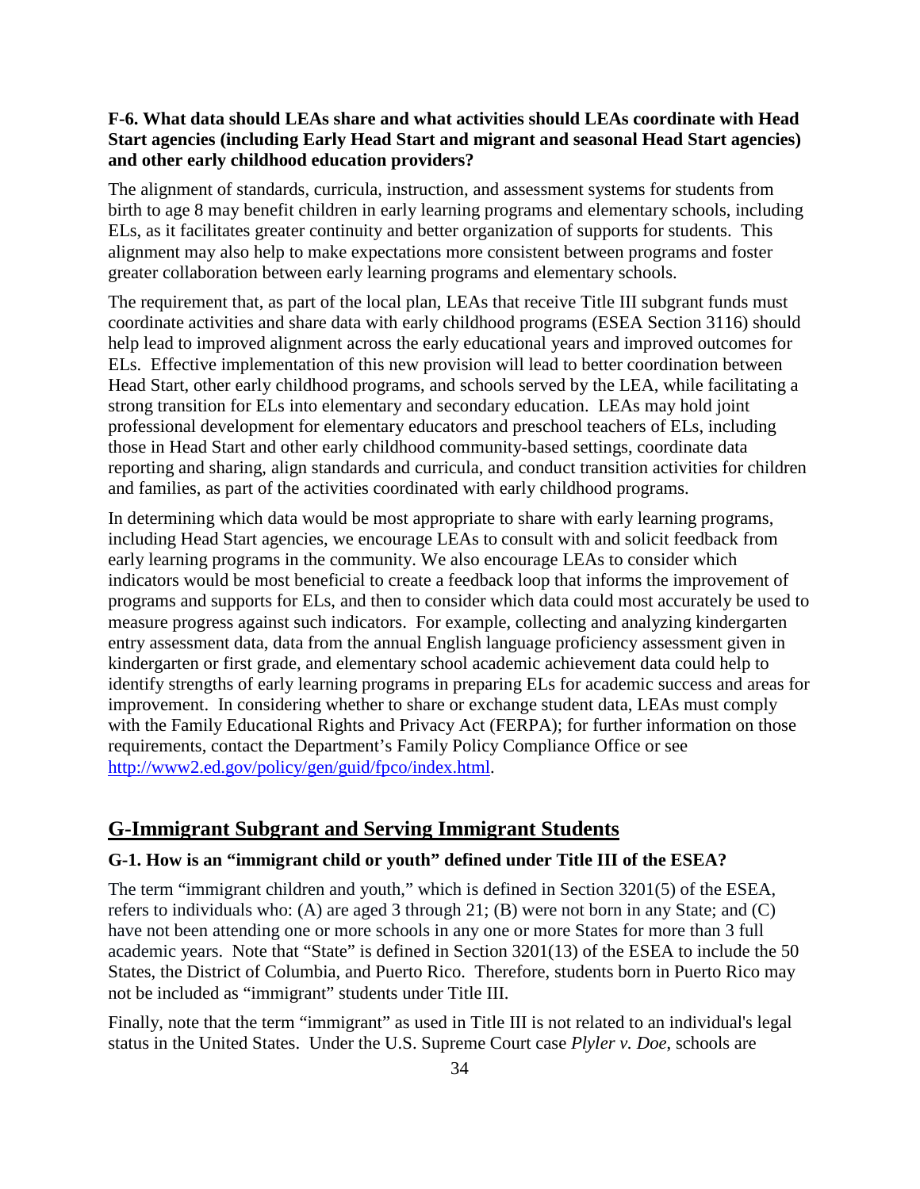**F-6. What data should LEAs share and what activities should LEAs coordinate with Head Start agencies (including Early Head Start and migrant and seasonal Head Start agencies) and other early childhood education providers?**

The alignment of standards, curricula, instruction, and assessment systems for students from birth to age 8 may benefit children in early learning programs and elementary schools, including ELs, as it facilitates greater continuity and better organization of supports for students. This alignment may also help to make expectations more consistent between programs and foster greater collaboration between early learning programs and elementary schools.

The requirement that, as part of the local plan, LEAs that receive Title III subgrant funds must coordinate activities and share data with early childhood programs (ESEA Section 3116) should help lead to improved alignment across the early educational years and improved outcomes for ELs. Effective implementation of this new provision will lead to better coordination between Head Start, other early childhood programs, and schools served by the LEA, while facilitating a strong transition for ELs into elementary and secondary education. LEAs may hold joint professional development for elementary educators and preschool teachers of ELs, including those in Head Start and other early childhood community-based settings, coordinate data reporting and sharing, align standards and curricula, and conduct transition activities for children and families, as part of the activities coordinated with early childhood programs.

In determining which data would be most appropriate to share with early learning programs, including Head Start agencies, we encourage LEAs to consult with and solicit feedback from early learning programs in the community. We also encourage LEAs to consider which indicators would be most beneficial to create a feedback loop that informs the improvement of programs and supports for ELs, and then to consider which data could most accurately be used to measure progress against such indicators. For example, collecting and analyzing kindergarten entry assessment data, data from the annual English language proficiency assessment given in kindergarten or first grade, and elementary school academic achievement data could help to identify strengths of early learning programs in preparing ELs for academic success and areas for improvement. In considering whether to share or exchange student data, LEAs must comply with the Family Educational Rights and Privacy Act (FERPA); for further information on those requirements, contact the Department's Family Policy Compliance Office or see [http://www2.ed.gov/policy/gen/guid/fpco/index.html](http://www2.ed.gov/policy/gen/guid/fpco/index.html).

## G-Immigrant Subgrant and Serving Immigrant Students

**G-1. How is an "immigrant child or youth" defined under Title III of the ESEA?**

The term "immigrant children and youth," which is defined in Section 3201(5) of the ESEA, refers to individuals who: (A) are aged 3 through 21; (B) were not born in any State; and (C) have not been attending one or more schools in any one or more States for more than 3 full academic years. Note that "State" is defined in Section 3201(13) of the ESEA to include the 50 States, the District of Columbia, and Puerto Rico. Therefore, students born in Puerto Rico may not be included as "immigrant" students under Title III.

Finally, note that the term "immigrant" as used in Title III is not related to an individual's legal status in the United States. Under the U.S. Supreme Court case *Plyler v. Doe*, schools are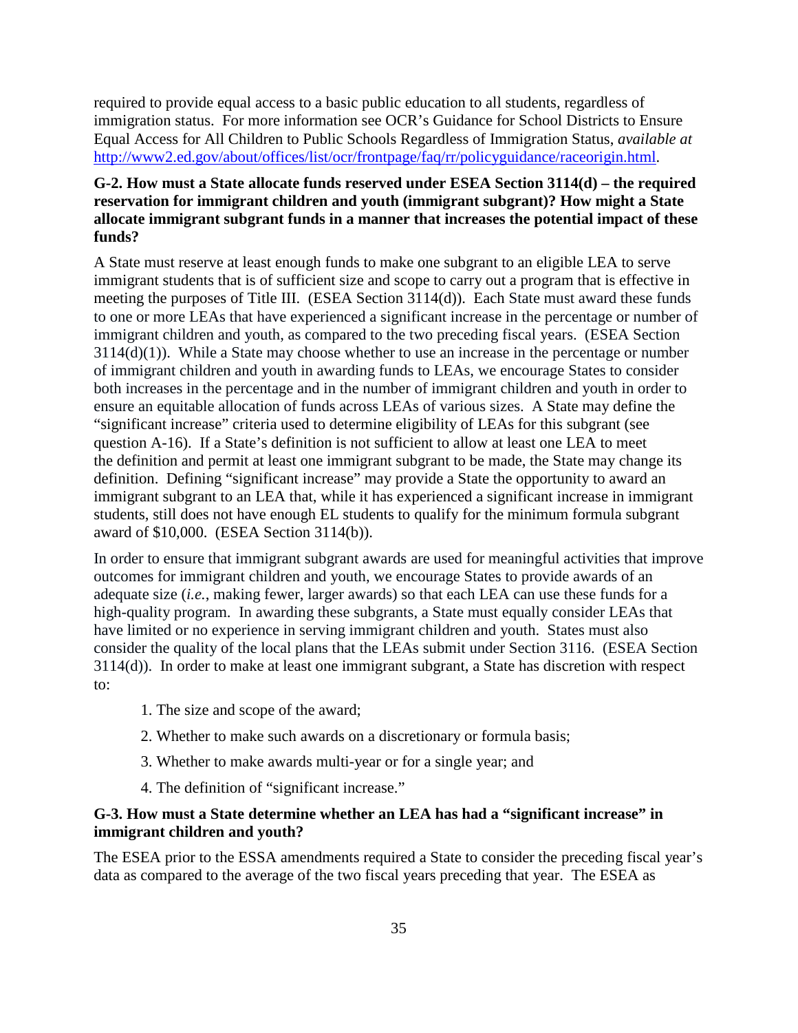required to provide equal access to a basic public education to all students, regardless of immigration status. For more information see OCR's Guidance for School Districts to Ensure Equal Access for All Children to Public Schools Regardless of Immigration Status, *available at* http://www2.ed.gov/about/offices/list/ocr/frontpage/faq/rr/policyguidance/raceorigin.html.

**G-2. How must a State allocate funds reserved under ESEA Section 3114(d) – the required reservation for immigrant children and youth (immigrant subgrant)? How might a State allocate immigrant subgrant funds in a manner that increases the potential impact of these funds?**

A State must reserve at least enough funds to make one subgrant to an eligible LEA to serve immigrant students that is of sufficient size and scope to carry out a program that is effective in meeting the purposes of Title III. (ESEA Section 3114(d)). Each State must award these funds to one or more LEAs that have experienced a significant increase in the percentage or number of immigrant children and youth, as compared to the two preceding fiscal years. (ESEA Section 3114(d)(1)). While a State may choose whether to use an increase in the percentage or number of immigrant children and youth in awarding funds to LEAs, we encourage States to consider both increases in the percentage and in the number of immigrant children and youth in order to ensure an equitable allocation of funds across LEAs of various sizes. A State may define the "significant increase" criteria used to determine eligibility of LEAs for this subgrant (see question A-16). If a State's definition is not sufficient to allow at least one LEA to meet the definition and permit at least one immigrant subgrant to be made, the State may change its definition. Defining "significant increase" may provide a State the opportunity to award an immigrant subgrant to an LEA that, while it has experienced a significant increase in immigrant students, still does not have enough EL students to qualify for the minimum formula subgrant award of $10,000. (ESEA Section 3114(b)).

In order to ensure that immigrant subgrant awards are used for meaningful activities that improve outcomes for immigrant children and youth, we encourage States to provide awards of an adequate size (*i.e.*, making fewer, larger awards) so that each LEA can use these funds for a high-quality program. In awarding these subgrants, a State must equally consider LEAs that have limited or no experience in serving immigrant children and youth. States must also consider the quality of the local plans that the LEAs submit under Section 3116. (ESEA Section 3114(d)). In order to make at least one immigrant subgrant, a State has discretion with respect to:

1. The size and scope of the award;
2. Whether to make such awards on a discretionary or formula basis;
3. Whether to make awards multi-year or for a single year; and
4. The definition of "significant increase."

**G-3. How must a State determine whether an LEA has had a "significant increase" in immigrant children and youth?**

The ESEA prior to the ESSA amendments required a State to consider the preceding fiscal year's data as compared to the average of the two fiscal years preceding that year. The ESEA as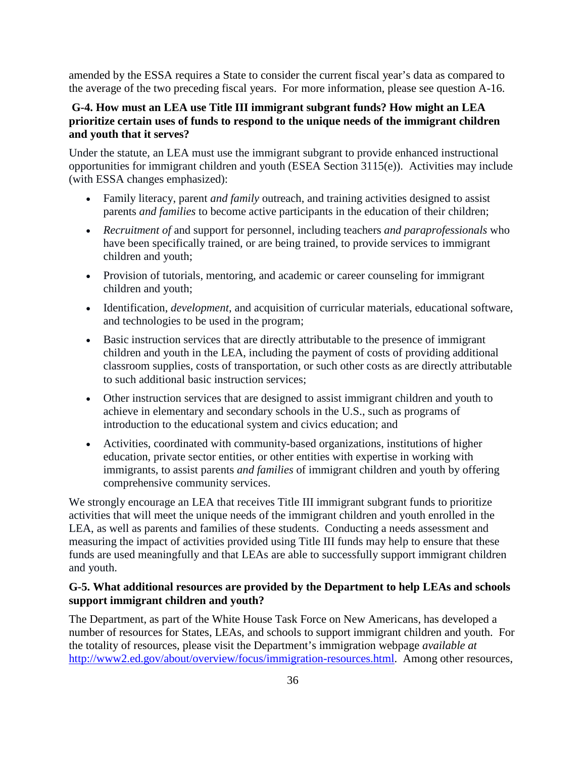amended by the ESSA requires a State to consider the current fiscal year's data as compared to the average of the two preceding fiscal years. For more information, please see question A-16.

### G-4. How must an LEA use Title III immigrant subgrant funds? How might an LEA prioritize certain uses of funds to respond to the unique needs of the immigrant children and youth that it serves?

Under the statute, an LEA must use the immigrant subgrant to provide enhanced instructional opportunities for immigrant children and youth (ESEA Section 3115(e)). Activities may include (with ESSA changes emphasized):

- Family literacy, parent *and family* outreach, and training activities designed to assist parents *and families* to become active participants in the education of their children;
- *Recruitment of* and support for personnel, including teachers *and paraprofessionals* who have been specifically trained, or are being trained, to provide services to immigrant children and youth;
- Provision of tutorials, mentoring, and academic or career counseling for immigrant children and youth;
- Identification, *development*, and acquisition of curricular materials, educational software, and technologies to be used in the program;
- Basic instruction services that are directly attributable to the presence of immigrant children and youth in the LEA, including the payment of costs of providing additional classroom supplies, costs of transportation, or such other costs as are directly attributable to such additional basic instruction services;
- Other instruction services that are designed to assist immigrant children and youth to achieve in elementary and secondary schools in the U.S., such as programs of introduction to the educational system and civics education; and
- Activities, coordinated with community-based organizations, institutions of higher education, private sector entities, or other entities with expertise in working with immigrants, to assist parents *and families* of immigrant children and youth by offering comprehensive community services.

We strongly encourage an LEA that receives Title III immigrant subgrant funds to prioritize activities that will meet the unique needs of the immigrant children and youth enrolled in the LEA, as well as parents and families of these students. Conducting a needs assessment and measuring the impact of activities provided using Title III funds may help to ensure that these funds are used meaningfully and that LEAs are able to successfully support immigrant children and youth.

### G-5. What additional resources are provided by the Department to help LEAs and schools support immigrant children and youth?

The Department, as part of the White House Task Force on New Americans, has developed a number of resources for States, LEAs, and schools to support immigrant children and youth. For the totality of resources, please visit the Department's immigration webpage *available at* http://www2.ed.gov/about/overview/focus/immigration-resources.html. Among other resources,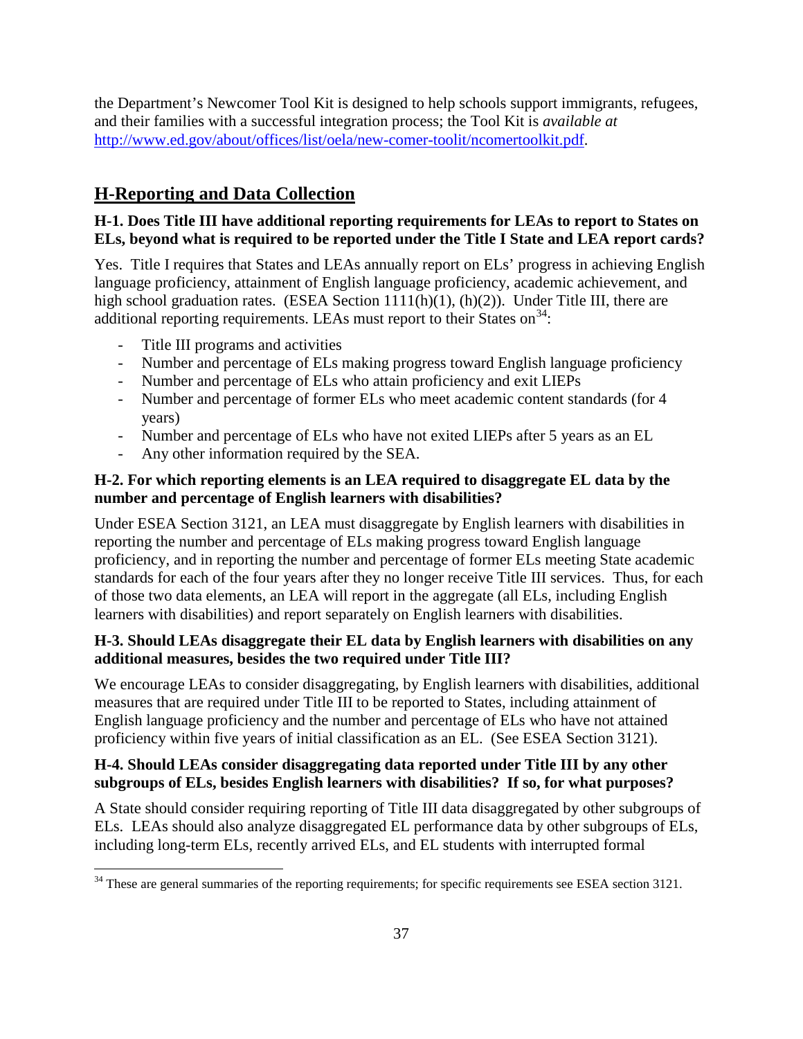the Department's Newcomer Tool Kit is designed to help schools support immigrants, refugees, and their families with a successful integration process; the Tool Kit is *available at* [http://www.ed.gov/about/offices/list/oela/new-comer-toolit/ncomertoolkit.pdf](http://www.ed.gov/about/offices/list/oela/new-comer-toolit/ncomertoolkit.pdf).

## H-Reporting and Data Collection

**H-1. Does Title III have additional reporting requirements for LEAs to report to States on ELs, beyond what is required to be reported under the Title I State and LEA report cards?**

Yes. Title I requires that States and LEAs annually report on ELs' progress in achieving English language proficiency, attainment of English language proficiency, academic achievement, and high school graduation rates. (ESEA Section 1111(h)(1), (h)(2)). Under Title III, there are additional reporting requirements. LEAs must report to their States on[34]:

- Title III programs and activities
- Number and percentage of ELs making progress toward English language proficiency
- Number and percentage of ELs who attain proficiency and exit LIEPs
- Number and percentage of former ELs who meet academic content standards (for 4 years)
- Number and percentage of ELs who have not exited LIEPs after 5 years as an EL
- Any other information required by the SEA.

**H-2. For which reporting elements is an LEA required to disaggregate EL data by the number and percentage of English learners with disabilities?**

Under ESEA Section 3121, an LEA must disaggregate by English learners with disabilities in reporting the number and percentage of ELs making progress toward English language proficiency, and in reporting the number and percentage of former ELs meeting State academic standards for each of the four years after they no longer receive Title III services. Thus, for each of those two data elements, an LEA will report in the aggregate (all ELs, including English learners with disabilities) and report separately on English learners with disabilities.

**H-3. Should LEAs disaggregate their EL data by English learners with disabilities on any additional measures, besides the two required under Title III?**

We encourage LEAs to consider disaggregating, by English learners with disabilities, additional measures that are required under Title III to be reported to States, including attainment of English language proficiency and the number and percentage of ELs who have not attained proficiency within five years of initial classification as an EL. (See ESEA Section 3121).

**H-4. Should LEAs consider disaggregating data reported under Title III by any other subgroups of ELs, besides English learners with disabilities? If so, for what purposes?**

A State should consider requiring reporting of Title III data disaggregated by other subgroups of ELs. LEAs should also analyze disaggregated EL performance data by other subgroups of ELs, including long-term ELs, recently arrived ELs, and EL students with interrupted formal

---

[34] These are general summaries of the reporting requirements; for specific requirements see ESEA section 3121.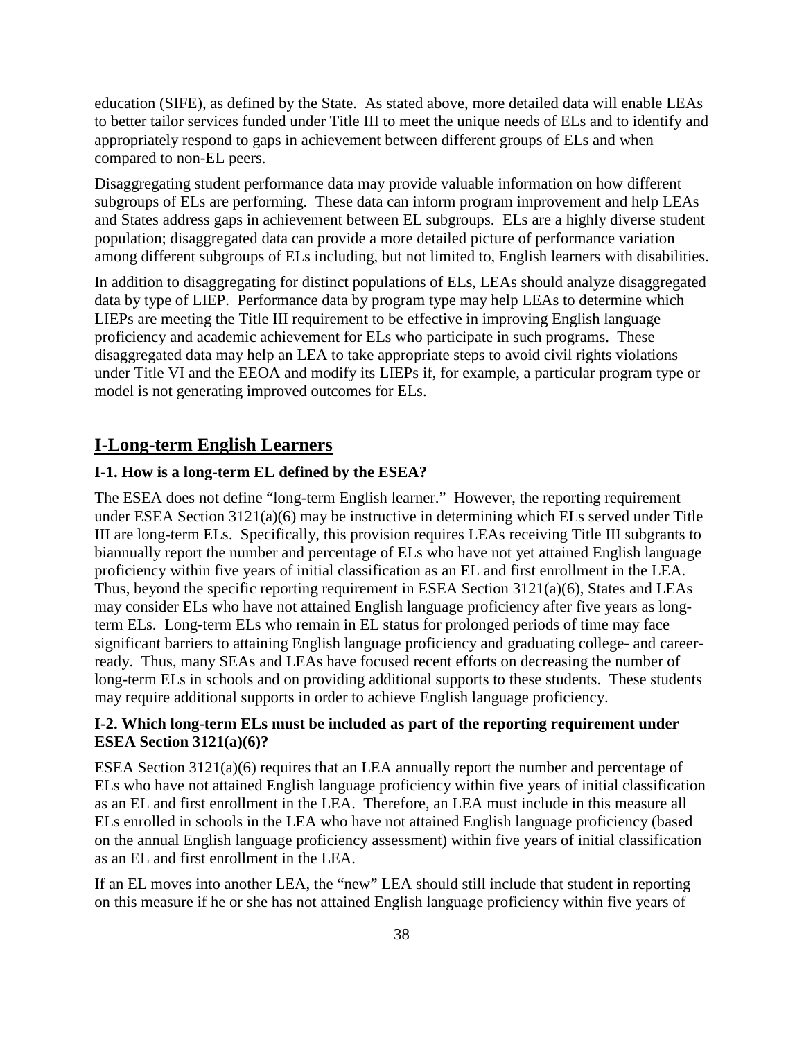education (SIFE), as defined by the State. As stated above, more detailed data will enable LEAs to better tailor services funded under Title III to meet the unique needs of ELs and to identify and appropriately respond to gaps in achievement between different groups of ELs and when compared to non-EL peers.

Disaggregating student performance data may provide valuable information on how different subgroups of ELs are performing. These data can inform program improvement and help LEAs and States address gaps in achievement between EL subgroups. ELs are a highly diverse student population; disaggregated data can provide a more detailed picture of performance variation among different subgroups of ELs including, but not limited to, English learners with disabilities.

In addition to disaggregating for distinct populations of ELs, LEAs should analyze disaggregated data by type of LIEP. Performance data by program type may help LEAs to determine which LIEPs are meeting the Title III requirement to be effective in improving English language proficiency and academic achievement for ELs who participate in such programs. These disaggregated data may help an LEA to take appropriate steps to avoid civil rights violations under Title VI and the EEOA and modify its LIEPs if, for example, a particular program type or model is not generating improved outcomes for ELs.

## I-Long-term English Learners

### I-1. How is a long-term EL defined by the ESEA?

The ESEA does not define "long-term English learner." However, the reporting requirement under ESEA Section 3121(a)(6) may be instructive in determining which ELs served under Title III are long-term ELs. Specifically, this provision requires LEAs receiving Title III subgrants to biannually report the number and percentage of ELs who have not yet attained English language proficiency within five years of initial classification as an EL and first enrollment in the LEA. Thus, beyond the specific reporting requirement in ESEA Section 3121(a)(6), States and LEAs may consider ELs who have not attained English language proficiency after five years as long-term ELs. Long-term ELs who remain in EL status for prolonged periods of time may face significant barriers to attaining English language proficiency and graduating college- and career-ready. Thus, many SEAs and LEAs have focused recent efforts on decreasing the number of long-term ELs in schools and on providing additional supports to these students. These students may require additional supports in order to achieve English language proficiency.

### I-2. Which long-term ELs must be included as part of the reporting requirement under ESEA Section 3121(a)(6)?

ESEA Section 3121(a)(6) requires that an LEA annually report the number and percentage of ELs who have not attained English language proficiency within five years of initial classification as an EL and first enrollment in the LEA. Therefore, an LEA must include in this measure all ELs enrolled in schools in the LEA who have not attained English language proficiency (based on the annual English language proficiency assessment) within five years of initial classification as an EL and first enrollment in the LEA.

If an EL moves into another LEA, the "new" LEA should still include that student in reporting on this measure if he or she has not attained English language proficiency within five years of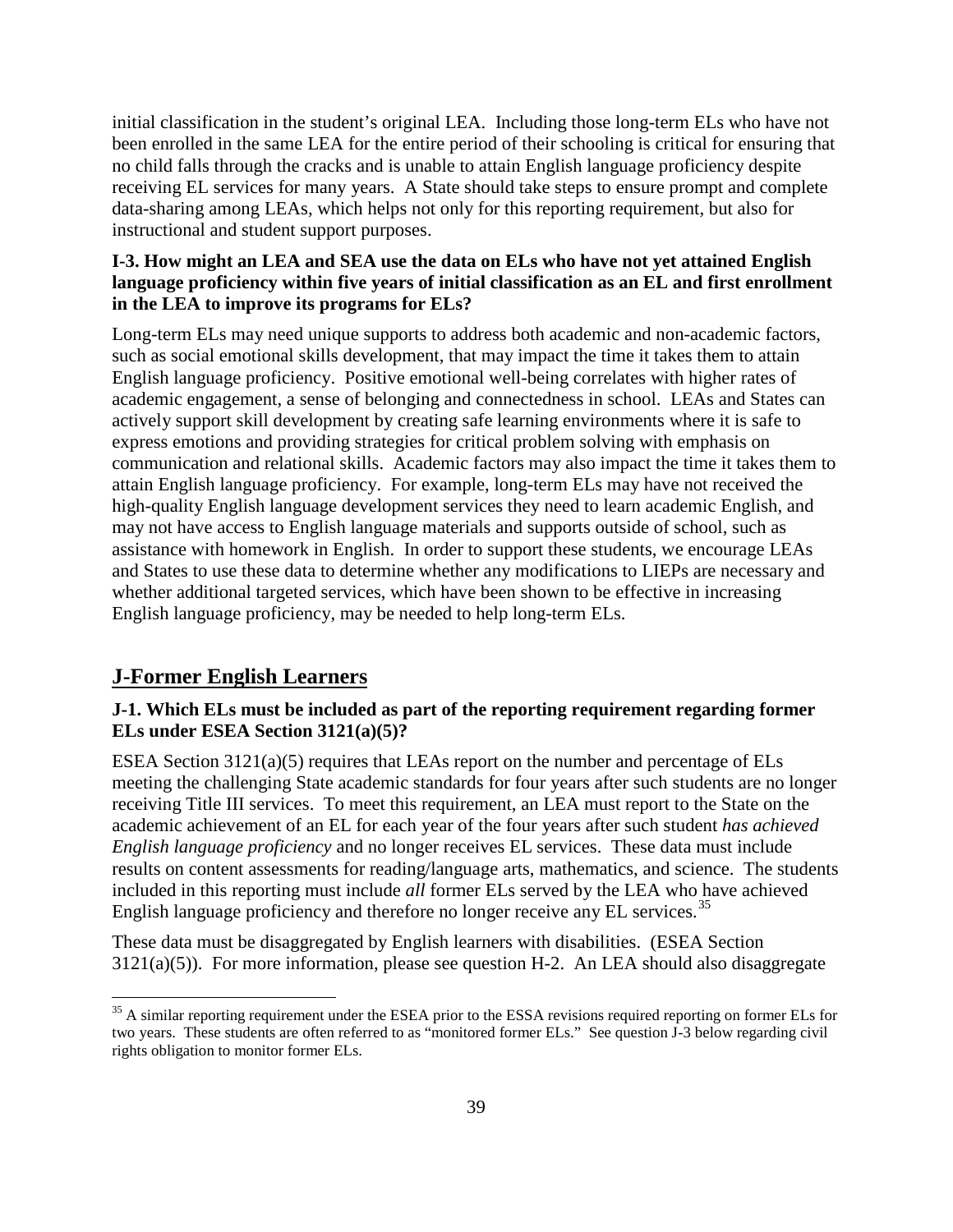initial classification in the student's original LEA. Including those long-term ELs who have not been enrolled in the same LEA for the entire period of their schooling is critical for ensuring that no child falls through the cracks and is unable to attain English language proficiency despite receiving EL services for many years. A State should take steps to ensure prompt and complete data-sharing among LEAs, which helps not only for this reporting requirement, but also for instructional and student support purposes.

**I-3. How might an LEA and SEA use the data on ELs who have not yet attained English language proficiency within five years of initial classification as an EL and first enrollment in the LEA to improve its programs for ELs?**

Long-term ELs may need unique supports to address both academic and non-academic factors, such as social emotional skills development, that may impact the time it takes them to attain English language proficiency. Positive emotional well-being correlates with higher rates of academic engagement, a sense of belonging and connectedness in school. LEAs and States can actively support skill development by creating safe learning environments where it is safe to express emotions and providing strategies for critical problem solving with emphasis on communication and relational skills. Academic factors may also impact the time it takes them to attain English language proficiency. For example, long-term ELs may have not received the high-quality English language development services they need to learn academic English, and may not have access to English language materials and supports outside of school, such as assistance with homework in English. In order to support these students, we encourage LEAs and States to use these data to determine whether any modifications to LIEPs are necessary and whether additional targeted services, which have been shown to be effective in increasing English language proficiency, may be needed to help long-term ELs.

## J-Former English Learners

**J-1. Which ELs must be included as part of the reporting requirement regarding former ELs under ESEA Section 3121(a)(5)?**

ESEA Section 3121(a)(5) requires that LEAs report on the number and percentage of ELs meeting the challenging State academic standards for four years after such students are no longer receiving Title III services. To meet this requirement, an LEA must report to the State on the academic achievement of an EL for each year of the four years after such student *has achieved English language proficiency* and no longer receives EL services. These data must include results on content assessments for reading/language arts, mathematics, and science. The students included in this reporting must include *all* former ELs served by the LEA who have achieved English language proficiency and therefore no longer receive any EL services.[35]

These data must be disaggregated by English learners with disabilities. (ESEA Section 3121(a)(5)). For more information, please see question H-2. An LEA should also disaggregate

[35] A similar reporting requirement under the ESEA prior to the ESSA revisions required reporting on former ELs for two years. These students are often referred to as "monitored former ELs." See question J-3 below regarding civil rights obligation to monitor former ELs.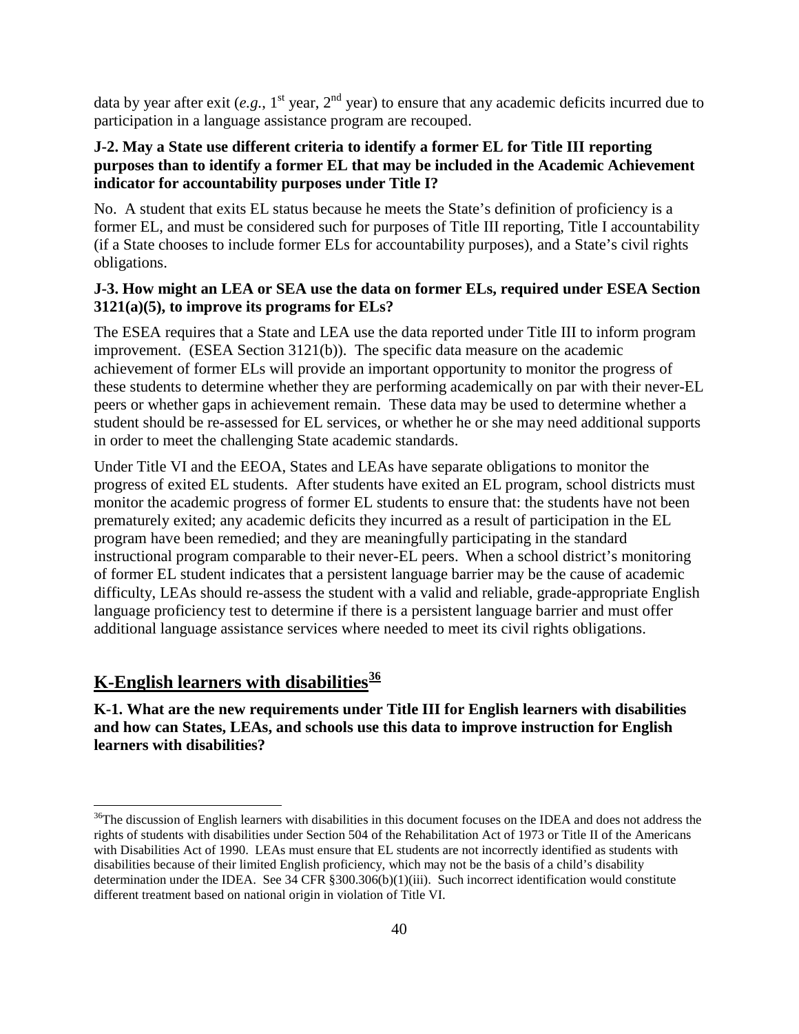data by year after exit (*e.g.*, 1st year, 2nd year) to ensure that any academic deficits incurred due to participation in a language assistance program are recouped.

**J-2. May a State use different criteria to identify a former EL for Title III reporting purposes than to identify a former EL that may be included in the Academic Achievement indicator for accountability purposes under Title I?**

No. A student that exits EL status because he meets the State's definition of proficiency is a former EL, and must be considered such for purposes of Title III reporting, Title I accountability (if a State chooses to include former ELs for accountability purposes), and a State's civil rights obligations.

**J-3. How might an LEA or SEA use the data on former ELs, required under ESEA Section 3121(a)(5), to improve its programs for ELs?**

The ESEA requires that a State and LEA use the data reported under Title III to inform program improvement. (ESEA Section 3121(b)). The specific data measure on the academic achievement of former ELs will provide an important opportunity to monitor the progress of these students to determine whether they are performing academically on par with their never-EL peers or whether gaps in achievement remain. These data may be used to determine whether a student should be re-assessed for EL services, or whether he or she may need additional supports in order to meet the challenging State academic standards.

Under Title VI and the EEOA, States and LEAs have separate obligations to monitor the progress of exited EL students. After students have exited an EL program, school districts must monitor the academic progress of former EL students to ensure that: the students have not been prematurely exited; any academic deficits they incurred as a result of participation in the EL program have been remedied; and they are meaningfully participating in the standard instructional program comparable to their never-EL peers. When a school district's monitoring of former EL student indicates that a persistent language barrier may be the cause of academic difficulty, LEAs should re-assess the student with a valid and reliable, grade-appropriate English language proficiency test to determine if there is a persistent language barrier and must offer additional language assistance services where needed to meet its civil rights obligations.

## K-English learners with disabilities[36]

**K-1. What are the new requirements under Title III for English learners with disabilities and how can States, LEAs, and schools use this data to improve instruction for English learners with disabilities?**

---

[36]The discussion of English learners with disabilities in this document focuses on the IDEA and does not address the rights of students with disabilities under Section 504 of the Rehabilitation Act of 1973 or Title II of the Americans with Disabilities Act of 1990. LEAs must ensure that EL students are not incorrectly identified as students with disabilities because of their limited English proficiency, which may not be the basis of a child's disability determination under the IDEA. See 34 CFR §300.306(b)(1)(iii). Such incorrect identification would constitute different treatment based on national origin in violation of Title VI.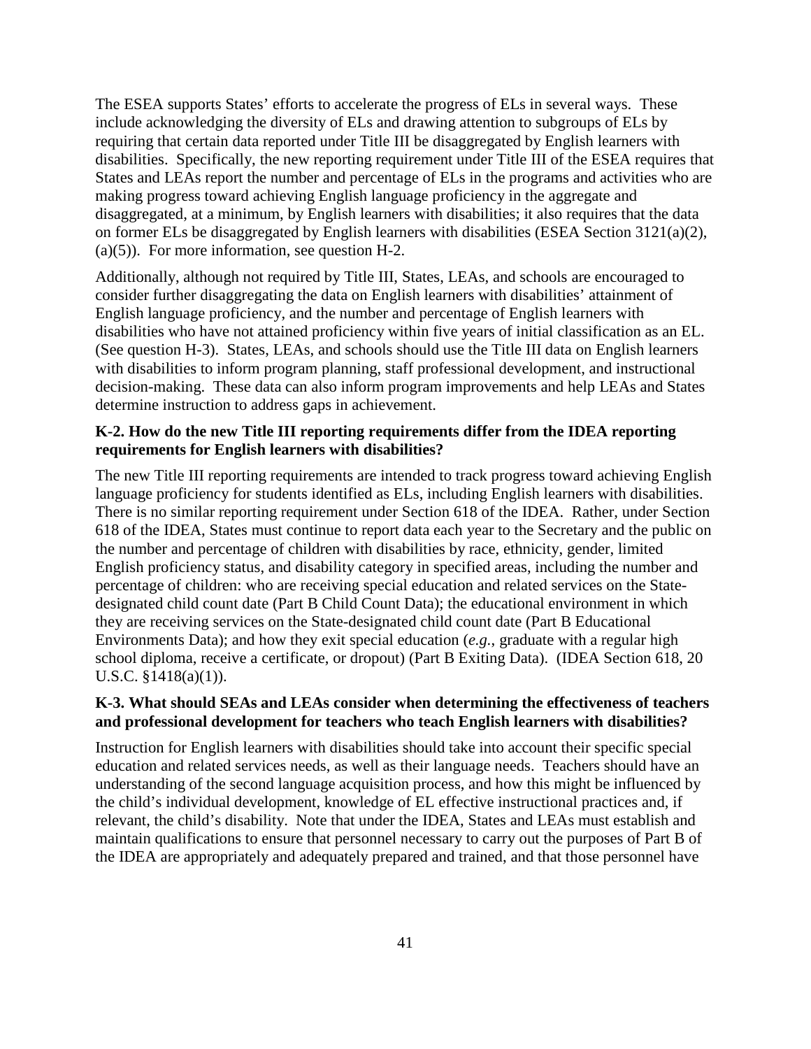The ESEA supports States' efforts to accelerate the progress of ELs in several ways. These include acknowledging the diversity of ELs and drawing attention to subgroups of ELs by requiring that certain data reported under Title III be disaggregated by English learners with disabilities. Specifically, the new reporting requirement under Title III of the ESEA requires that States and LEAs report the number and percentage of ELs in the programs and activities who are making progress toward achieving English language proficiency in the aggregate and disaggregated, at a minimum, by English learners with disabilities; it also requires that the data on former ELs be disaggregated by English learners with disabilities (ESEA Section 3121(a)(2), (a)(5)). For more information, see question H-2.

Additionally, although not required by Title III, States, LEAs, and schools are encouraged to consider further disaggregating the data on English learners with disabilities' attainment of English language proficiency, and the number and percentage of English learners with disabilities who have not attained proficiency within five years of initial classification as an EL. (See question H-3). States, LEAs, and schools should use the Title III data on English learners with disabilities to inform program planning, staff professional development, and instructional decision-making. These data can also inform program improvements and help LEAs and States determine instruction to address gaps in achievement.

**K-2. How do the new Title III reporting requirements differ from the IDEA reporting requirements for English learners with disabilities?**

The new Title III reporting requirements are intended to track progress toward achieving English language proficiency for students identified as ELs, including English learners with disabilities. There is no similar reporting requirement under Section 618 of the IDEA. Rather, under Section 618 of the IDEA, States must continue to report data each year to the Secretary and the public on the number and percentage of children with disabilities by race, ethnicity, gender, limited English proficiency status, and disability category in specified areas, including the number and percentage of children: who are receiving special education and related services on the State-designated child count date (Part B Child Count Data); the educational environment in which they are receiving services on the State-designated child count date (Part B Educational Environments Data); and how they exit special education (*e.g.*, graduate with a regular high school diploma, receive a certificate, or dropout) (Part B Exiting Data). (IDEA Section 618, 20 U.S.C. §1418(a)(1)).

**K-3. What should SEAs and LEAs consider when determining the effectiveness of teachers and professional development for teachers who teach English learners with disabilities?**

Instruction for English learners with disabilities should take into account their specific special education and related services needs, as well as their language needs. Teachers should have an understanding of the second language acquisition process, and how this might be influenced by the child's individual development, knowledge of EL effective instructional practices and, if relevant, the child's disability. Note that under the IDEA, States and LEAs must establish and maintain qualifications to ensure that personnel necessary to carry out the purposes of Part B of the IDEA are appropriately and adequately prepared and trained, and that those personnel have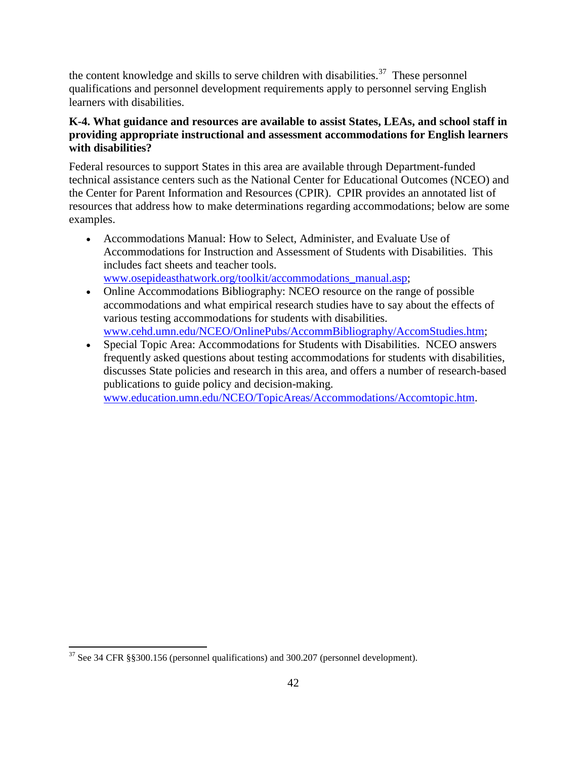the content knowledge and skills to serve children with disabilities.[37] These personnel qualifications and personnel development requirements apply to personnel serving English learners with disabilities.

**K-4. What guidance and resources are available to assist States, LEAs, and school staff in providing appropriate instructional and assessment accommodations for English learners with disabilities?**

Federal resources to support States in this area are available through Department-funded technical assistance centers such as the National Center for Educational Outcomes (NCEO) and the Center for Parent Information and Resources (CPIR). CPIR provides an annotated list of resources that address how to make determinations regarding accommodations; below are some examples.

- Accommodations Manual: How to Select, Administer, and Evaluate Use of Accommodations for Instruction and Assessment of Students with Disabilities. This includes fact sheets and teacher tools. www.osepideasthatwork.org/toolkit/accommodations_manual.asp;
- Online Accommodations Bibliography: NCEO resource on the range of possible accommodations and what empirical research studies have to say about the effects of various testing accommodations for students with disabilities. www.cehd.umn.edu/NCEO/OnlinePubs/AccommBibliography/AccomStudies.htm;
- Special Topic Area: Accommodations for Students with Disabilities. NCEO answers frequently asked questions about testing accommodations for students with disabilities, discusses State policies and research in this area, and offers a number of research-based publications to guide policy and decision-making. www.education.umn.edu/NCEO/TopicAreas/Accommodations/Accomtopic.htm.

---

[37] See 34 CFR §§300.156 (personnel qualifications) and 300.207 (personnel development).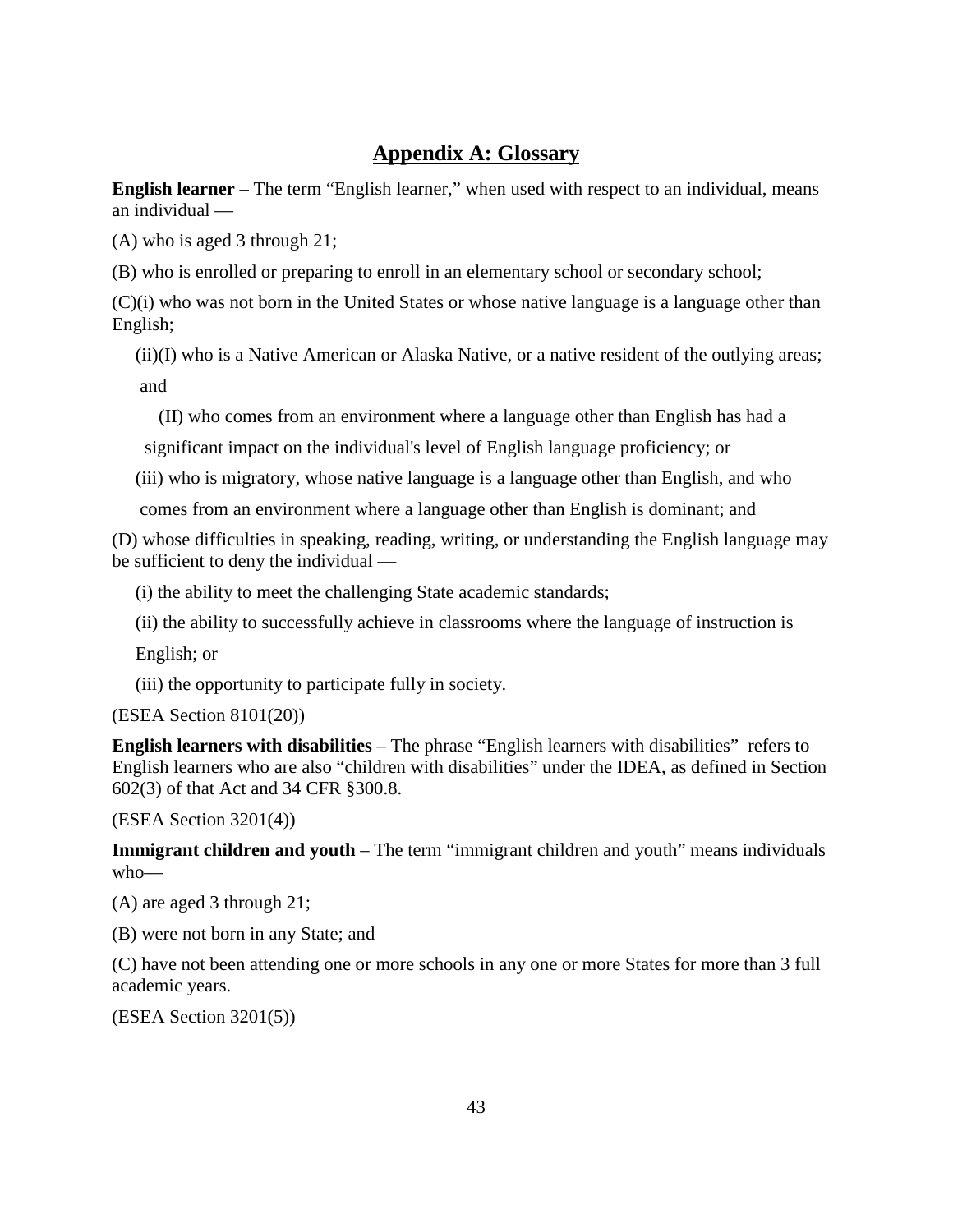## Appendix A: Glossary

**English learner** – The term “English learner,” when used with respect to an individual, means an individual —

(A) who is aged 3 through 21;

(B) who is enrolled or preparing to enroll in an elementary school or secondary school;

(C)(i) who was not born in the United States or whose native language is a language other than English;

(ii)(I) who is a Native American or Alaska Native, or a native resident of the outlying areas; and

(II) who comes from an environment where a language other than English has had a significant impact on the individual's level of English language proficiency; or

(iii) who is migratory, whose native language is a language other than English, and who comes from an environment where a language other than English is dominant; and

(D) whose difficulties in speaking, reading, writing, or understanding the English language may be sufficient to deny the individual —

(i) the ability to meet the challenging State academic standards;

(ii) the ability to successfully achieve in classrooms where the language of instruction is English; or

(iii) the opportunity to participate fully in society.

(ESEA Section 8101(20))

**English learners with disabilities** – The phrase “English learners with disabilities” refers to English learners who are also “children with disabilities” under the IDEA, as defined in Section 602(3) of that Act and 34 CFR §300.8.

(ESEA Section 3201(4))

**Immigrant children and youth** – The term “immigrant children and youth” means individuals who—

(A) are aged 3 through 21;

(B) were not born in any State; and

(C) have not been attending one or more schools in any one or more States for more than 3 full academic years.

(ESEA Section 3201(5))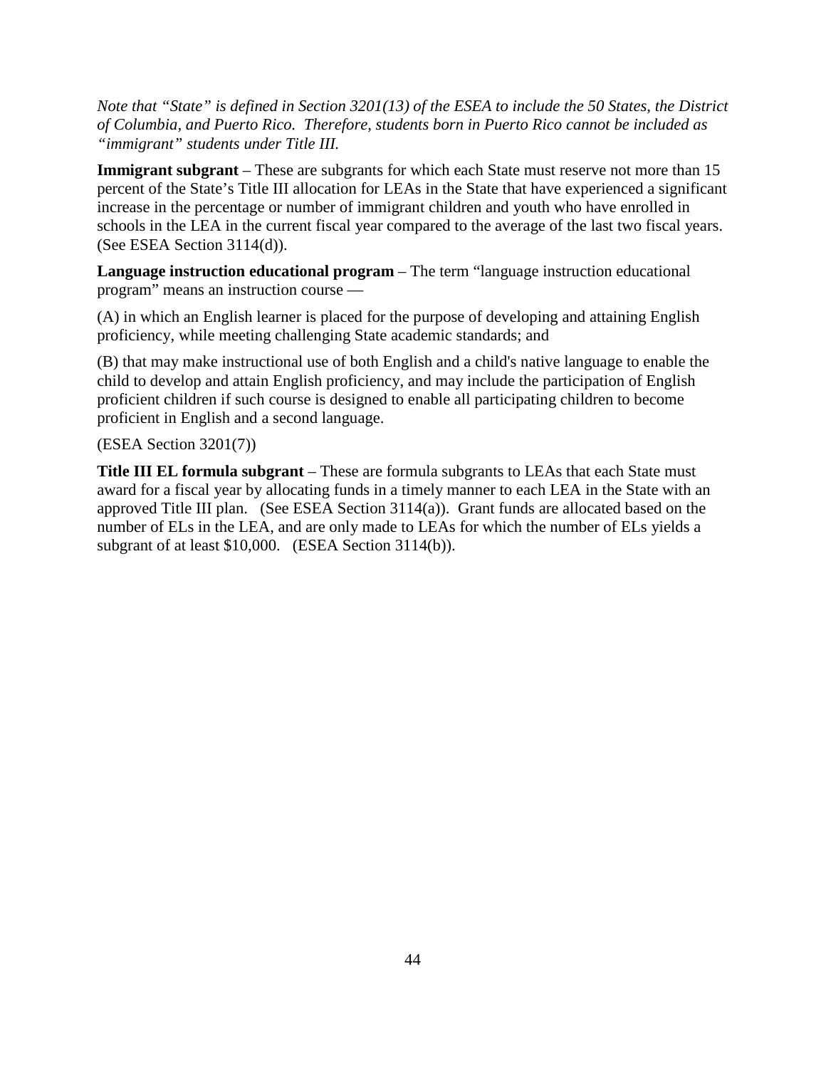*Note that "State" is defined in Section 3201(13) of the ESEA to include the 50 States, the District of Columbia, and Puerto Rico. Therefore, students born in Puerto Rico cannot be included as "immigrant" students under Title III.*

**Immigrant subgrant** – These are subgrants for which each State must reserve not more than 15 percent of the State's Title III allocation for LEAs in the State that have experienced a significant increase in the percentage or number of immigrant children and youth who have enrolled in schools in the LEA in the current fiscal year compared to the average of the last two fiscal years. (See ESEA Section 3114(d)).

**Language instruction educational program** – The term "language instruction educational program" means an instruction course —

(A) in which an English learner is placed for the purpose of developing and attaining English proficiency, while meeting challenging State academic standards; and

(B) that may make instructional use of both English and a child's native language to enable the child to develop and attain English proficiency, and may include the participation of English proficient children if such course is designed to enable all participating children to become proficient in English and a second language.

(ESEA Section 3201(7))

**Title III EL formula subgrant** – These are formula subgrants to LEAs that each State must award for a fiscal year by allocating funds in a timely manner to each LEA in the State with an approved Title III plan. (See ESEA Section 3114(a)). Grant funds are allocated based on the number of ELs in the LEA, and are only made to LEAs for which the number of ELs yields a subgrant of at least $10,000. (ESEA Section 3114(b)).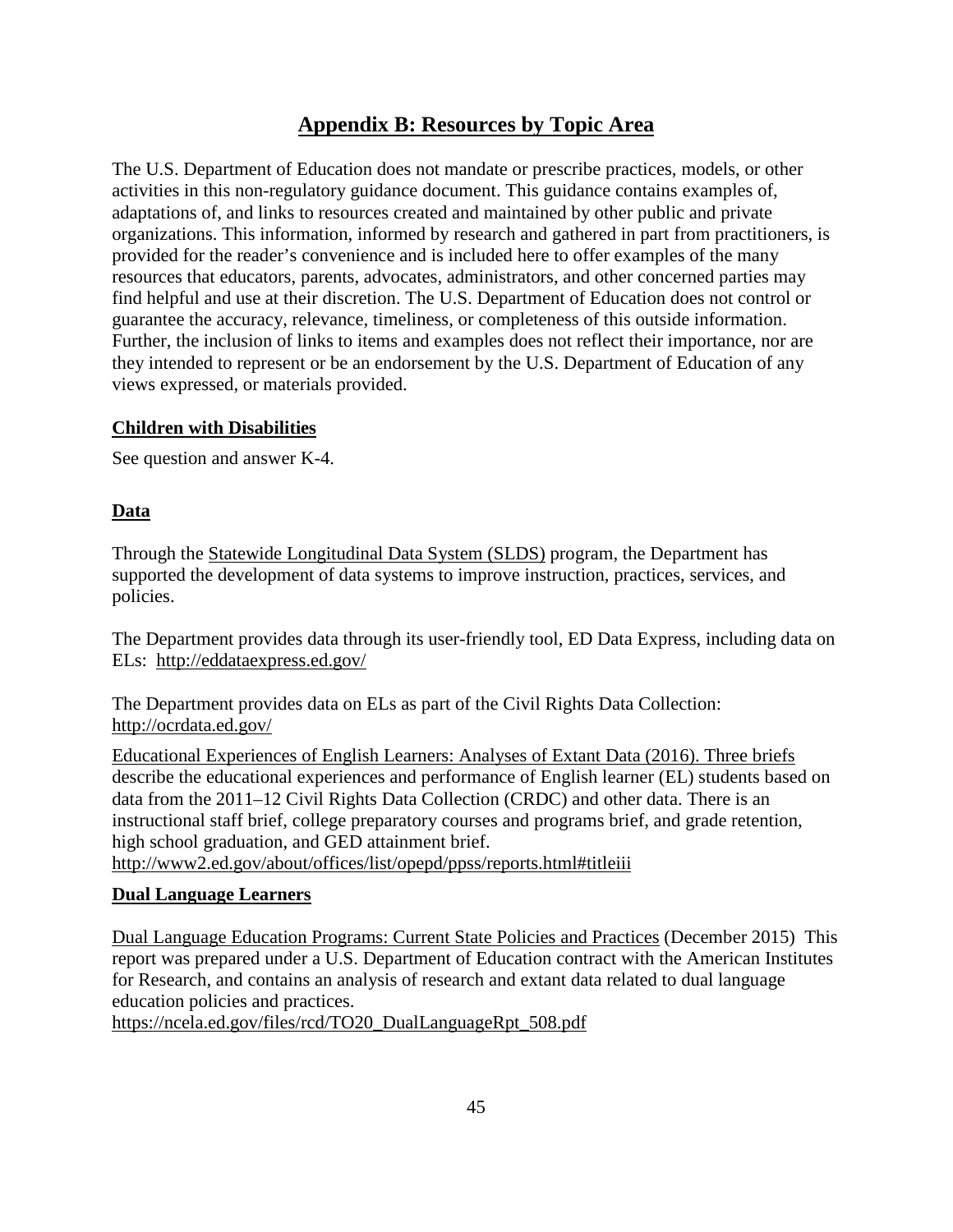# Appendix B: Resources by Topic Area

The U.S. Department of Education does not mandate or prescribe practices, models, or other activities in this non-regulatory guidance document. This guidance contains examples of, adaptations of, and links to resources created and maintained by other public and private organizations. This information, informed by research and gathered in part from practitioners, is provided for the reader's convenience and is included here to offer examples of the many resources that educators, parents, advocates, administrators, and other concerned parties may find helpful and use at their discretion. The U.S. Department of Education does not control or guarantee the accuracy, relevance, timeliness, or completeness of this outside information. Further, the inclusion of links to items and examples does not reflect their importance, nor are they intended to represent or be an endorsement by the U.S. Department of Education of any views expressed, or materials provided.

## Children with Disabilities

See question and answer K-4.

## Data

Through the Statewide Longitudinal Data System (SLDS) program, the Department has supported the development of data systems to improve instruction, practices, services, and policies.

The Department provides data through its user-friendly tool, ED Data Express, including data on ELs: http://eddataexpress.ed.gov/

The Department provides data on ELs as part of the Civil Rights Data Collection: http://ocrdata.ed.gov/

Educational Experiences of English Learners: Analyses of Extant Data (2016). Three briefs describe the educational experiences and performance of English learner (EL) students based on data from the 2011–12 Civil Rights Data Collection (CRDC) and other data. There is an instructional staff brief, college preparatory courses and programs brief, and grade retention, high school graduation, and GED attainment brief.
http://www2.ed.gov/about/offices/list/opepd/ppss/reports.html#titleiii

## Dual Language Learners

Dual Language Education Programs: Current State Policies and Practices (December 2015) This report was prepared under a U.S. Department of Education contract with the American Institutes for Research, and contains an analysis of research and extant data related to dual language education policies and practices.
https://ncela.ed.gov/files/rcd/TO20_DualLanguageRpt_508.pdf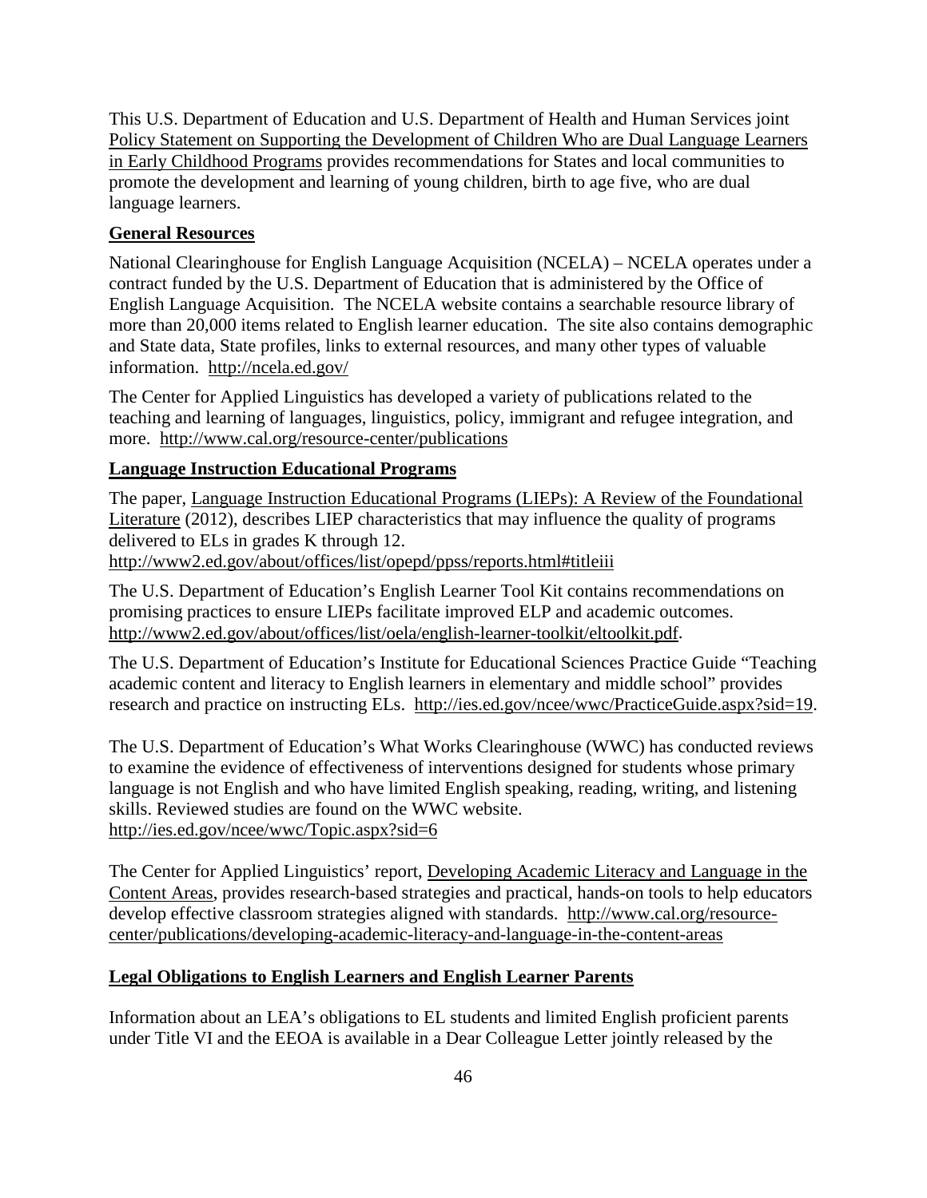This U.S. Department of Education and U.S. Department of Health and Human Services joint Policy Statement on Supporting the Development of Children Who are Dual Language Learners in Early Childhood Programs provides recommendations for States and local communities to promote the development and learning of young children, birth to age five, who are dual language learners.

## General Resources

National Clearinghouse for English Language Acquisition (NCELA) – NCELA operates under a contract funded by the U.S. Department of Education that is administered by the Office of English Language Acquisition. The NCELA website contains a searchable resource library of more than 20,000 items related to English learner education. The site also contains demographic and State data, State profiles, links to external resources, and many other types of valuable information. http://ncela.ed.gov/

The Center for Applied Linguistics has developed a variety of publications related to the teaching and learning of languages, linguistics, policy, immigrant and refugee integration, and more. http://www.cal.org/resource-center/publications

## Language Instruction Educational Programs

The paper, Language Instruction Educational Programs (LIEPs): A Review of the Foundational Literature (2012), describes LIEP characteristics that may influence the quality of programs delivered to ELs in grades K through 12.
http://www2.ed.gov/about/offices/list/opepd/ppss/reports.html#titleiii

The U.S. Department of Education's English Learner Tool Kit contains recommendations on promising practices to ensure LIEPs facilitate improved ELP and academic outcomes. http://www2.ed.gov/about/offices/list/oela/english-learner-toolkit/eltoolkit.pdf.

The U.S. Department of Education's Institute for Educational Sciences Practice Guide "Teaching academic content and literacy to English learners in elementary and middle school" provides research and practice on instructing ELs. http://ies.ed.gov/ncee/wwc/PracticeGuide.aspx?sid=19.

The U.S. Department of Education's What Works Clearinghouse (WWC) has conducted reviews to examine the evidence of effectiveness of interventions designed for students whose primary language is not English and who have limited English speaking, reading, writing, and listening skills. Reviewed studies are found on the WWC website.
http://ies.ed.gov/ncee/wwc/Topic.aspx?sid=6

The Center for Applied Linguistics' report, Developing Academic Literacy and Language in the Content Areas, provides research-based strategies and practical, hands-on tools to help educators develop effective classroom strategies aligned with standards. http://www.cal.org/resource-center/publications/developing-academic-literacy-and-language-in-the-content-areas

## Legal Obligations to English Learners and English Learner Parents

Information about an LEA's obligations to EL students and limited English proficient parents under Title VI and the EEOA is available in a Dear Colleague Letter jointly released by the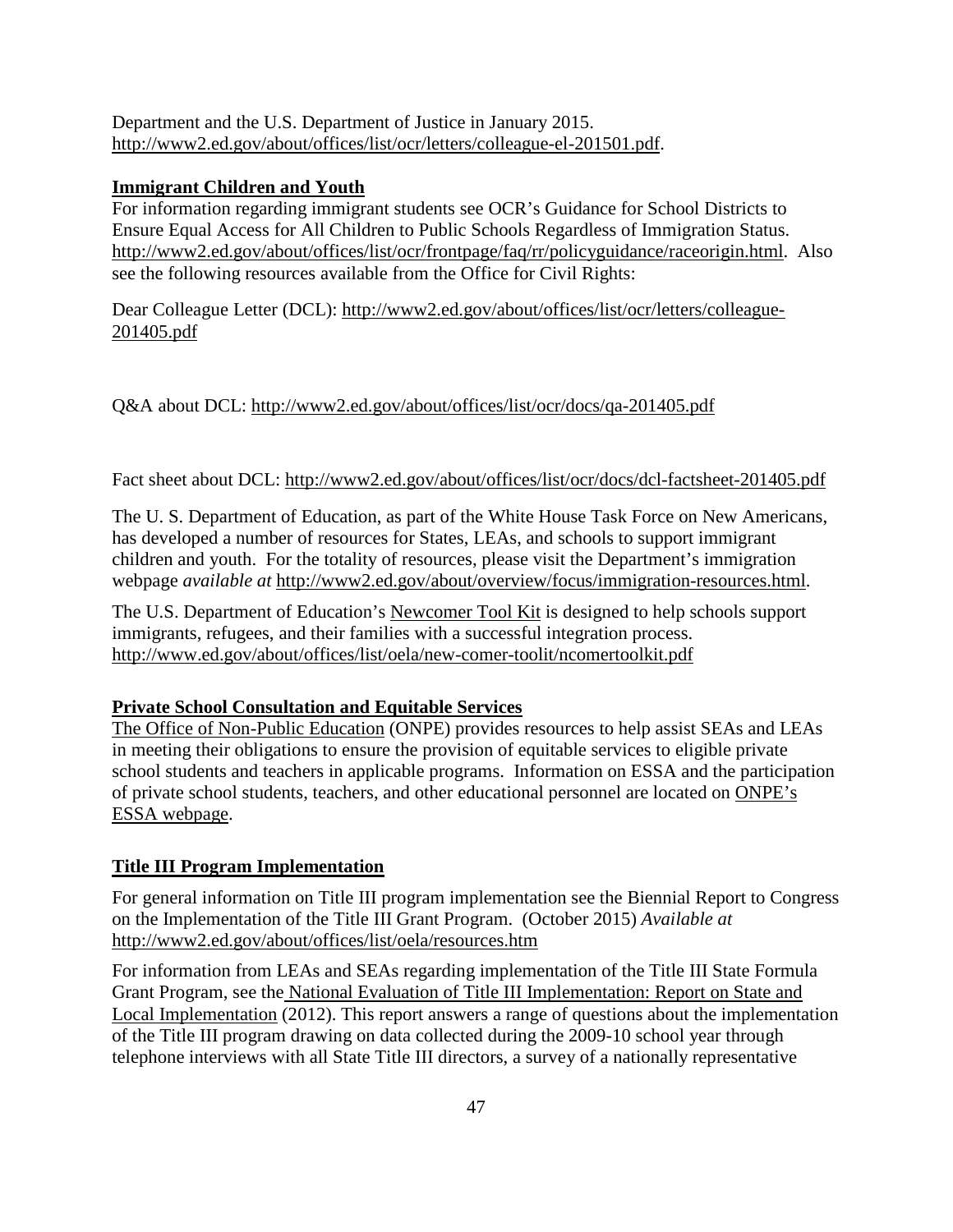Department and the U.S. Department of Justice in January 2015. http://www2.ed.gov/about/offices/list/ocr/letters/colleague-el-201501.pdf.

**Immigrant Children and Youth**

For information regarding immigrant students see OCR's Guidance for School Districts to Ensure Equal Access for All Children to Public Schools Regardless of Immigration Status. http://www2.ed.gov/about/offices/list/ocr/frontpage/faq/rr/policyguidance/raceorigin.html. Also see the following resources available from the Office for Civil Rights:

Dear Colleague Letter (DCL): http://www2.ed.gov/about/offices/list/ocr/letters/colleague-201405.pdf

Q&A about DCL: http://www2.ed.gov/about/offices/list/ocr/docs/qa-201405.pdf

Fact sheet about DCL: http://www2.ed.gov/about/offices/list/ocr/docs/dcl-factsheet-201405.pdf

The U. S. Department of Education, as part of the White House Task Force on New Americans, has developed a number of resources for States, LEAs, and schools to support immigrant children and youth. For the totality of resources, please visit the Department's immigration webpage *available at* http://www2.ed.gov/about/overview/focus/immigration-resources.html.

The U.S. Department of Education's Newcomer Tool Kit is designed to help schools support immigrants, refugees, and their families with a successful integration process. http://www.ed.gov/about/offices/list/oela/new-comer-toolit/ncomertoolkit.pdf

**Private School Consultation and Equitable Services**

The Office of Non-Public Education (ONPE) provides resources to help assist SEAs and LEAs in meeting their obligations to ensure the provision of equitable services to eligible private school students and teachers in applicable programs. Information on ESSA and the participation of private school students, teachers, and other educational personnel are located on ONPE's ESSA webpage.

**Title III Program Implementation**

For general information on Title III program implementation see the Biennial Report to Congress on the Implementation of the Title III Grant Program. (October 2015) *Available at* http://www2.ed.gov/about/offices/list/oela/resources.htm

For information from LEAs and SEAs regarding implementation of the Title III State Formula Grant Program, see the National Evaluation of Title III Implementation: Report on State and Local Implementation (2012). This report answers a range of questions about the implementation of the Title III program drawing on data collected during the 2009-10 school year through telephone interviews with all State Title III directors, a survey of a nationally representative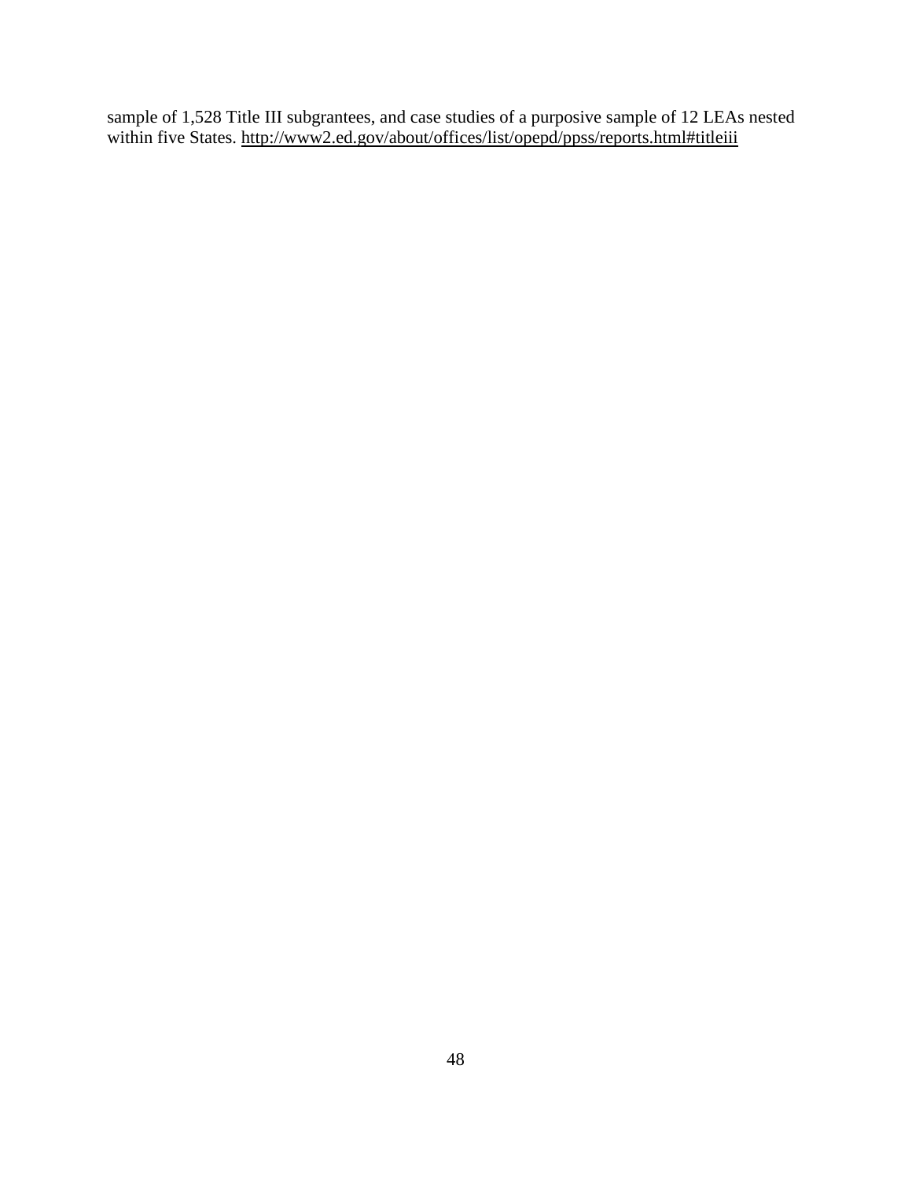sample of 1,528 Title III subgrantees, and case studies of a purposive sample of 12 LEAs nested within five States. http://www2.ed.gov/about/offices/list/opepd/ppss/reports.html#titleiii